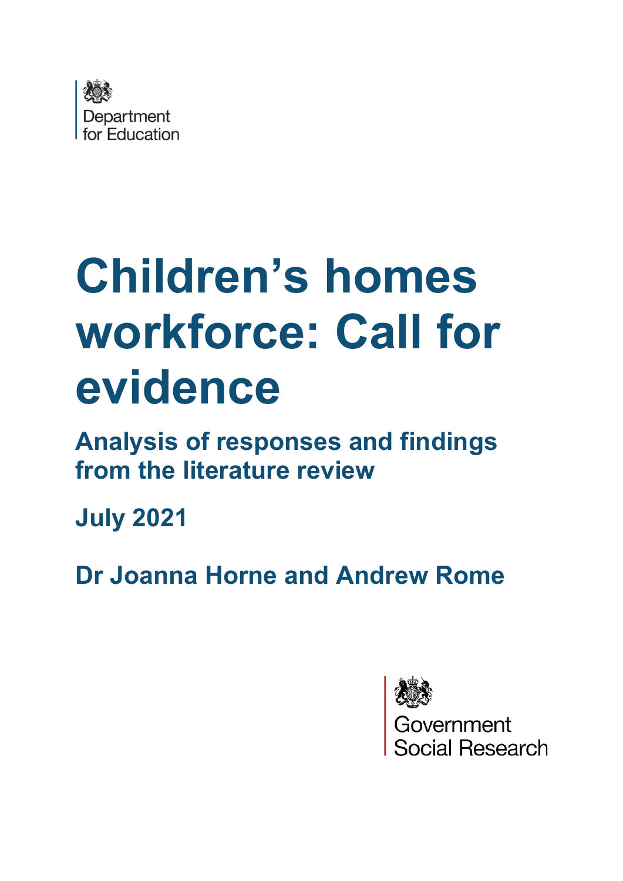Department for Education

# Children's homes workforce: Call for evidence

## Analysis of responses and findings from the literature review

**July 2021**

**Dr Joanna Horne and Andrew Rome**

Government Social Research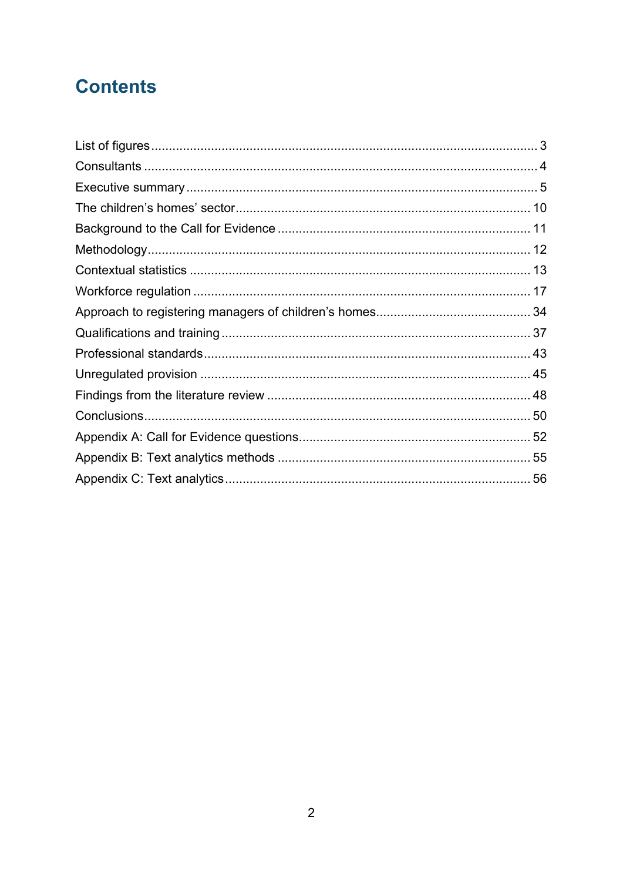# Contents

List of figures ........................................................................................................... 3

Consultants ............................................................................................................... 4

Executive summary .................................................................................................. 5

The children's homes' sector ................................................................................... 10

Background to the Call for Evidence ....................................................................... 11

Methodology ........................................................................................................... 12

Contextual statistics ................................................................................................ 13

Workforce regulation ............................................................................................... 17

Approach to registering managers of children's homes ............................................ 34

Qualifications and training ....................................................................................... 37

Professional standards ............................................................................................ 43

Unregulated provision ............................................................................................. 45

Findings from the literature review .......................................................................... 48

Conclusions ............................................................................................................. 50

Appendix A: Call for Evidence questions ................................................................. 52

Appendix B: Text analytics methods ........................................................................ 55

Appendix C: Text analytics ...................................................................................... 56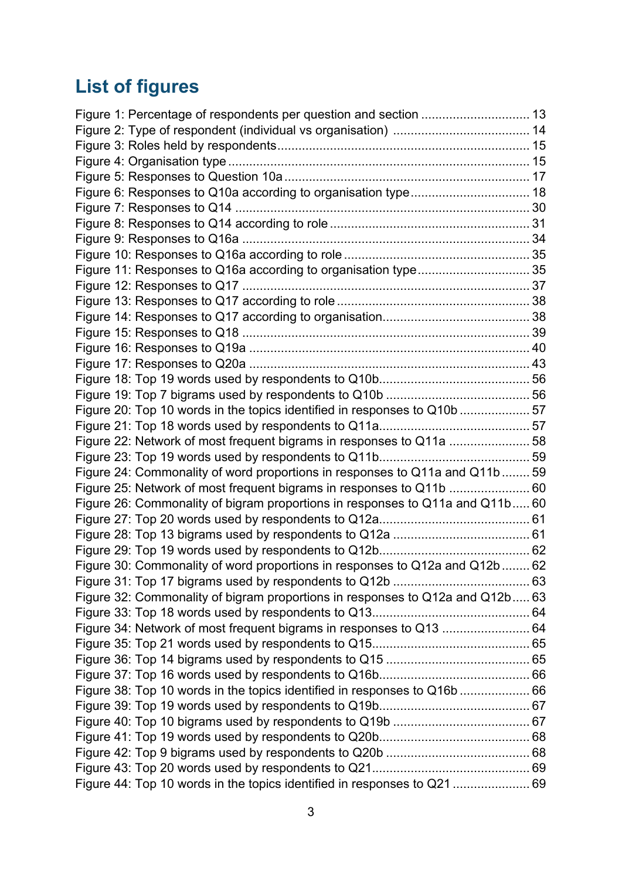## List of figures

Figure 1: Percentage of respondents per question and section ............................... 13
Figure 2: Type of respondent (individual vs organisation) ....................................... 14
Figure 3: Roles held by respondents ........................................................................ 15
Figure 4: Organisation type ...................................................................................... 15
Figure 5: Responses to Question 10a ....................................................................... 17
Figure 6: Responses to Q10a according to organisation type .................................. 18
Figure 7: Responses to Q14 ..................................................................................... 30
Figure 8: Responses to Q14 according to role ......................................................... 31
Figure 9: Responses to Q16a ................................................................................... 34
Figure 10: Responses to Q16a according to role ..................................................... 35
Figure 11: Responses to Q16a according to organisation type ................................ 35
Figure 12: Responses to Q17 ................................................................................... 37
Figure 13: Responses to Q17 according to role ....................................................... 38
Figure 14: Responses to Q17 according to organisation .......................................... 38
Figure 15: Responses to Q18 ................................................................................... 39
Figure 16: Responses to Q19a ................................................................................. 40
Figure 17: Responses to Q20a ................................................................................. 43
Figure 18: Top 19 words used by respondents to Q10b ............................................ 56
Figure 19: Top 7 bigrams used by respondents to Q10b ........................................... 56
Figure 20: Top 10 words in the topics identified in responses to Q10b .................... 57
Figure 21: Top 18 words used by respondents to Q11a ............................................ 57
Figure 22: Network of most frequent bigrams in responses to Q11a ....................... 58
Figure 23: Top 19 words used by respondents to Q11b ............................................ 59
Figure 24: Commonality of word proportions in responses to Q11a and Q11b ........ 59
Figure 25: Network of most frequent bigrams in responses to Q11b ....................... 60
Figure 26: Commonality of bigram proportions in responses to Q11a and Q11b ..... 60
Figure 27: Top 20 words used by respondents to Q12a ............................................ 61
Figure 28: Top 13 bigrams used by respondents to Q12a ......................................... 61
Figure 29: Top 19 words used by respondents to Q12b ............................................ 62
Figure 30: Commonality of word proportions in responses to Q12a and Q12b ........ 62
Figure 31: Top 17 bigrams used by respondents to Q12b ......................................... 63
Figure 32: Commonality of bigram proportions in responses to Q12a and Q12b ..... 63
Figure 33: Top 18 words used by respondents to Q13 .............................................. 64
Figure 34: Network of most frequent bigrams in responses to Q13 ......................... 64
Figure 35: Top 21 words used by respondents to Q15 .............................................. 65
Figure 36: Top 14 bigrams used by respondents to Q15 ........................................... 65
Figure 37: Top 16 words used by respondents to Q16b ............................................ 66
Figure 38: Top 10 words in the topics identified in responses to Q16b .................... 66
Figure 39: Top 19 words used by respondents to Q19b ............................................ 67
Figure 40: Top 10 bigrams used by respondents to Q19b ......................................... 67
Figure 41: Top 19 words used by respondents to Q20b ............................................ 68
Figure 42: Top 9 bigrams used by respondents to Q20b ........................................... 68
Figure 43: Top 20 words used by respondents to Q21 .............................................. 69
Figure 44: Top 10 words in the topics identified in responses to Q21 ...................... 69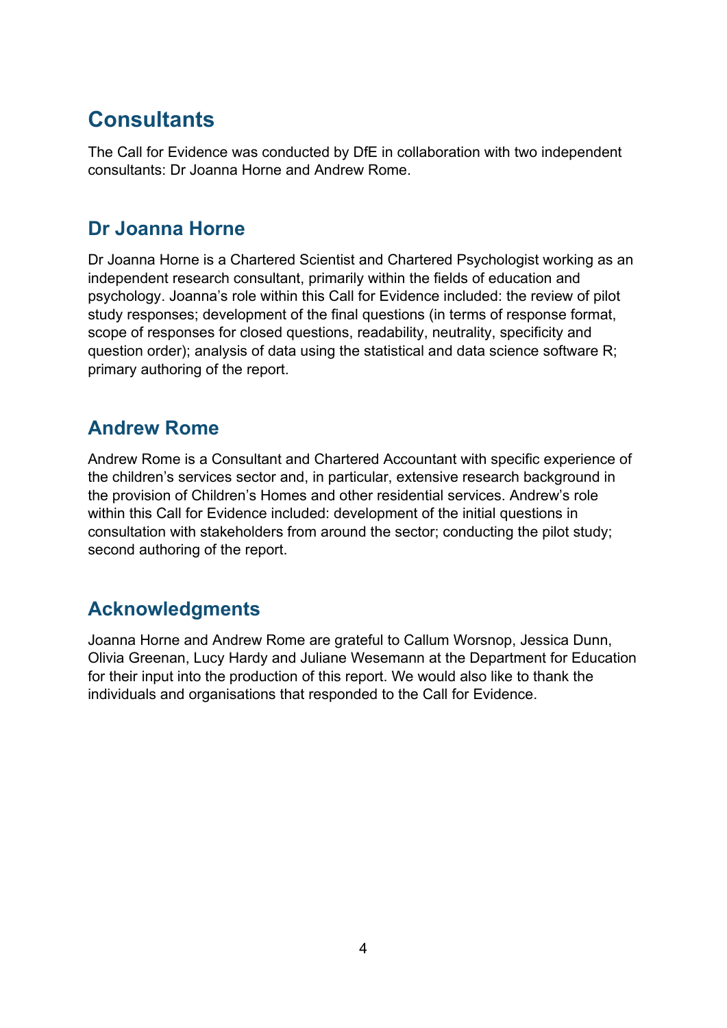# Consultants

The Call for Evidence was conducted by DfE in collaboration with two independent consultants: Dr Joanna Horne and Andrew Rome.

## Dr Joanna Horne

Dr Joanna Horne is a Chartered Scientist and Chartered Psychologist working as an independent research consultant, primarily within the fields of education and psychology. Joanna's role within this Call for Evidence included: the review of pilot study responses; development of the final questions (in terms of response format, scope of responses for closed questions, readability, neutrality, specificity and question order); analysis of data using the statistical and data science software R; primary authoring of the report.

## Andrew Rome

Andrew Rome is a Consultant and Chartered Accountant with specific experience of the children's services sector and, in particular, extensive research background in the provision of Children's Homes and other residential services. Andrew's role within this Call for Evidence included: development of the initial questions in consultation with stakeholders from around the sector; conducting the pilot study; second authoring of the report.

## Acknowledgments

Joanna Horne and Andrew Rome are grateful to Callum Worsnop, Jessica Dunn, Olivia Greenan, Lucy Hardy and Juliane Wesemann at the Department for Education for their input into the production of this report. We would also like to thank the individuals and organisations that responded to the Call for Evidence.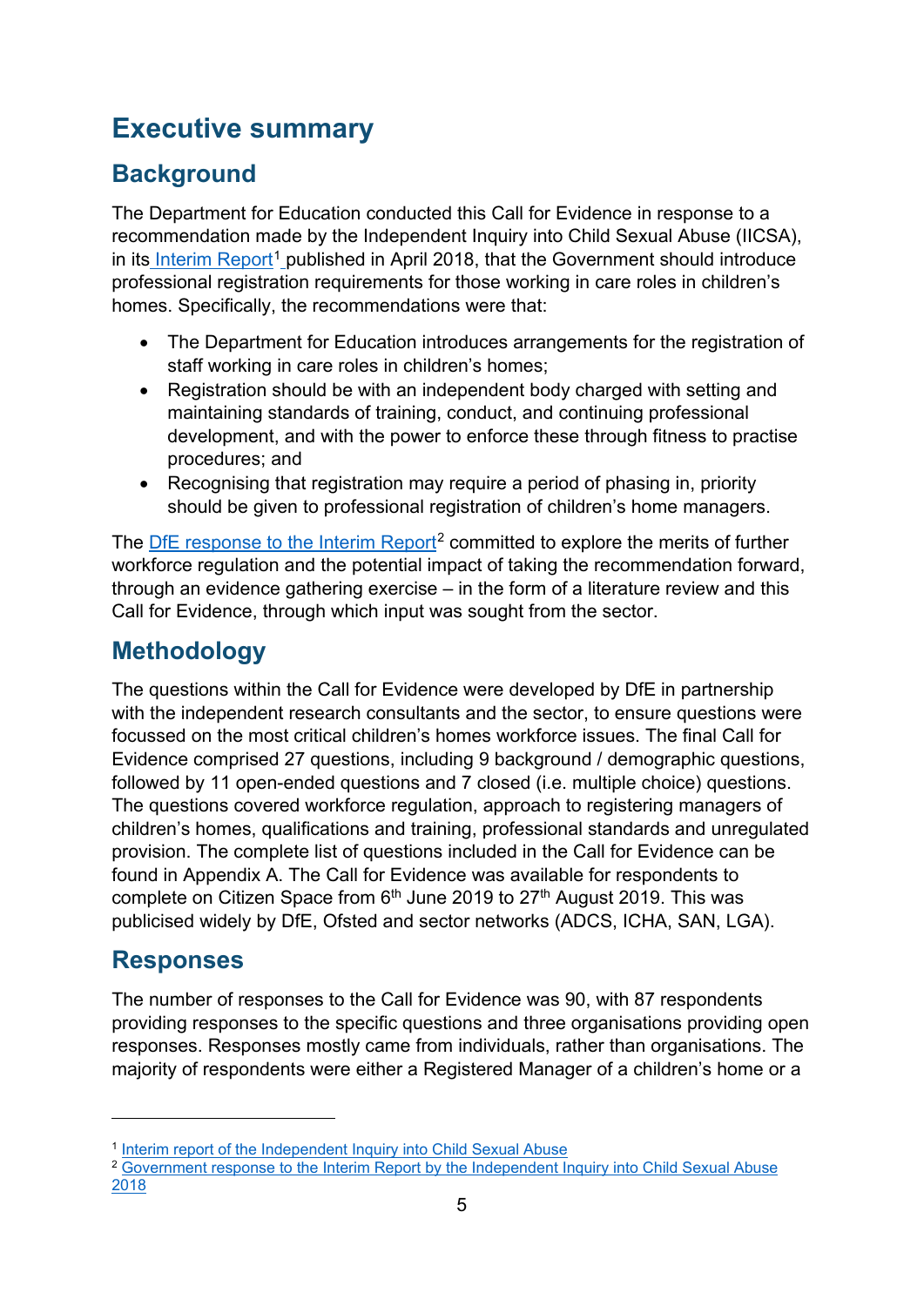# Executive summary

## Background

The Department for Education conducted this Call for Evidence in response to a recommendation made by the Independent Inquiry into Child Sexual Abuse (IICSA), in its Interim Report[1] published in April 2018, that the Government should introduce professional registration requirements for those working in care roles in children's homes. Specifically, the recommendations were that:

- The Department for Education introduces arrangements for the registration of staff working in care roles in children's homes;
- Registration should be with an independent body charged with setting and maintaining standards of training, conduct, and continuing professional development, and with the power to enforce these through fitness to practise procedures; and
- Recognising that registration may require a period of phasing in, priority should be given to professional registration of children's home managers.

The DfE response to the Interim Report[2] committed to explore the merits of further workforce regulation and the potential impact of taking the recommendation forward, through an evidence gathering exercise – in the form of a literature review and this Call for Evidence, through which input was sought from the sector.

## Methodology

The questions within the Call for Evidence were developed by DfE in partnership with the independent research consultants and the sector, to ensure questions were focussed on the most critical children's homes workforce issues. The final Call for Evidence comprised 27 questions, including 9 background / demographic questions, followed by 11 open-ended questions and 7 closed (i.e. multiple choice) questions. The questions covered workforce regulation, approach to registering managers of children's homes, qualifications and training, professional standards and unregulated provision. The complete list of questions included in the Call for Evidence can be found in Appendix A. The Call for Evidence was available for respondents to complete on Citizen Space from 6th June 2019 to 27th August 2019. This was publicised widely by DfE, Ofsted and sector networks (ADCS, ICHA, SAN, LGA).

## Responses

The number of responses to the Call for Evidence was 90, with 87 respondents providing responses to the specific questions and three organisations providing open responses. Responses mostly came from individuals, rather than organisations. The majority of respondents were either a Registered Manager of a children's home or a

---

[1] Interim report of the Independent Inquiry into Child Sexual Abuse

[2] Government response to the Interim Report by the Independent Inquiry into Child Sexual Abuse 2018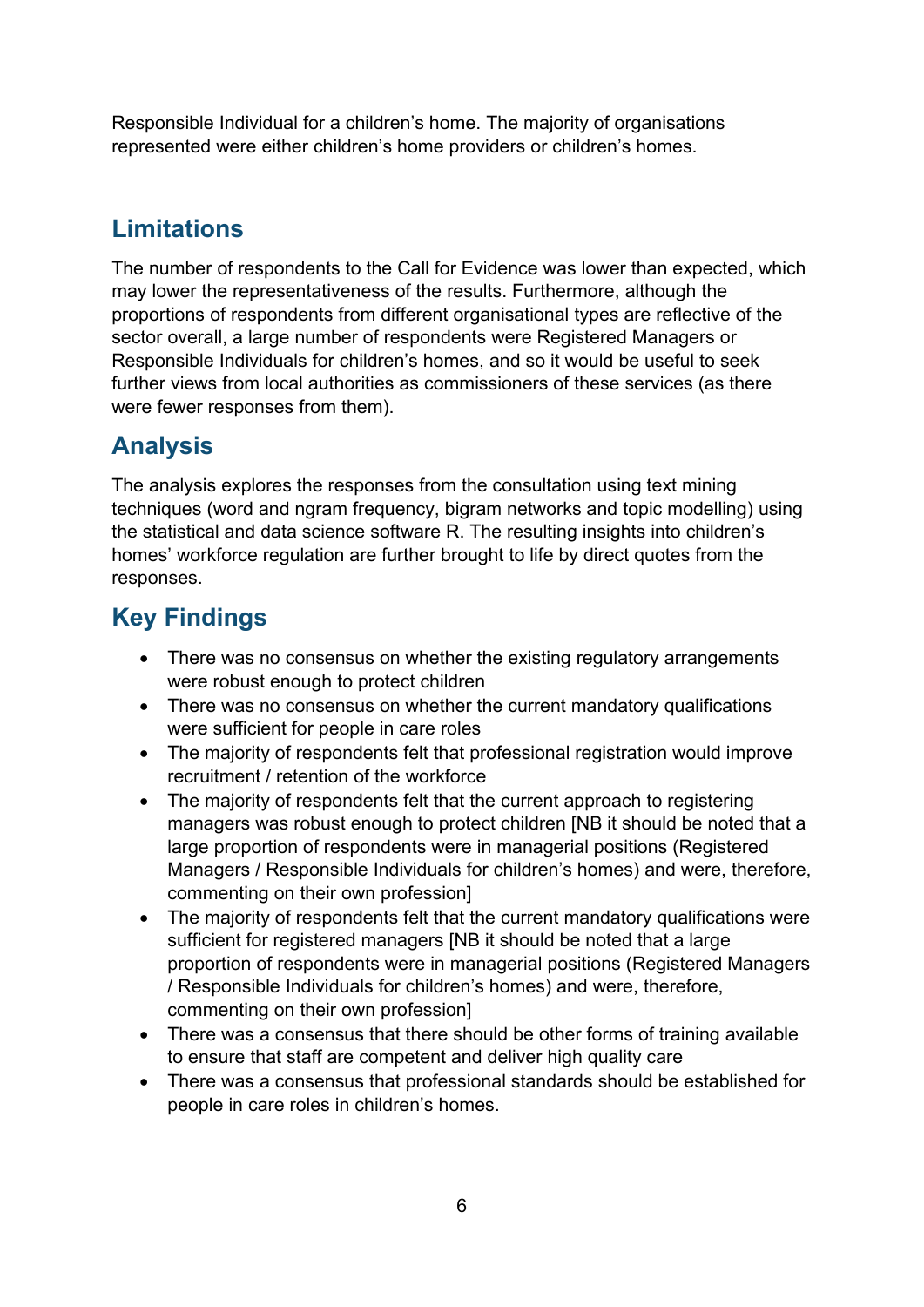Responsible Individual for a children's home. The majority of organisations represented were either children's home providers or children's homes.

## Limitations

The number of respondents to the Call for Evidence was lower than expected, which may lower the representativeness of the results. Furthermore, although the proportions of respondents from different organisational types are reflective of the sector overall, a large number of respondents were Registered Managers or Responsible Individuals for children's homes, and so it would be useful to seek further views from local authorities as commissioners of these services (as there were fewer responses from them).

## Analysis

The analysis explores the responses from the consultation using text mining techniques (word and ngram frequency, bigram networks and topic modelling) using the statistical and data science software R. The resulting insights into children's homes' workforce regulation are further brought to life by direct quotes from the responses.

## Key Findings

- There was no consensus on whether the existing regulatory arrangements were robust enough to protect children
- There was no consensus on whether the current mandatory qualifications were sufficient for people in care roles
- The majority of respondents felt that professional registration would improve recruitment / retention of the workforce
- The majority of respondents felt that the current approach to registering managers was robust enough to protect children [NB it should be noted that a large proportion of respondents were in managerial positions (Registered Managers / Responsible Individuals for children's homes) and were, therefore, commenting on their own profession]
- The majority of respondents felt that the current mandatory qualifications were sufficient for registered managers [NB it should be noted that a large proportion of respondents were in managerial positions (Registered Managers / Responsible Individuals for children's homes) and were, therefore, commenting on their own profession]
- There was a consensus that there should be other forms of training available to ensure that staff are competent and deliver high quality care
- There was a consensus that professional standards should be established for people in care roles in children's homes.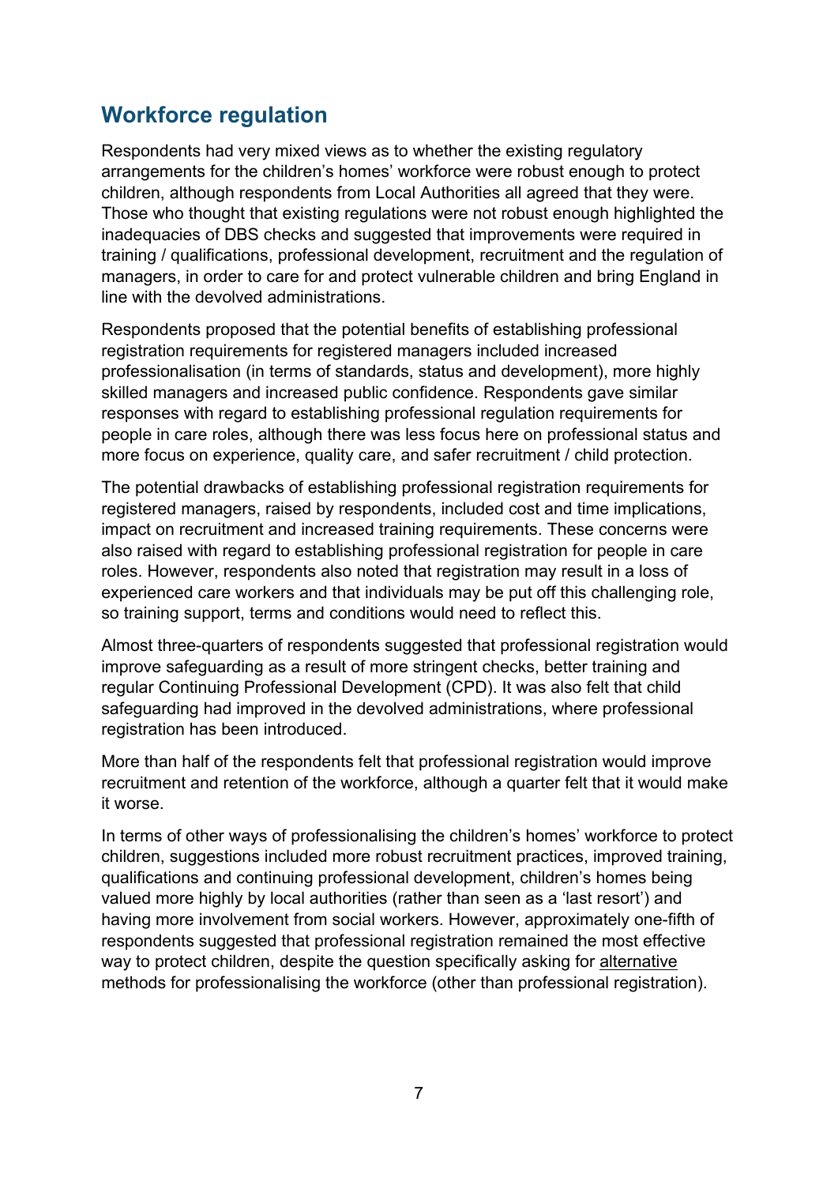## Workforce regulation

Respondents had very mixed views as to whether the existing regulatory arrangements for the children's homes' workforce were robust enough to protect children, although respondents from Local Authorities all agreed that they were. Those who thought that existing regulations were not robust enough highlighted the inadequacies of DBS checks and suggested that improvements were required in training / qualifications, professional development, recruitment and the regulation of managers, in order to care for and protect vulnerable children and bring England in line with the devolved administrations.

Respondents proposed that the potential benefits of establishing professional registration requirements for registered managers included increased professionalisation (in terms of standards, status and development), more highly skilled managers and increased public confidence. Respondents gave similar responses with regard to establishing professional regulation requirements for people in care roles, although there was less focus here on professional status and more focus on experience, quality care, and safer recruitment / child protection.

The potential drawbacks of establishing professional registration requirements for registered managers, raised by respondents, included cost and time implications, impact on recruitment and increased training requirements. These concerns were also raised with regard to establishing professional registration for people in care roles. However, respondents also noted that registration may result in a loss of experienced care workers and that individuals may be put off this challenging role, so training support, terms and conditions would need to reflect this.

Almost three-quarters of respondents suggested that professional registration would improve safeguarding as a result of more stringent checks, better training and regular Continuing Professional Development (CPD). It was also felt that child safeguarding had improved in the devolved administrations, where professional registration has been introduced.

More than half of the respondents felt that professional registration would improve recruitment and retention of the workforce, although a quarter felt that it would make it worse.

In terms of other ways of professionalising the children's homes' workforce to protect children, suggestions included more robust recruitment practices, improved training, qualifications and continuing professional development, children's homes being valued more highly by local authorities (rather than seen as a 'last resort') and having more involvement from social workers. However, approximately one-fifth of respondents suggested that professional registration remained the most effective way to protect children, despite the question specifically asking for <u>alternative</u> methods for professionalising the workforce (other than professional registration).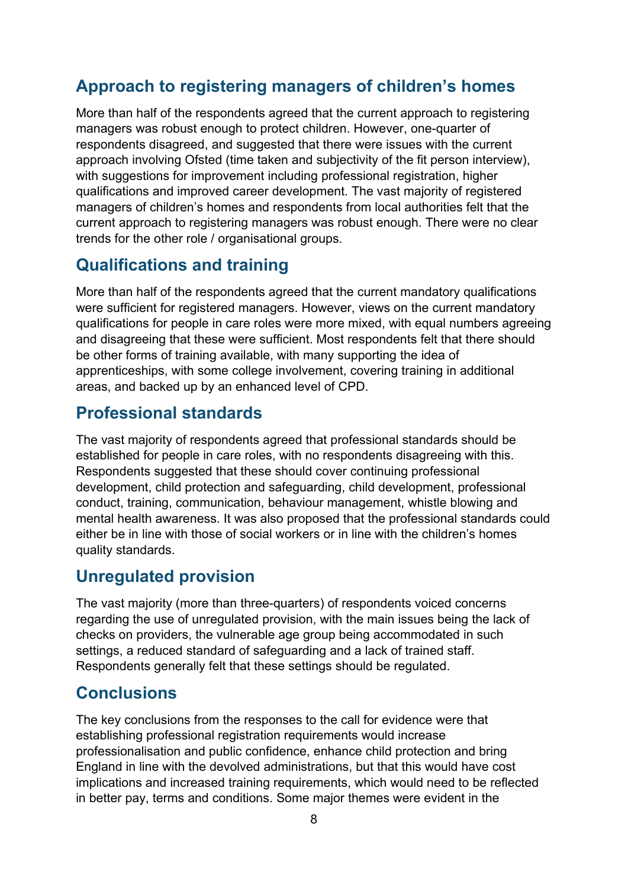## Approach to registering managers of children's homes

More than half of the respondents agreed that the current approach to registering managers was robust enough to protect children. However, one-quarter of respondents disagreed, and suggested that there were issues with the current approach involving Ofsted (time taken and subjectivity of the fit person interview), with suggestions for improvement including professional registration, higher qualifications and improved career development. The vast majority of registered managers of children's homes and respondents from local authorities felt that the current approach to registering managers was robust enough. There were no clear trends for the other role / organisational groups.

## Qualifications and training

More than half of the respondents agreed that the current mandatory qualifications were sufficient for registered managers. However, views on the current mandatory qualifications for people in care roles were more mixed, with equal numbers agreeing and disagreeing that these were sufficient. Most respondents felt that there should be other forms of training available, with many supporting the idea of apprenticeships, with some college involvement, covering training in additional areas, and backed up by an enhanced level of CPD.

## Professional standards

The vast majority of respondents agreed that professional standards should be established for people in care roles, with no respondents disagreeing with this. Respondents suggested that these should cover continuing professional development, child protection and safeguarding, child development, professional conduct, training, communication, behaviour management, whistle blowing and mental health awareness. It was also proposed that the professional standards could either be in line with those of social workers or in line with the children's homes quality standards.

## Unregulated provision

The vast majority (more than three-quarters) of respondents voiced concerns regarding the use of unregulated provision, with the main issues being the lack of checks on providers, the vulnerable age group being accommodated in such settings, a reduced standard of safeguarding and a lack of trained staff. Respondents generally felt that these settings should be regulated.

## Conclusions

The key conclusions from the responses to the call for evidence were that establishing professional registration requirements would increase professionalisation and public confidence, enhance child protection and bring England in line with the devolved administrations, but that this would have cost implications and increased training requirements, which would need to be reflected in better pay, terms and conditions. Some major themes were evident in the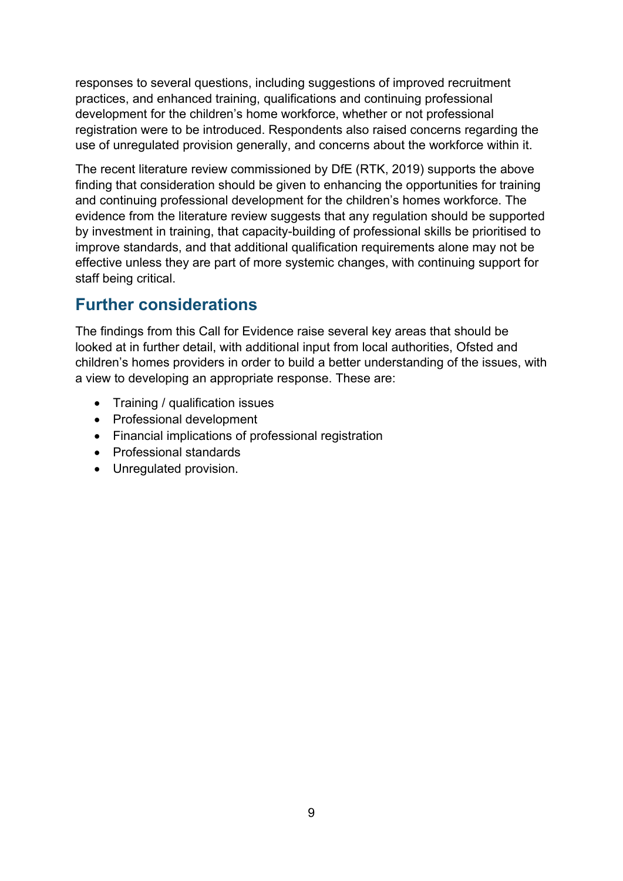responses to several questions, including suggestions of improved recruitment practices, and enhanced training, qualifications and continuing professional development for the children's home workforce, whether or not professional registration were to be introduced. Respondents also raised concerns regarding the use of unregulated provision generally, and concerns about the workforce within it.

The recent literature review commissioned by DfE (RTK, 2019) supports the above finding that consideration should be given to enhancing the opportunities for training and continuing professional development for the children's homes workforce. The evidence from the literature review suggests that any regulation should be supported by investment in training, that capacity-building of professional skills be prioritised to improve standards, and that additional qualification requirements alone may not be effective unless they are part of more systemic changes, with continuing support for staff being critical.

## Further considerations

The findings from this Call for Evidence raise several key areas that should be looked at in further detail, with additional input from local authorities, Ofsted and children's homes providers in order to build a better understanding of the issues, with a view to developing an appropriate response. These are:

- Training / qualification issues
- Professional development
- Financial implications of professional registration
- Professional standards
- Unregulated provision.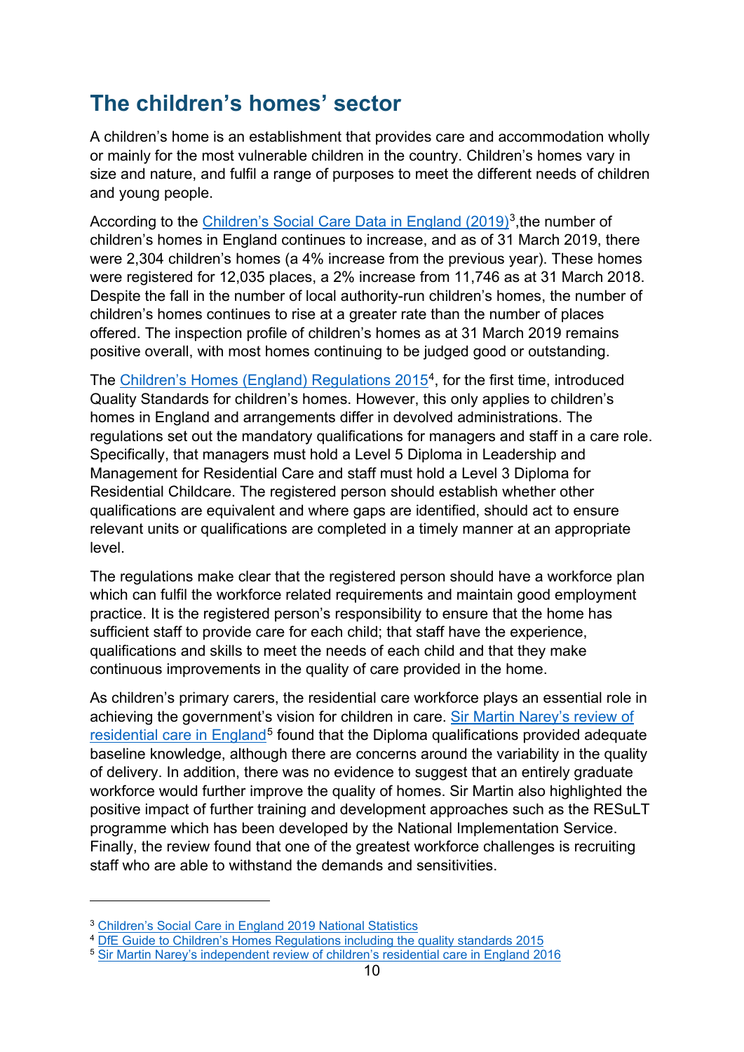## The children's homes' sector

A children's home is an establishment that provides care and accommodation wholly or mainly for the most vulnerable children in the country. Children's homes vary in size and nature, and fulfil a range of purposes to meet the different needs of children and young people.

According to the Children's Social Care Data in England (2019)[3],the number of children's homes in England continues to increase, and as of 31 March 2019, there were 2,304 children's homes (a 4% increase from the previous year). These homes were registered for 12,035 places, a 2% increase from 11,746 as at 31 March 2018. Despite the fall in the number of local authority-run children's homes, the number of children's homes continues to rise at a greater rate than the number of places offered. The inspection profile of children's homes as at 31 March 2019 remains positive overall, with most homes continuing to be judged good or outstanding.

The Children's Homes (England) Regulations 2015[4], for the first time, introduced Quality Standards for children's homes. However, this only applies to children's homes in England and arrangements differ in devolved administrations. The regulations set out the mandatory qualifications for managers and staff in a care role. Specifically, that managers must hold a Level 5 Diploma in Leadership and Management for Residential Care and staff must hold a Level 3 Diploma for Residential Childcare. The registered person should establish whether other qualifications are equivalent and where gaps are identified, should act to ensure relevant units or qualifications are completed in a timely manner at an appropriate level.

The regulations make clear that the registered person should have a workforce plan which can fulfil the workforce related requirements and maintain good employment practice. It is the registered person's responsibility to ensure that the home has sufficient staff to provide care for each child; that staff have the experience, qualifications and skills to meet the needs of each child and that they make continuous improvements in the quality of care provided in the home.

As children's primary carers, the residential care workforce plays an essential role in achieving the government's vision for children in care. Sir Martin Narey's review of residential care in England[5] found that the Diploma qualifications provided adequate baseline knowledge, although there are concerns around the variability in the quality of delivery. In addition, there was no evidence to suggest that an entirely graduate workforce would further improve the quality of homes. Sir Martin also highlighted the positive impact of further training and development approaches such as the RESuLT programme which has been developed by the National Implementation Service. Finally, the review found that one of the greatest workforce challenges is recruiting staff who are able to withstand the demands and sensitivities.

---

[3] Children's Social Care in England 2019 National Statistics

[4] DfE Guide to Children's Homes Regulations including the quality standards 2015

[5] Sir Martin Narey's independent review of children's residential care in England 2016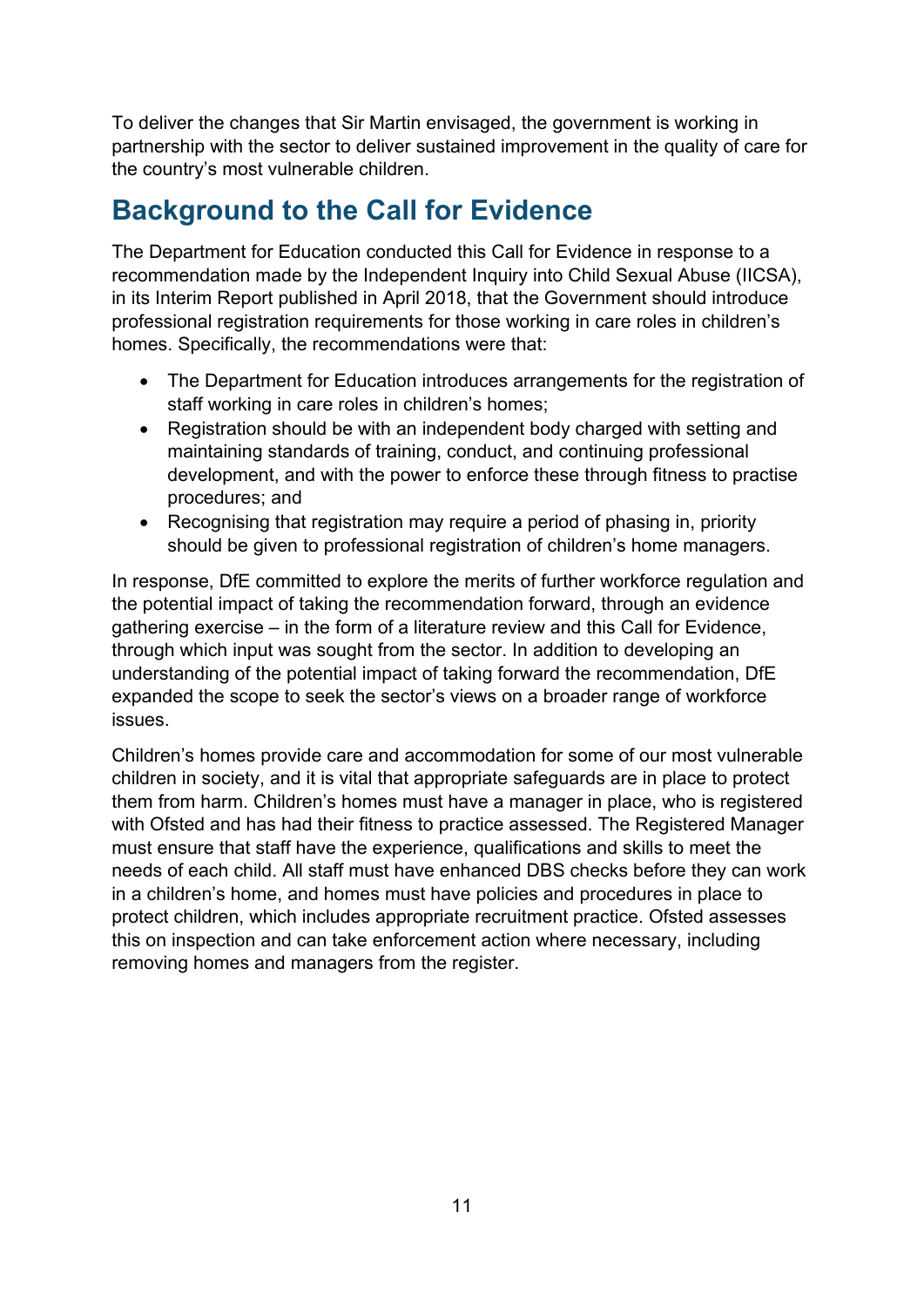To deliver the changes that Sir Martin envisaged, the government is working in partnership with the sector to deliver sustained improvement in the quality of care for the country's most vulnerable children.

## Background to the Call for Evidence

The Department for Education conducted this Call for Evidence in response to a recommendation made by the Independent Inquiry into Child Sexual Abuse (IICSA), in its Interim Report published in April 2018, that the Government should introduce professional registration requirements for those working in care roles in children's homes. Specifically, the recommendations were that:

- The Department for Education introduces arrangements for the registration of staff working in care roles in children's homes;
- Registration should be with an independent body charged with setting and maintaining standards of training, conduct, and continuing professional development, and with the power to enforce these through fitness to practise procedures; and
- Recognising that registration may require a period of phasing in, priority should be given to professional registration of children's home managers.

In response, DfE committed to explore the merits of further workforce regulation and the potential impact of taking the recommendation forward, through an evidence gathering exercise – in the form of a literature review and this Call for Evidence, through which input was sought from the sector. In addition to developing an understanding of the potential impact of taking forward the recommendation, DfE expanded the scope to seek the sector's views on a broader range of workforce issues.

Children's homes provide care and accommodation for some of our most vulnerable children in society, and it is vital that appropriate safeguards are in place to protect them from harm. Children's homes must have a manager in place, who is registered with Ofsted and has had their fitness to practice assessed. The Registered Manager must ensure that staff have the experience, qualifications and skills to meet the needs of each child. All staff must have enhanced DBS checks before they can work in a children's home, and homes must have policies and procedures in place to protect children, which includes appropriate recruitment practice. Ofsted assesses this on inspection and can take enforcement action where necessary, including removing homes and managers from the register.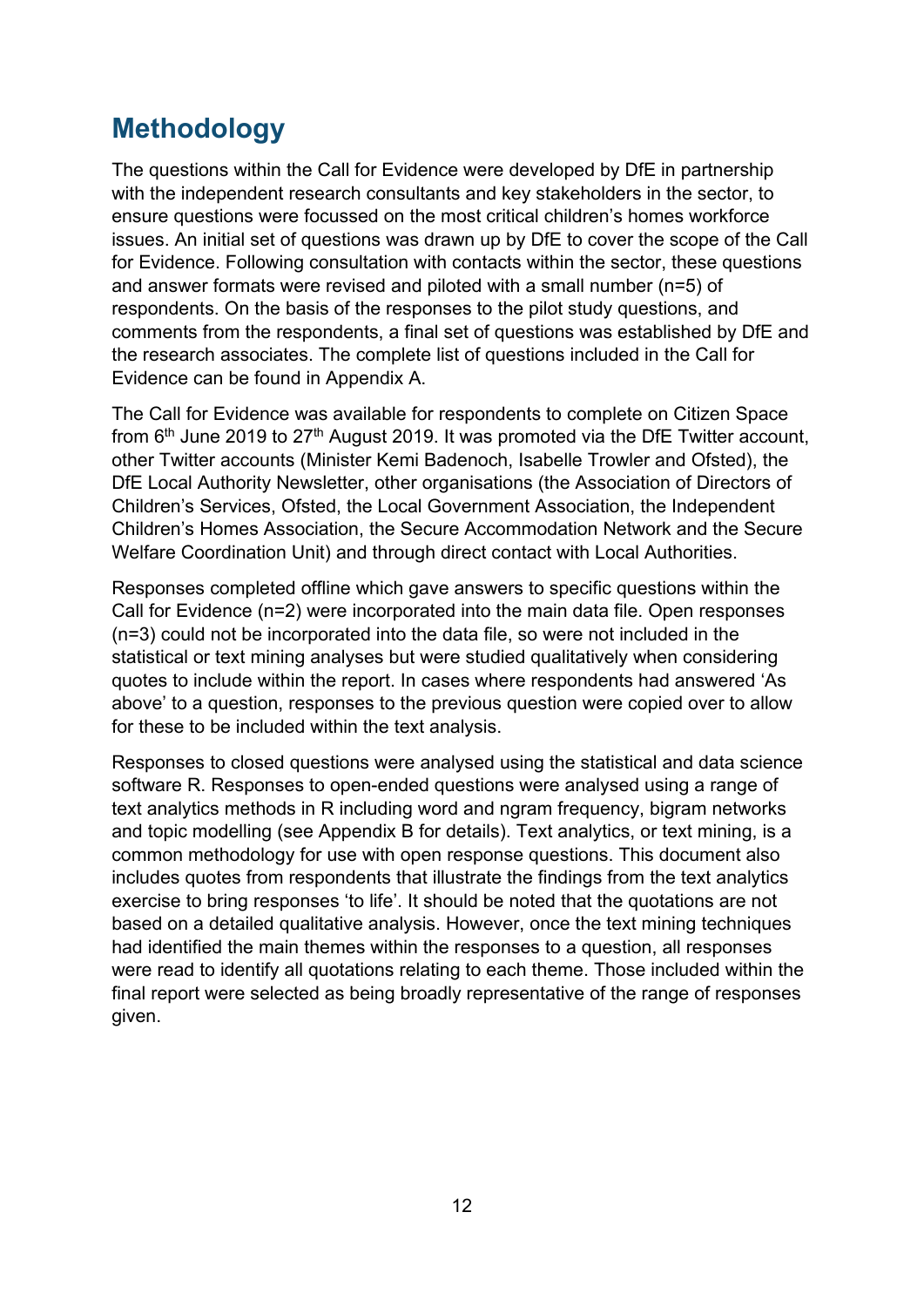# Methodology

The questions within the Call for Evidence were developed by DfE in partnership with the independent research consultants and key stakeholders in the sector, to ensure questions were focussed on the most critical children's homes workforce issues. An initial set of questions was drawn up by DfE to cover the scope of the Call for Evidence. Following consultation with contacts within the sector, these questions and answer formats were revised and piloted with a small number (n=5) of respondents. On the basis of the responses to the pilot study questions, and comments from the respondents, a final set of questions was established by DfE and the research associates. The complete list of questions included in the Call for Evidence can be found in Appendix A.

The Call for Evidence was available for respondents to complete on Citizen Space from 6th June 2019 to 27th August 2019. It was promoted via the DfE Twitter account, other Twitter accounts (Minister Kemi Badenoch, Isabelle Trowler and Ofsted), the DfE Local Authority Newsletter, other organisations (the Association of Directors of Children's Services, Ofsted, the Local Government Association, the Independent Children's Homes Association, the Secure Accommodation Network and the Secure Welfare Coordination Unit) and through direct contact with Local Authorities.

Responses completed offline which gave answers to specific questions within the Call for Evidence (n=2) were incorporated into the main data file. Open responses (n=3) could not be incorporated into the data file, so were not included in the statistical or text mining analyses but were studied qualitatively when considering quotes to include within the report. In cases where respondents had answered 'As above' to a question, responses to the previous question were copied over to allow for these to be included within the text analysis.

Responses to closed questions were analysed using the statistical and data science software R. Responses to open-ended questions were analysed using a range of text analytics methods in R including word and ngram frequency, bigram networks and topic modelling (see Appendix B for details). Text analytics, or text mining, is a common methodology for use with open response questions. This document also includes quotes from respondents that illustrate the findings from the text analytics exercise to bring responses 'to life'. It should be noted that the quotations are not based on a detailed qualitative analysis. However, once the text mining techniques had identified the main themes within the responses to a question, all responses were read to identify all quotations relating to each theme. Those included within the final report were selected as being broadly representative of the range of responses given.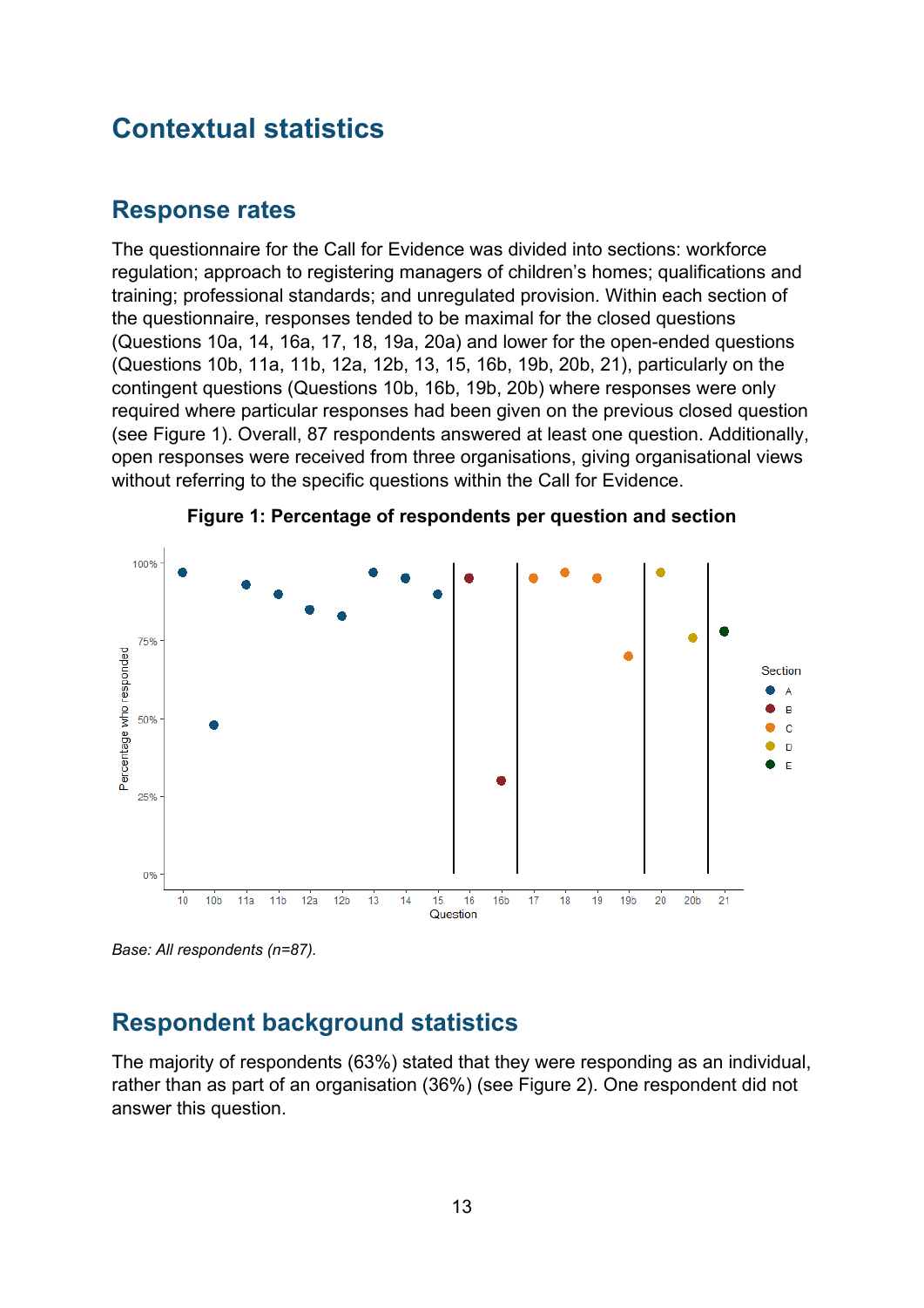# Contextual statistics

## Response rates

The questionnaire for the Call for Evidence was divided into sections: workforce regulation; approach to registering managers of children's homes; qualifications and training; professional standards; and unregulated provision. Within each section of the questionnaire, responses tended to be maximal for the closed questions (Questions 10a, 14, 16a, 17, 18, 19a, 20a) and lower for the open-ended questions (Questions 10b, 11a, 11b, 12a, 12b, 13, 15, 16b, 19b, 20b, 21), particularly on the contingent questions (Questions 10b, 16b, 19b, 20b) where responses were only required where particular responses had been given on the previous closed question (see Figure 1). Overall, 87 respondents answered at least one question. Additionally, open responses were received from three organisations, giving organisational views without referring to the specific questions within the Call for Evidence.

**Figure 1: Percentage of respondents per question and section**

*Base: All respondents (n=87).*

## Respondent background statistics

The majority of respondents (63%) stated that they were responding as an individual, rather than as part of an organisation (36%) (see Figure 2). One respondent did not answer this question.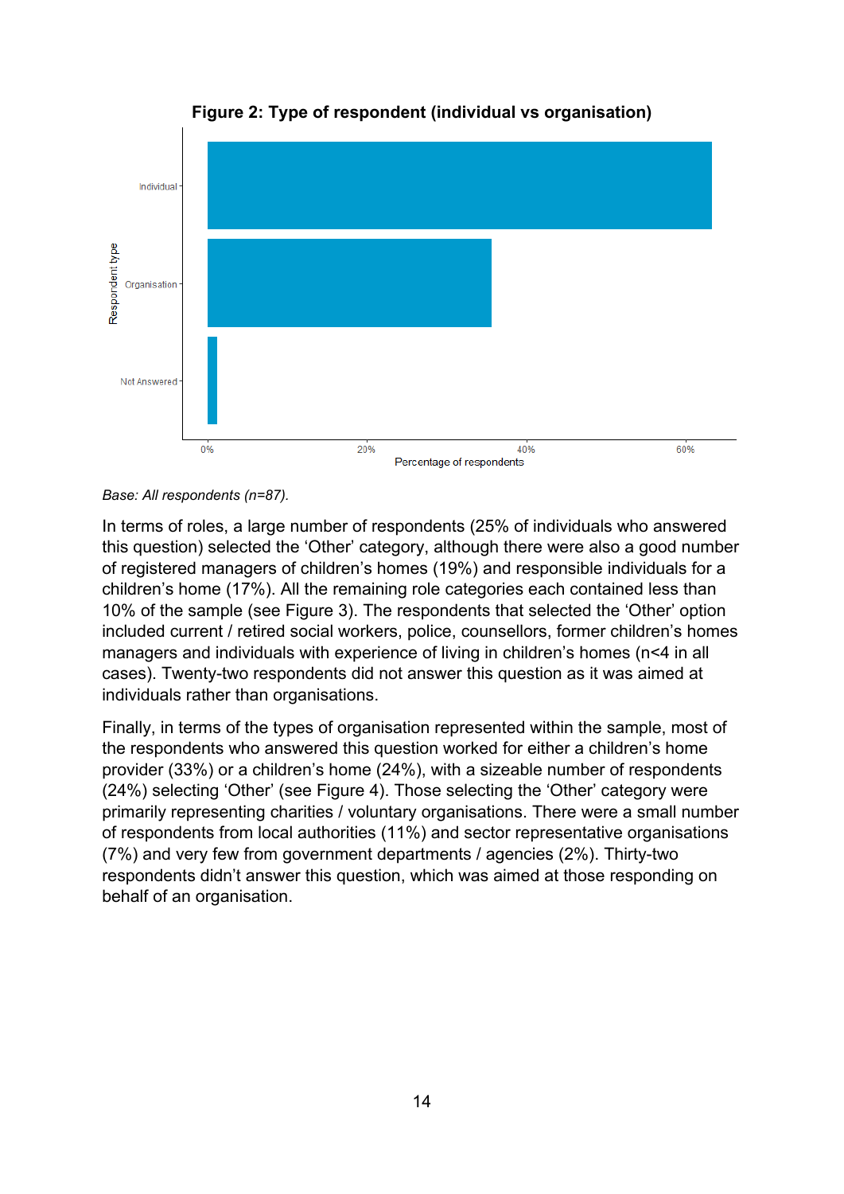**Figure 2: Type of respondent (individual vs organisation)**

*Base: All respondents (n=87).*

In terms of roles, a large number of respondents (25% of individuals who answered this question) selected the ‘Other’ category, although there were also a good number of registered managers of children’s homes (19%) and responsible individuals for a children’s home (17%). All the remaining role categories each contained less than 10% of the sample (see Figure 3). The respondents that selected the ‘Other’ option included current / retired social workers, police, counsellors, former children’s homes managers and individuals with experience of living in children’s homes (n<4 in all cases). Twenty-two respondents did not answer this question as it was aimed at individuals rather than organisations.

Finally, in terms of the types of organisation represented within the sample, most of the respondents who answered this question worked for either a children’s home provider (33%) or a children’s home (24%), with a sizeable number of respondents (24%) selecting ‘Other’ (see Figure 4). Those selecting the ‘Other’ category were primarily representing charities / voluntary organisations. There were a small number of respondents from local authorities (11%) and sector representative organisations (7%) and very few from government departments / agencies (2%). Thirty-two respondents didn’t answer this question, which was aimed at those responding on behalf of an organisation.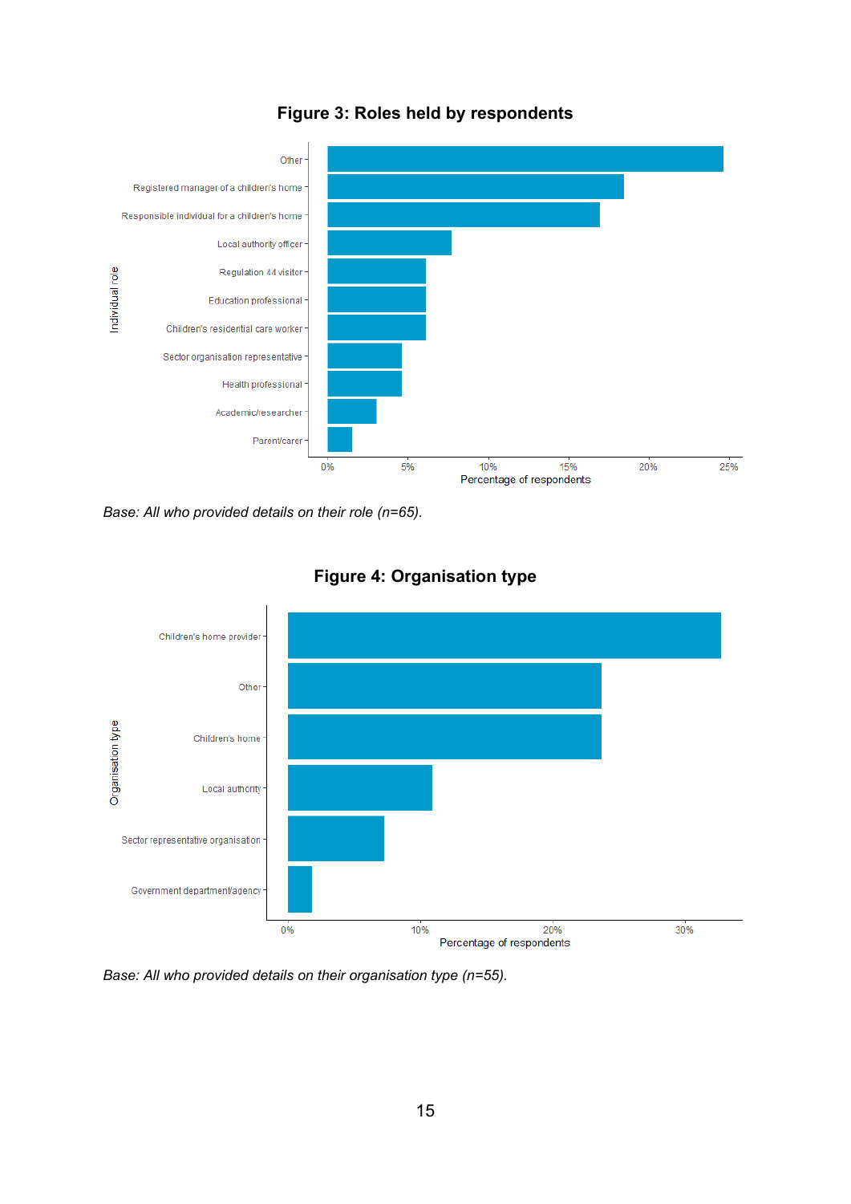**Figure 3: Roles held by respondents**

Base: *All who provided details on their role (n=65).*

**Figure 4: Organisation type**

Base: *All who provided details on their organisation type (n=55).*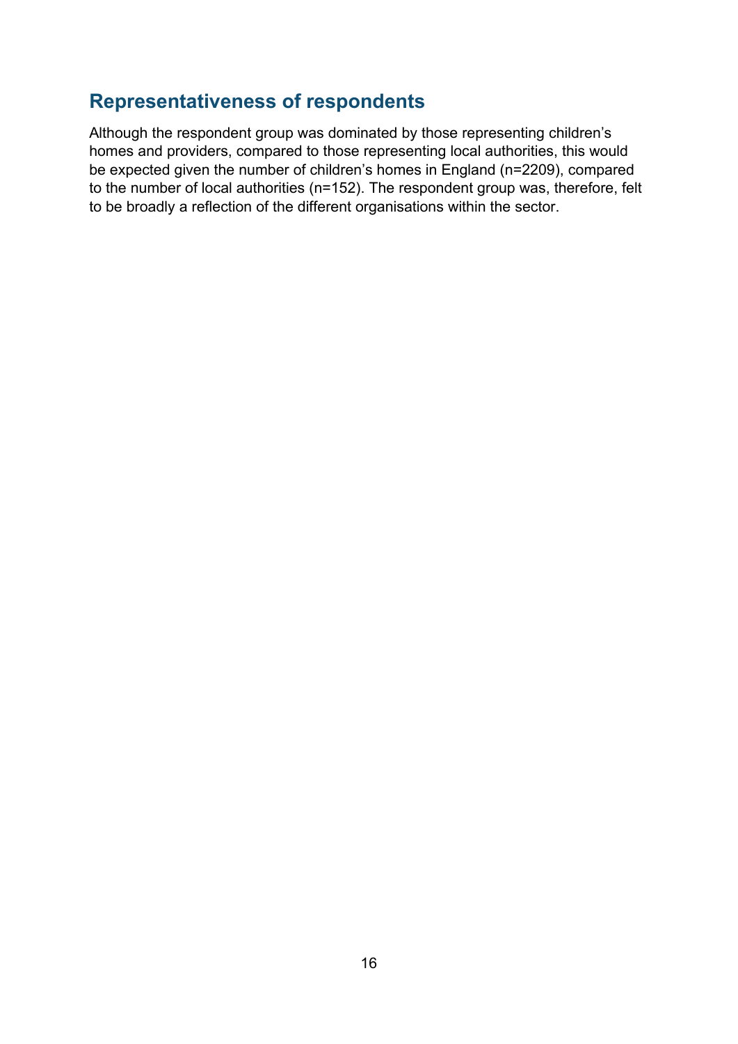## Representativeness of respondents

Although the respondent group was dominated by those representing children's homes and providers, compared to those representing local authorities, this would be expected given the number of children's homes in England (n=2209), compared to the number of local authorities (n=152). The respondent group was, therefore, felt to be broadly a reflection of the different organisations within the sector.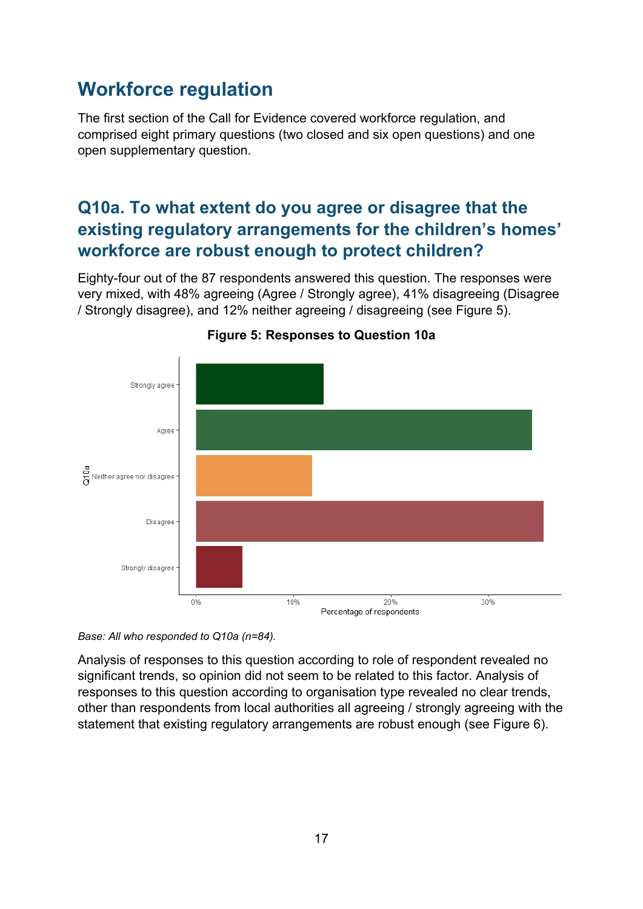## Workforce regulation

The first section of the Call for Evidence covered workforce regulation, and comprised eight primary questions (two closed and six open questions) and one open supplementary question.

### Q10a. To what extent do you agree or disagree that the existing regulatory arrangements for the children's homes' workforce are robust enough to protect children?

Eighty-four out of the 87 respondents answered this question. The responses were very mixed, with 48% agreeing (Agree / Strongly agree), 41% disagreeing (Disagree / Strongly disagree), and 12% neither agreeing / disagreeing (see Figure 5).

**Figure 5: Responses to Question 10a**

*Base: All who responded to Q10a (n=84).*

Analysis of responses to this question according to role of respondent revealed no significant trends, so opinion did not seem to be related to this factor. Analysis of responses to this question according to organisation type revealed no clear trends, other than respondents from local authorities all agreeing / strongly agreeing with the statement that existing regulatory arrangements are robust enough (see Figure 6).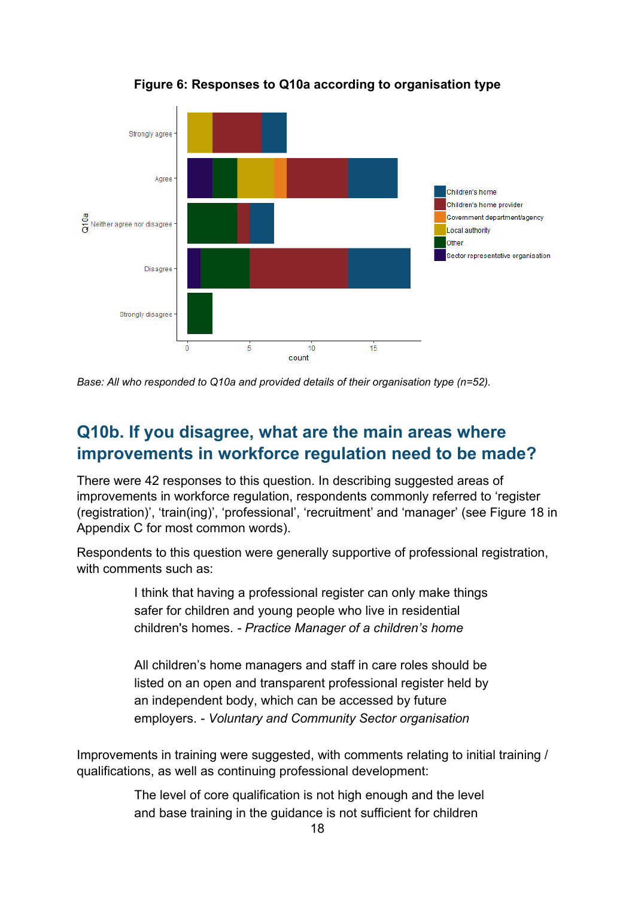**Figure 6: Responses to Q10a according to organisation type**

*Base: All who responded to Q10a and provided details of their organisation type (n=52).*

## Q10b. If you disagree, what are the main areas where improvements in workforce regulation need to be made?

There were 42 responses to this question. In describing suggested areas of improvements in workforce regulation, respondents commonly referred to 'register (registration)', 'train(ing)', 'professional', 'recruitment' and 'manager' (see Figure 18 in Appendix C for most common words).

Respondents to this question were generally supportive of professional registration, with comments such as:

> I think that having a professional register can only make things safer for children and young people who live in residential children's homes. - *Practice Manager of a children's home*

> All children's home managers and staff in care roles should be listed on an open and transparent professional register held by an independent body, which can be accessed by future employers. - *Voluntary and Community Sector organisation*

Improvements in training were suggested, with comments relating to initial training / qualifications, as well as continuing professional development:

> The level of core qualification is not high enough and the level and base training in the guidance is not sufficient for children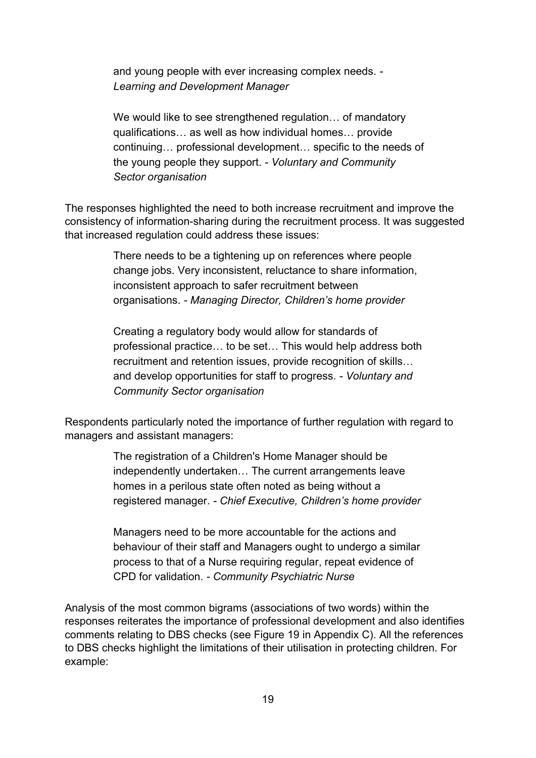> and young people with ever increasing complex needs. - *Learning and Development Manager*

> We would like to see strengthened regulation… of mandatory qualifications… as well as how individual homes… provide continuing… professional development… specific to the needs of the young people they support. - *Voluntary and Community Sector organisation*

The responses highlighted the need to both increase recruitment and improve the consistency of information-sharing during the recruitment process. It was suggested that increased regulation could address these issues:

> There needs to be a tightening up on references where people change jobs. Very inconsistent, reluctance to share information, inconsistent approach to safer recruitment between organisations. - *Managing Director, Children's home provider*

> Creating a regulatory body would allow for standards of professional practice… to be set… This would help address both recruitment and retention issues, provide recognition of skills… and develop opportunities for staff to progress. - *Voluntary and Community Sector organisation*

Respondents particularly noted the importance of further regulation with regard to managers and assistant managers:

> The registration of a Children's Home Manager should be independently undertaken… The current arrangements leave homes in a perilous state often noted as being without a registered manager. - *Chief Executive, Children's home provider*

> Managers need to be more accountable for the actions and behaviour of their staff and Managers ought to undergo a similar process to that of a Nurse requiring regular, repeat evidence of CPD for validation. - *Community Psychiatric Nurse*

Analysis of the most common bigrams (associations of two words) within the responses reiterates the importance of professional development and also identifies comments relating to DBS checks (see Figure 19 in Appendix C). All the references to DBS checks highlight the limitations of their utilisation in protecting children. For example: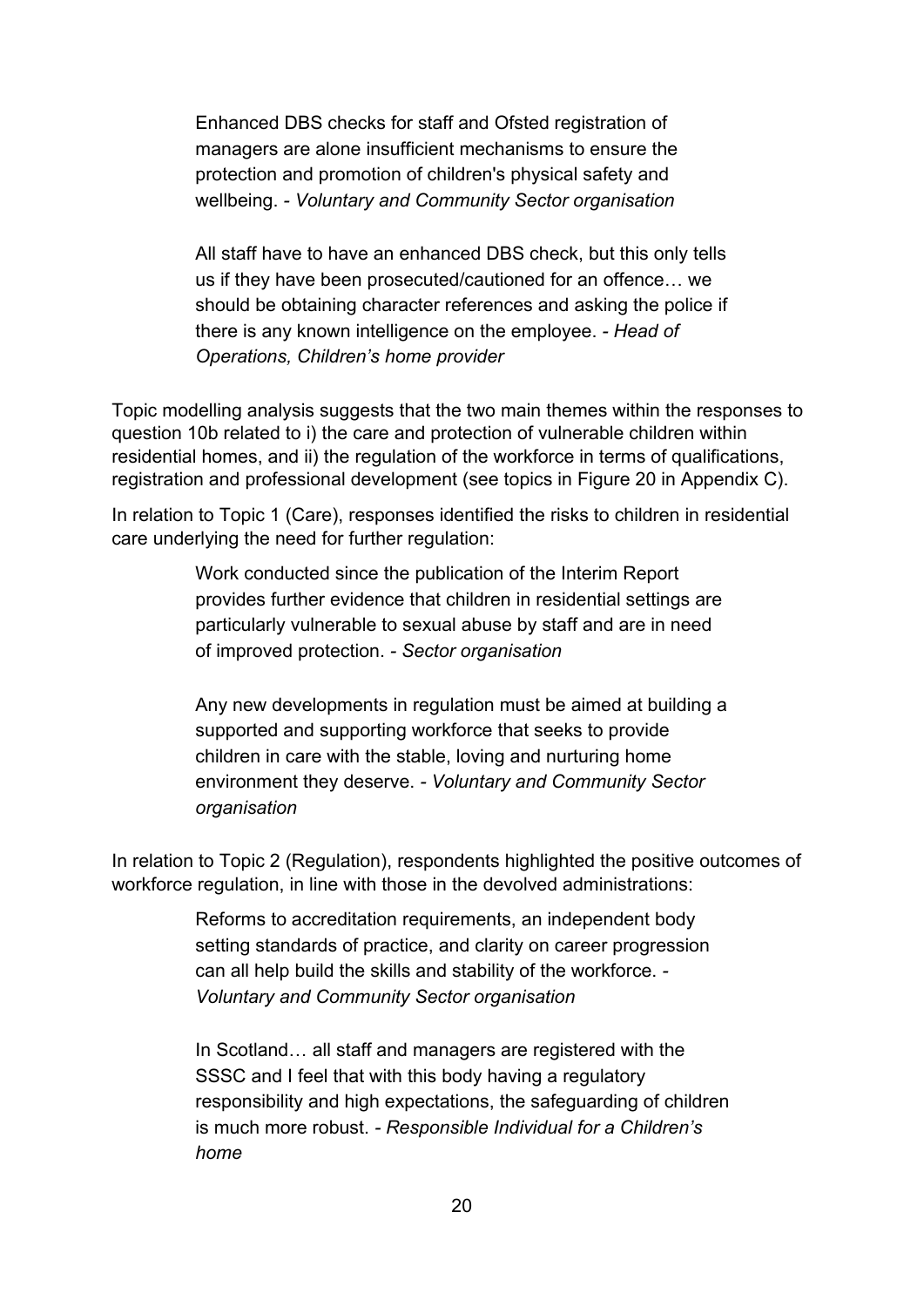> Enhanced DBS checks for staff and Ofsted registration of managers are alone insufficient mechanisms to ensure the protection and promotion of children's physical safety and wellbeing. - *Voluntary and Community Sector organisation*

> All staff have to have an enhanced DBS check, but this only tells us if they have been prosecuted/cautioned for an offence… we should be obtaining character references and asking the police if there is any known intelligence on the employee. - *Head of Operations, Children's home provider*

Topic modelling analysis suggests that the two main themes within the responses to question 10b related to i) the care and protection of vulnerable children within residential homes, and ii) the regulation of the workforce in terms of qualifications, registration and professional development (see topics in Figure 20 in Appendix C).

In relation to Topic 1 (Care), responses identified the risks to children in residential care underlying the need for further regulation:

> Work conducted since the publication of the Interim Report provides further evidence that children in residential settings are particularly vulnerable to sexual abuse by staff and are in need of improved protection. - *Sector organisation*

> Any new developments in regulation must be aimed at building a supported and supporting workforce that seeks to provide children in care with the stable, loving and nurturing home environment they deserve. - *Voluntary and Community Sector organisation*

In relation to Topic 2 (Regulation), respondents highlighted the positive outcomes of workforce regulation, in line with those in the devolved administrations:

> Reforms to accreditation requirements, an independent body setting standards of practice, and clarity on career progression can all help build the skills and stability of the workforce. - *Voluntary and Community Sector organisation*

> In Scotland… all staff and managers are registered with the SSSC and I feel that with this body having a regulatory responsibility and high expectations, the safeguarding of children is much more robust. - *Responsible Individual for a Children's home*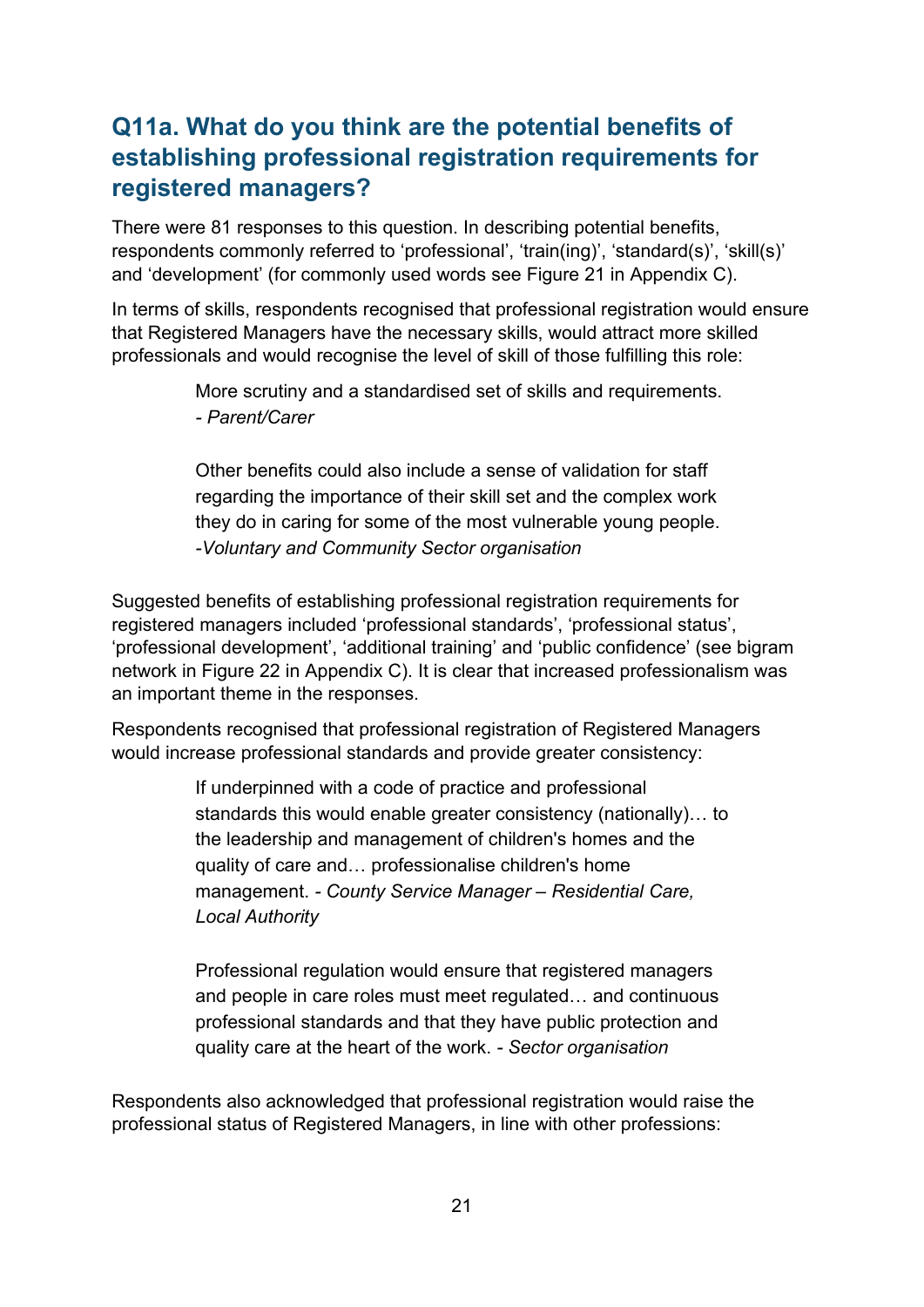## Q11a. What do you think are the potential benefits of establishing professional registration requirements for registered managers?

There were 81 responses to this question. In describing potential benefits, respondents commonly referred to 'professional', 'train(ing)', 'standard(s)', 'skill(s)' and 'development' (for commonly used words see Figure 21 in Appendix C).

In terms of skills, respondents recognised that professional registration would ensure that Registered Managers have the necessary skills, would attract more skilled professionals and would recognise the level of skill of those fulfilling this role:

> More scrutiny and a standardised set of skills and requirements.
> - *Parent/Carer*

> Other benefits could also include a sense of validation for staff regarding the importance of their skill set and the complex work they do in caring for some of the most vulnerable young people.
> *-Voluntary and Community Sector organisation*

Suggested benefits of establishing professional registration requirements for registered managers included 'professional standards', 'professional status', 'professional development', 'additional training' and 'public confidence' (see bigram network in Figure 22 in Appendix C). It is clear that increased professionalism was an important theme in the responses.

Respondents recognised that professional registration of Registered Managers would increase professional standards and provide greater consistency:

> If underpinned with a code of practice and professional standards this would enable greater consistency (nationally)… to the leadership and management of children's homes and the quality of care and… professionalise children's home management. *- County Service Manager – Residential Care, Local Authority*

> Professional regulation would ensure that registered managers and people in care roles must meet regulated… and continuous professional standards and that they have public protection and quality care at the heart of the work. *- Sector organisation*

Respondents also acknowledged that professional registration would raise the professional status of Registered Managers, in line with other professions: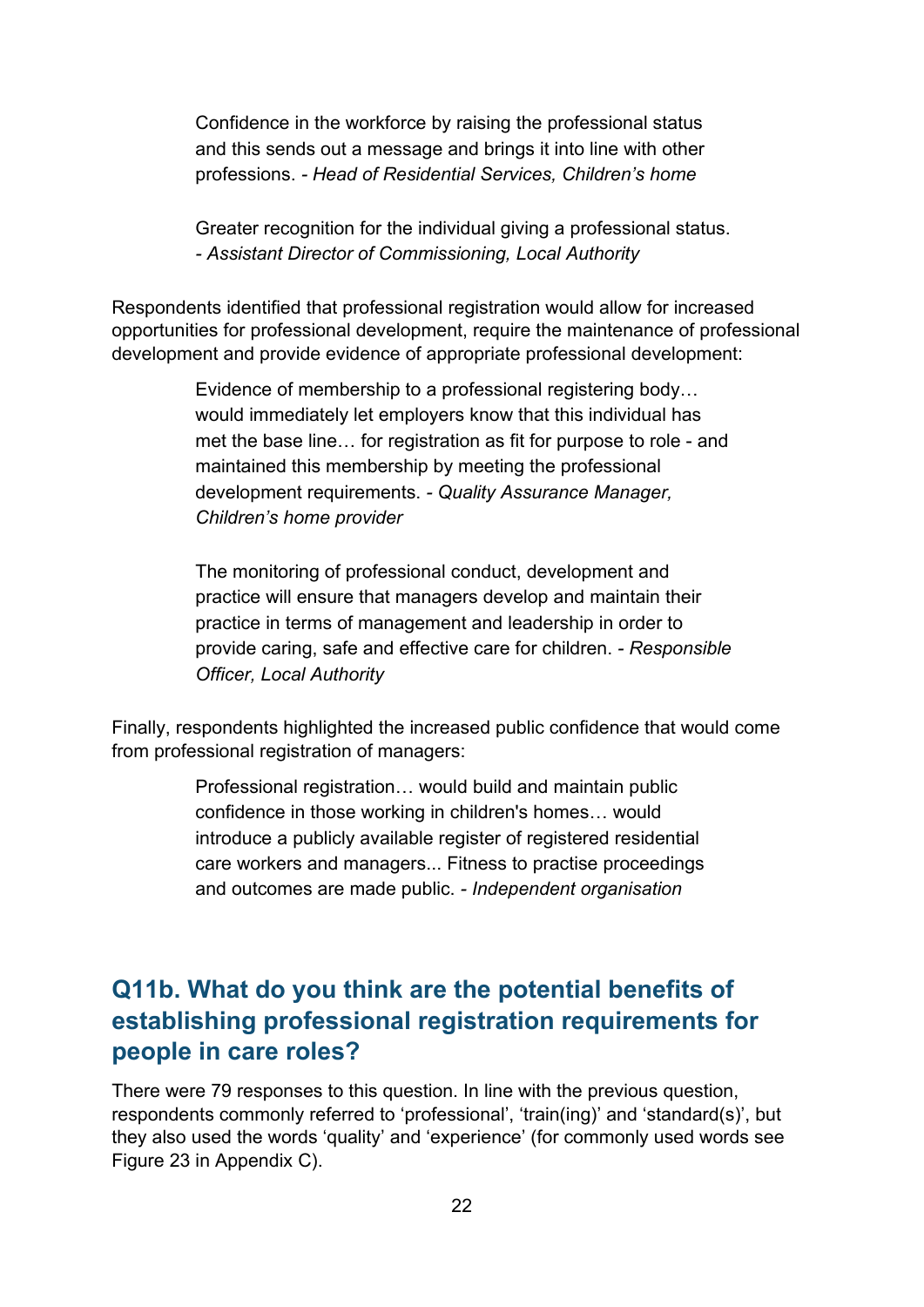> Confidence in the workforce by raising the professional status and this sends out a message and brings it into line with other professions. - *Head of Residential Services, Children's home*

> Greater recognition for the individual giving a professional status. - *Assistant Director of Commissioning, Local Authority*

Respondents identified that professional registration would allow for increased opportunities for professional development, require the maintenance of professional development and provide evidence of appropriate professional development:

> Evidence of membership to a professional registering body… would immediately let employers know that this individual has met the base line… for registration as fit for purpose to role - and maintained this membership by meeting the professional development requirements. - *Quality Assurance Manager, Children's home provider*

> The monitoring of professional conduct, development and practice will ensure that managers develop and maintain their practice in terms of management and leadership in order to provide caring, safe and effective care for children. - *Responsible Officer, Local Authority*

Finally, respondents highlighted the increased public confidence that would come from professional registration of managers:

> Professional registration… would build and maintain public confidence in those working in children's homes… would introduce a publicly available register of registered residential care workers and managers... Fitness to practise proceedings and outcomes are made public. - *Independent organisation*

## Q11b. What do you think are the potential benefits of establishing professional registration requirements for people in care roles?

There were 79 responses to this question. In line with the previous question, respondents commonly referred to 'professional', 'train(ing)' and 'standard(s)', but they also used the words 'quality' and 'experience' (for commonly used words see Figure 23 in Appendix C).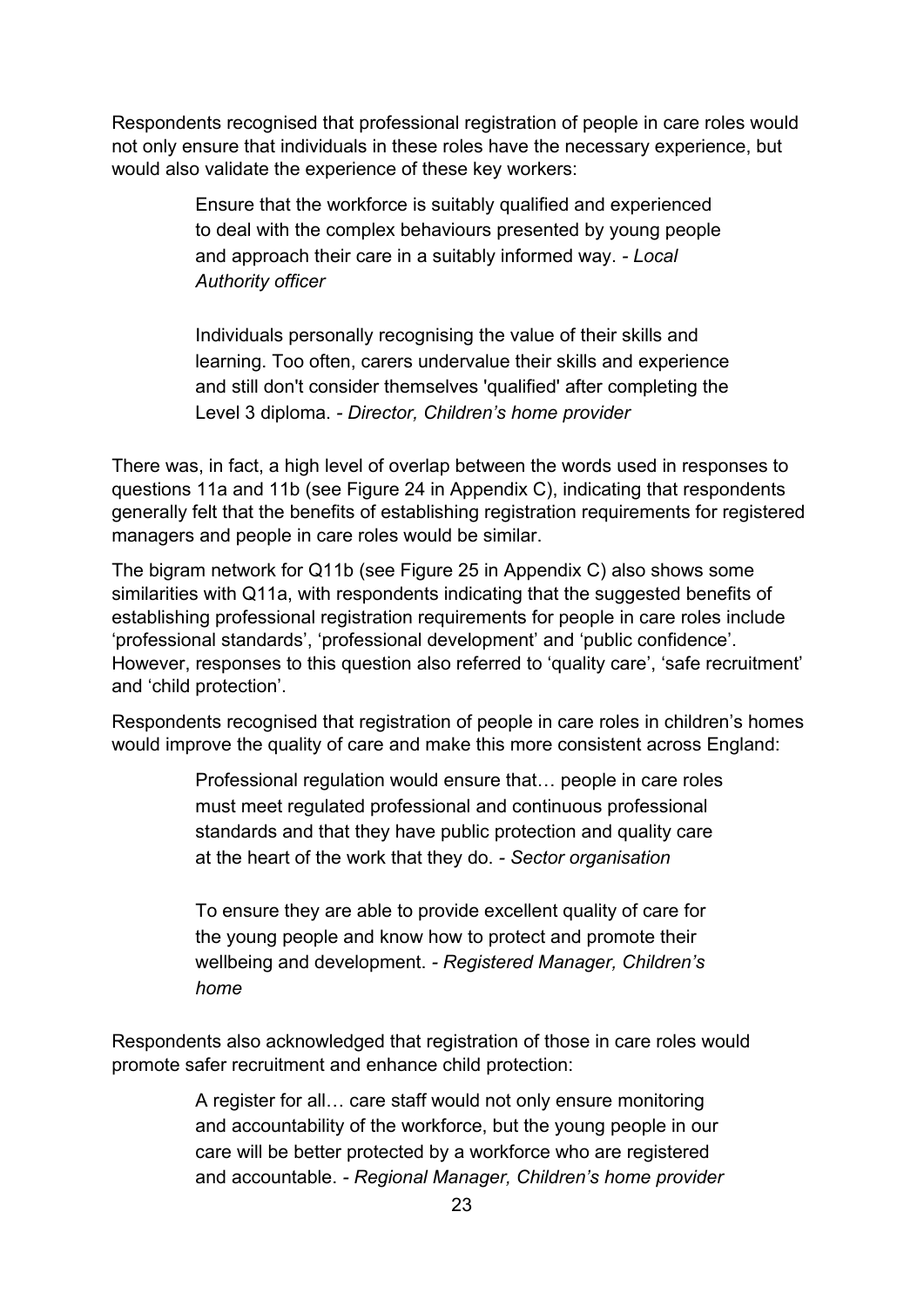Respondents recognised that professional registration of people in care roles would not only ensure that individuals in these roles have the necessary experience, but would also validate the experience of these key workers:

> Ensure that the workforce is suitably qualified and experienced to deal with the complex behaviours presented by young people and approach their care in a suitably informed way. - *Local Authority officer*

> Individuals personally recognising the value of their skills and learning. Too often, carers undervalue their skills and experience and still don't consider themselves 'qualified' after completing the Level 3 diploma. - *Director, Children's home provider*

There was, in fact, a high level of overlap between the words used in responses to questions 11a and 11b (see Figure 24 in Appendix C), indicating that respondents generally felt that the benefits of establishing registration requirements for registered managers and people in care roles would be similar.

The bigram network for Q11b (see Figure 25 in Appendix C) also shows some similarities with Q11a, with respondents indicating that the suggested benefits of establishing professional registration requirements for people in care roles include 'professional standards', 'professional development' and 'public confidence'. However, responses to this question also referred to 'quality care', 'safe recruitment' and 'child protection'.

Respondents recognised that registration of people in care roles in children's homes would improve the quality of care and make this more consistent across England:

> Professional regulation would ensure that… people in care roles must meet regulated professional and continuous professional standards and that they have public protection and quality care at the heart of the work that they do. - *Sector organisation*

> To ensure they are able to provide excellent quality of care for the young people and know how to protect and promote their wellbeing and development. - *Registered Manager, Children's home*

Respondents also acknowledged that registration of those in care roles would promote safer recruitment and enhance child protection:

> A register for all… care staff would not only ensure monitoring and accountability of the workforce, but the young people in our care will be better protected by a workforce who are registered and accountable. - *Regional Manager, Children's home provider*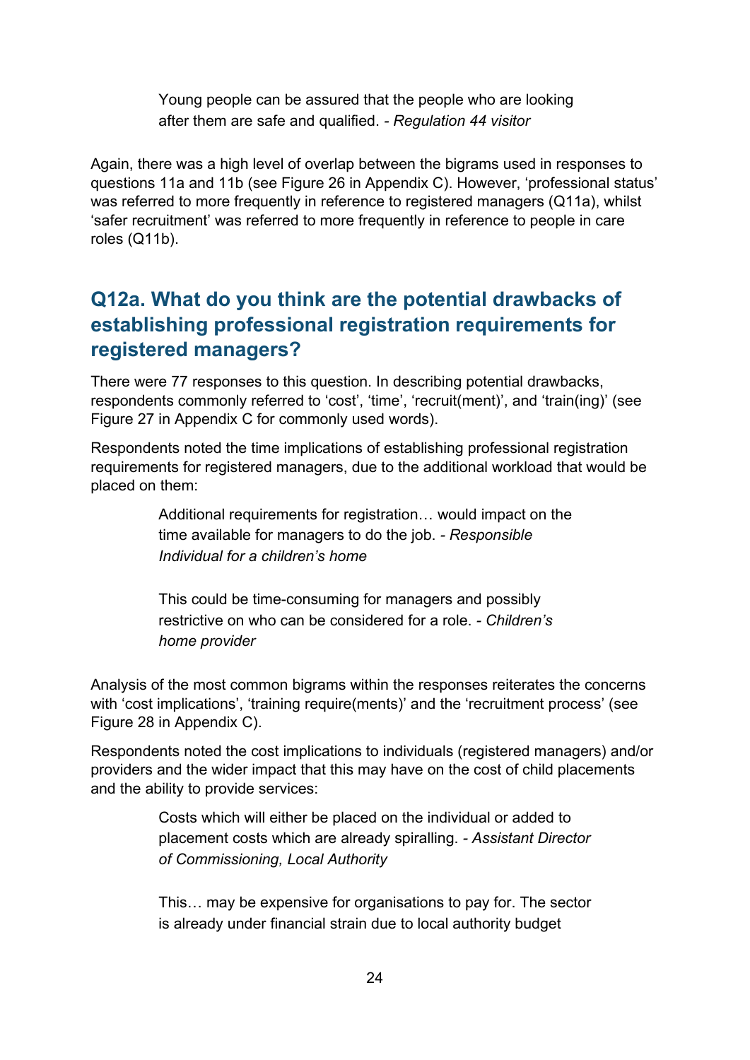> Young people can be assured that the people who are looking after them are safe and qualified. - *Regulation 44 visitor*

Again, there was a high level of overlap between the bigrams used in responses to questions 11a and 11b (see Figure 26 in Appendix C). However, 'professional status' was referred to more frequently in reference to registered managers (Q11a), whilst 'safer recruitment' was referred to more frequently in reference to people in care roles (Q11b).

## Q12a. What do you think are the potential drawbacks of establishing professional registration requirements for registered managers?

There were 77 responses to this question. In describing potential drawbacks, respondents commonly referred to 'cost', 'time', 'recruit(ment)', and 'train(ing)' (see Figure 27 in Appendix C for commonly used words).

Respondents noted the time implications of establishing professional registration requirements for registered managers, due to the additional workload that would be placed on them:

> Additional requirements for registration… would impact on the time available for managers to do the job. - *Responsible Individual for a children's home*

> This could be time-consuming for managers and possibly restrictive on who can be considered for a role. - *Children's home provider*

Analysis of the most common bigrams within the responses reiterates the concerns with 'cost implications', 'training require(ments)' and the 'recruitment process' (see Figure 28 in Appendix C).

Respondents noted the cost implications to individuals (registered managers) and/or providers and the wider impact that this may have on the cost of child placements and the ability to provide services:

> Costs which will either be placed on the individual or added to placement costs which are already spiralling. - *Assistant Director of Commissioning, Local Authority*

> This… may be expensive for organisations to pay for. The sector is already under financial strain due to local authority budget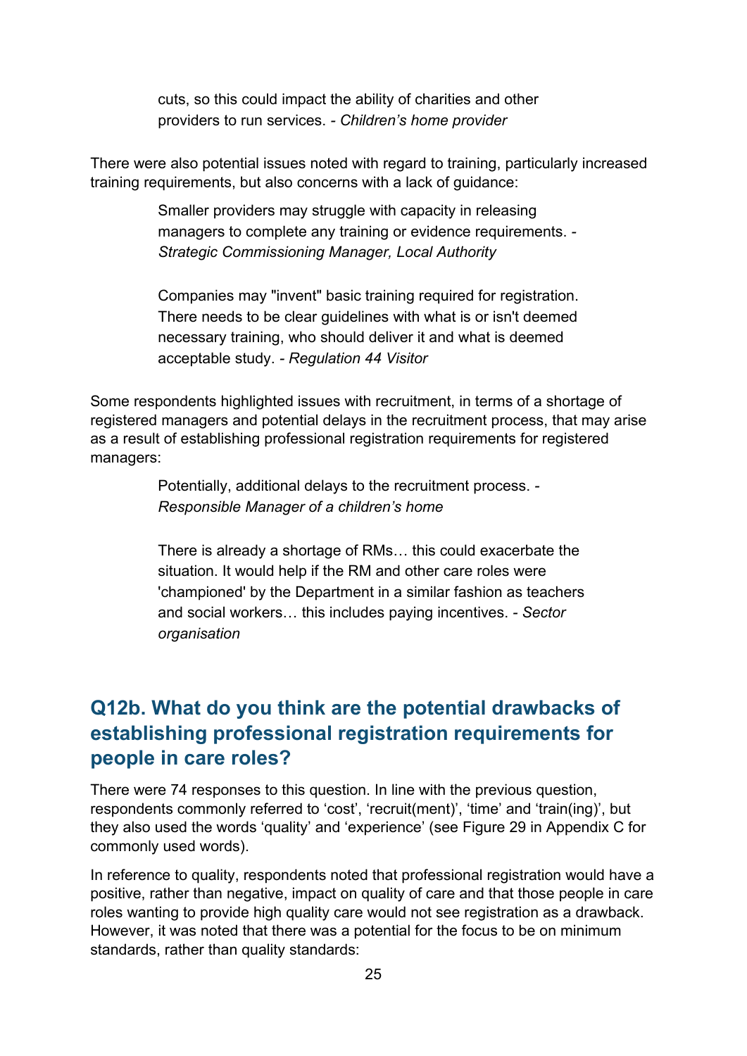> cuts, so this could impact the ability of charities and other providers to run services. - *Children's home provider*

There were also potential issues noted with regard to training, particularly increased training requirements, but also concerns with a lack of guidance:

> Smaller providers may struggle with capacity in releasing managers to complete any training or evidence requirements. - *Strategic Commissioning Manager, Local Authority*

> Companies may "invent" basic training required for registration. There needs to be clear guidelines with what is or isn't deemed necessary training, who should deliver it and what is deemed acceptable study. - *Regulation 44 Visitor*

Some respondents highlighted issues with recruitment, in terms of a shortage of registered managers and potential delays in the recruitment process, that may arise as a result of establishing professional registration requirements for registered managers:

> Potentially, additional delays to the recruitment process. - *Responsible Manager of a children's home*

> There is already a shortage of RMs… this could exacerbate the situation. It would help if the RM and other care roles were 'championed' by the Department in a similar fashion as teachers and social workers… this includes paying incentives. - *Sector organisation*

## Q12b. What do you think are the potential drawbacks of establishing professional registration requirements for people in care roles?

There were 74 responses to this question. In line with the previous question, respondents commonly referred to 'cost', 'recruit(ment)', 'time' and 'train(ing)', but they also used the words 'quality' and 'experience' (see Figure 29 in Appendix C for commonly used words).

In reference to quality, respondents noted that professional registration would have a positive, rather than negative, impact on quality of care and that those people in care roles wanting to provide high quality care would not see registration as a drawback. However, it was noted that there was a potential for the focus to be on minimum standards, rather than quality standards: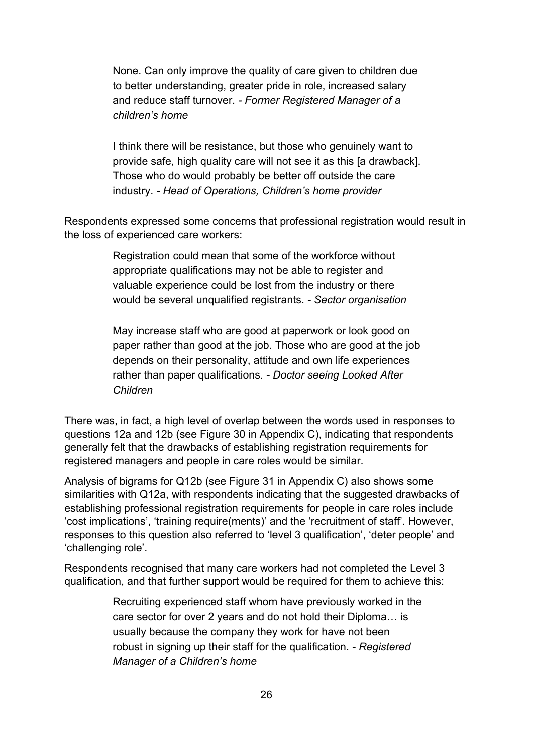> None. Can only improve the quality of care given to children due to better understanding, greater pride in role, increased salary and reduce staff turnover. - *Former Registered Manager of a children's home*

> I think there will be resistance, but those who genuinely want to provide safe, high quality care will not see it as this [a drawback]. Those who do would probably be better off outside the care industry. - *Head of Operations, Children's home provider*

Respondents expressed some concerns that professional registration would result in the loss of experienced care workers:

> Registration could mean that some of the workforce without appropriate qualifications may not be able to register and valuable experience could be lost from the industry or there would be several unqualified registrants. - *Sector organisation*

> May increase staff who are good at paperwork or look good on paper rather than good at the job. Those who are good at the job depends on their personality, attitude and own life experiences rather than paper qualifications. - *Doctor seeing Looked After Children*

There was, in fact, a high level of overlap between the words used in responses to questions 12a and 12b (see Figure 30 in Appendix C), indicating that respondents generally felt that the drawbacks of establishing registration requirements for registered managers and people in care roles would be similar.

Analysis of bigrams for Q12b (see Figure 31 in Appendix C) also shows some similarities with Q12a, with respondents indicating that the suggested drawbacks of establishing professional registration requirements for people in care roles include 'cost implications', 'training require(ments)' and the 'recruitment of staff'. However, responses to this question also referred to 'level 3 qualification', 'deter people' and 'challenging role'.

Respondents recognised that many care workers had not completed the Level 3 qualification, and that further support would be required for them to achieve this:

> Recruiting experienced staff whom have previously worked in the care sector for over 2 years and do not hold their Diploma… is usually because the company they work for have not been robust in signing up their staff for the qualification. - *Registered Manager of a Children's home*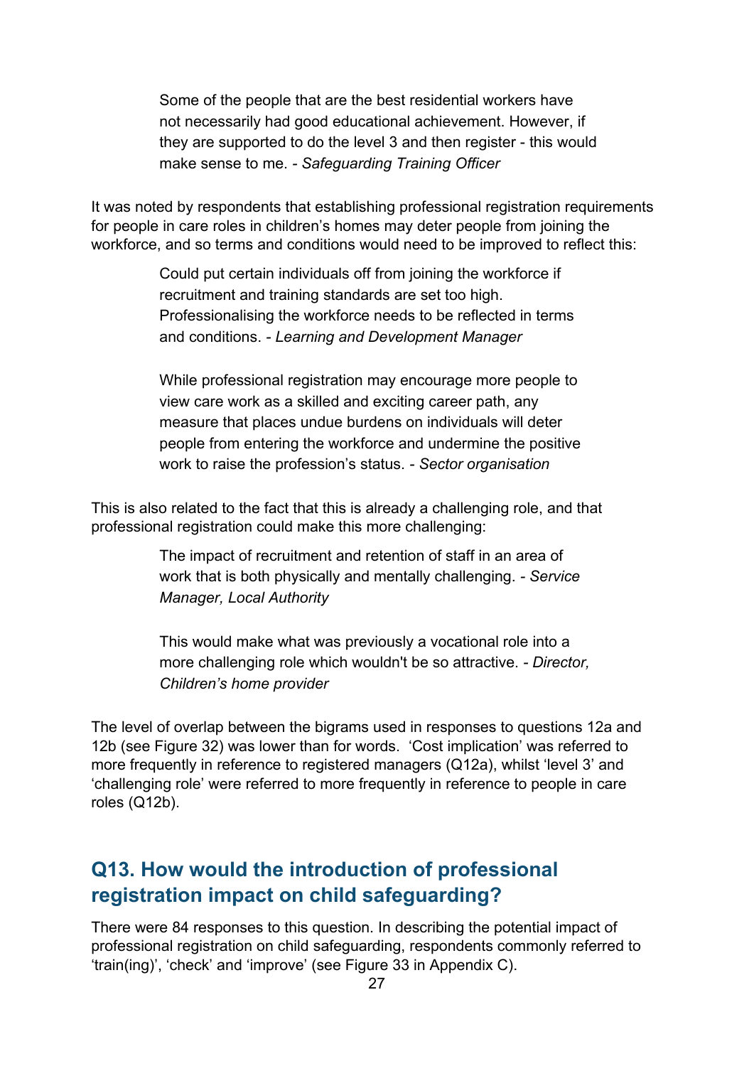> Some of the people that are the best residential workers have not necessarily had good educational achievement. However, if they are supported to do the level 3 and then register - this would make sense to me. - *Safeguarding Training Officer*

It was noted by respondents that establishing professional registration requirements for people in care roles in children's homes may deter people from joining the workforce, and so terms and conditions would need to be improved to reflect this:

> Could put certain individuals off from joining the workforce if recruitment and training standards are set too high. Professionalising the workforce needs to be reflected in terms and conditions. - *Learning and Development Manager*

> While professional registration may encourage more people to view care work as a skilled and exciting career path, any measure that places undue burdens on individuals will deter people from entering the workforce and undermine the positive work to raise the profession's status. - *Sector organisation*

This is also related to the fact that this is already a challenging role, and that professional registration could make this more challenging:

> The impact of recruitment and retention of staff in an area of work that is both physically and mentally challenging. - *Service Manager, Local Authority*

> This would make what was previously a vocational role into a more challenging role which wouldn't be so attractive. - *Director, Children's home provider*

The level of overlap between the bigrams used in responses to questions 12a and 12b (see Figure 32) was lower than for words. 'Cost implication' was referred to more frequently in reference to registered managers (Q12a), whilst 'level 3' and 'challenging role' were referred to more frequently in reference to people in care roles (Q12b).

## Q13. How would the introduction of professional registration impact on child safeguarding?

There were 84 responses to this question. In describing the potential impact of professional registration on child safeguarding, respondents commonly referred to 'train(ing)', 'check' and 'improve' (see Figure 33 in Appendix C).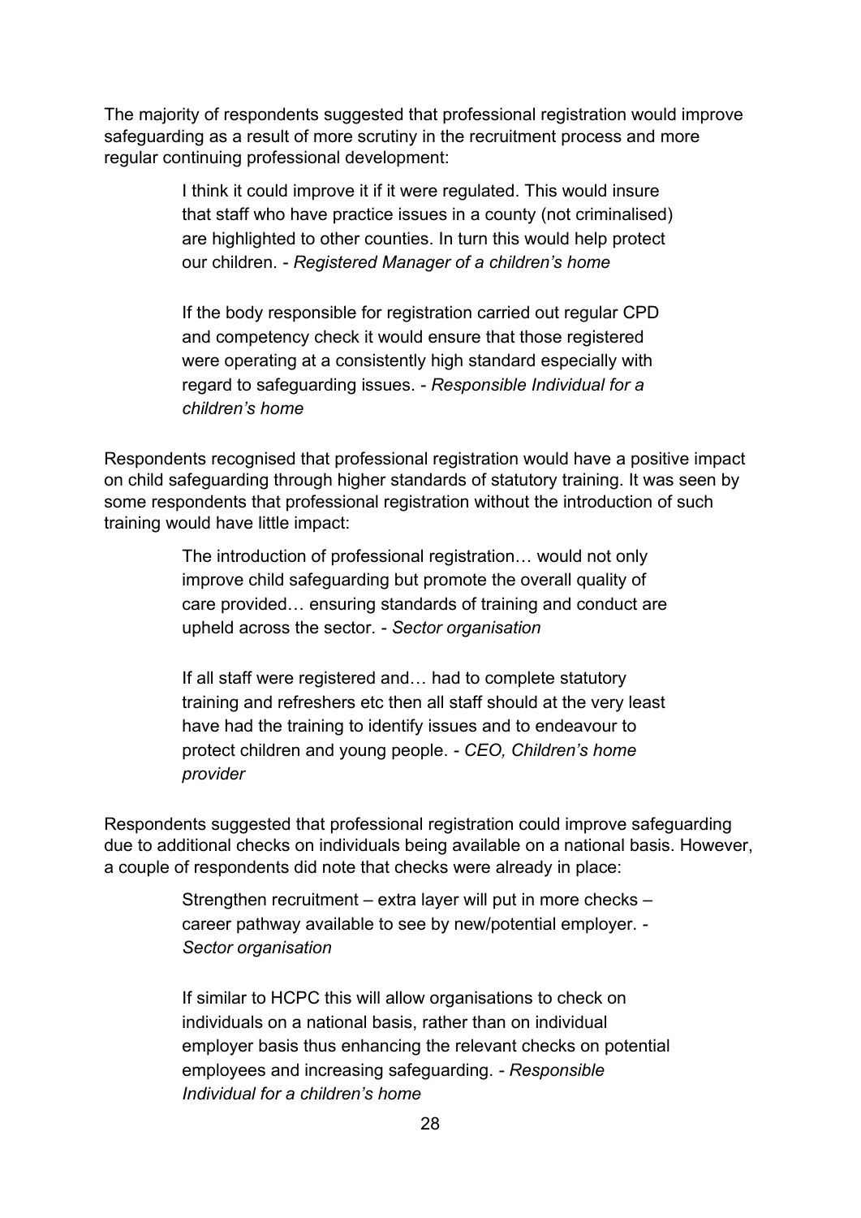The majority of respondents suggested that professional registration would improve safeguarding as a result of more scrutiny in the recruitment process and more regular continuing professional development:

> I think it could improve it if it were regulated. This would insure that staff who have practice issues in a county (not criminalised) are highlighted to other counties. In turn this would help protect our children. - *Registered Manager of a children's home*

> If the body responsible for registration carried out regular CPD and competency check it would ensure that those registered were operating at a consistently high standard especially with regard to safeguarding issues. - *Responsible Individual for a children's home*

Respondents recognised that professional registration would have a positive impact on child safeguarding through higher standards of statutory training. It was seen by some respondents that professional registration without the introduction of such training would have little impact:

> The introduction of professional registration… would not only improve child safeguarding but promote the overall quality of care provided… ensuring standards of training and conduct are upheld across the sector. - *Sector organisation*

> If all staff were registered and… had to complete statutory training and refreshers etc then all staff should at the very least have had the training to identify issues and to endeavour to protect children and young people. - *CEO, Children's home provider*

Respondents suggested that professional registration could improve safeguarding due to additional checks on individuals being available on a national basis. However, a couple of respondents did note that checks were already in place:

> Strengthen recruitment – extra layer will put in more checks – career pathway available to see by new/potential employer. - *Sector organisation*

> If similar to HCPC this will allow organisations to check on individuals on a national basis, rather than on individual employer basis thus enhancing the relevant checks on potential employees and increasing safeguarding. - *Responsible Individual for a children's home*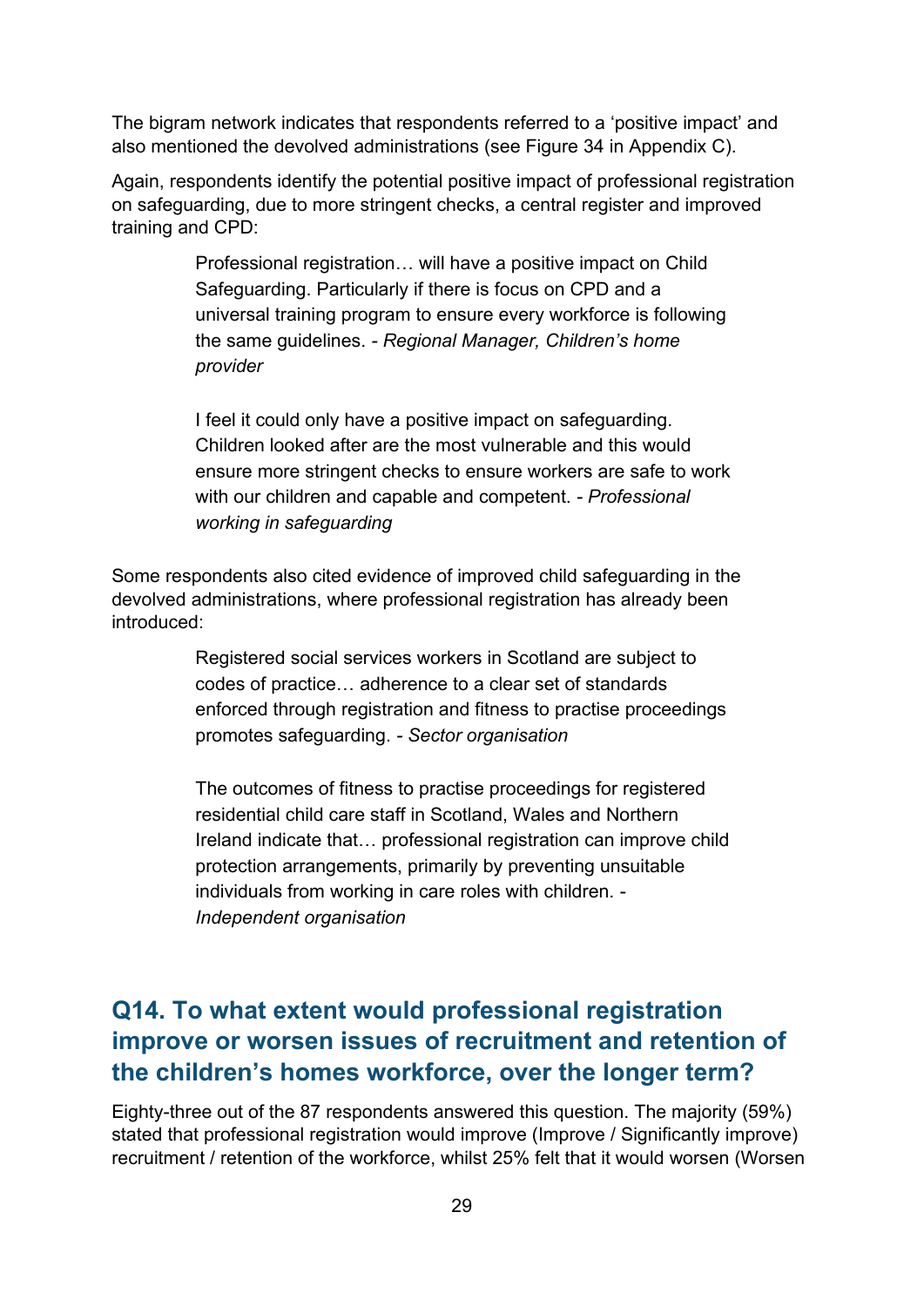The bigram network indicates that respondents referred to a 'positive impact' and also mentioned the devolved administrations (see Figure 34 in Appendix C).

Again, respondents identify the potential positive impact of professional registration on safeguarding, due to more stringent checks, a central register and improved training and CPD:

> Professional registration… will have a positive impact on Child Safeguarding. Particularly if there is focus on CPD and a universal training program to ensure every workforce is following the same guidelines. - *Regional Manager, Children's home provider*

> I feel it could only have a positive impact on safeguarding. Children looked after are the most vulnerable and this would ensure more stringent checks to ensure workers are safe to work with our children and capable and competent. - *Professional working in safeguarding*

Some respondents also cited evidence of improved child safeguarding in the devolved administrations, where professional registration has already been introduced:

> Registered social services workers in Scotland are subject to codes of practice… adherence to a clear set of standards enforced through registration and fitness to practise proceedings promotes safeguarding. - *Sector organisation*

> The outcomes of fitness to practise proceedings for registered residential child care staff in Scotland, Wales and Northern Ireland indicate that… professional registration can improve child protection arrangements, primarily by preventing unsuitable individuals from working in care roles with children. - *Independent organisation*

## Q14. To what extent would professional registration improve or worsen issues of recruitment and retention of the children's homes workforce, over the longer term?

Eighty-three out of the 87 respondents answered this question. The majority (59%) stated that professional registration would improve (Improve / Significantly improve) recruitment / retention of the workforce, whilst 25% felt that it would worsen (Worsen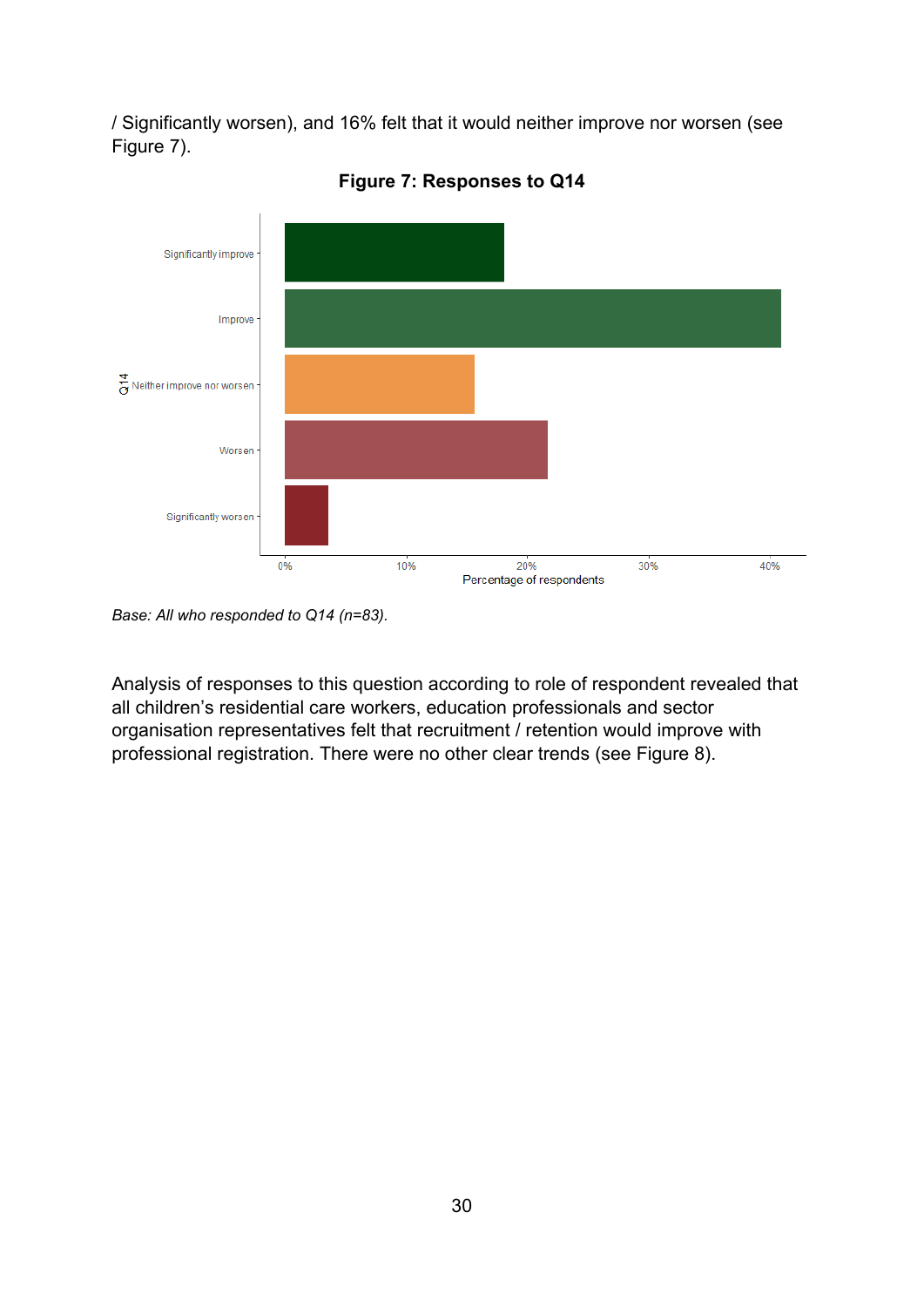/ Significantly worsen), and 16% felt that it would neither improve nor worsen (see Figure 7).

**Figure 7: Responses to Q14**

*Base: All who responded to Q14 (n=83).*

Analysis of responses to this question according to role of respondent revealed that all children's residential care workers, education professionals and sector organisation representatives felt that recruitment / retention would improve with professional registration. There were no other clear trends (see Figure 8).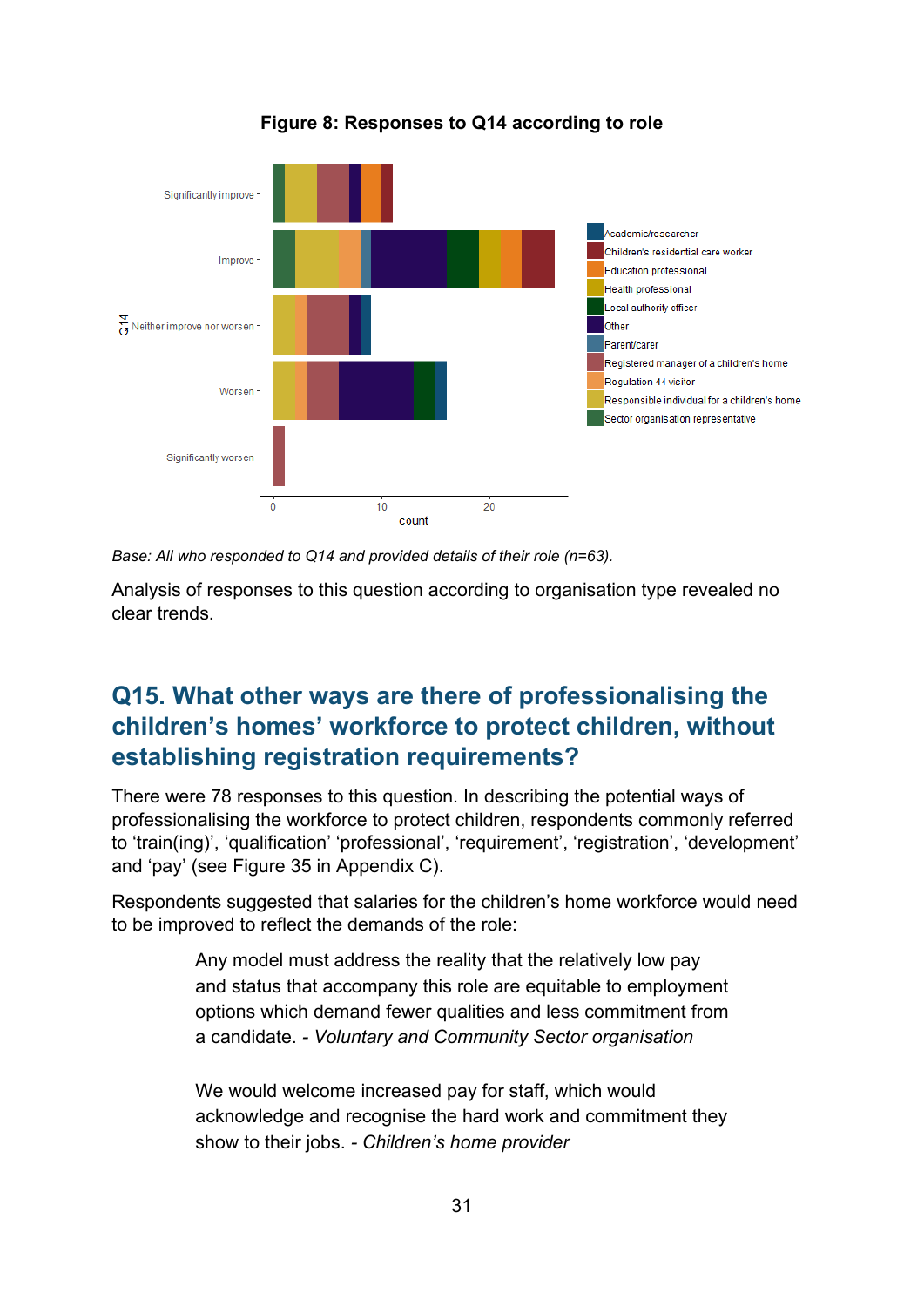**Figure 8: Responses to Q14 according to role**

*Base: All who responded to Q14 and provided details of their role (n=63).*

Analysis of responses to this question according to organisation type revealed no clear trends.

## Q15. What other ways are there of professionalising the children's homes' workforce to protect children, without establishing registration requirements?

There were 78 responses to this question. In describing the potential ways of professionalising the workforce to protect children, respondents commonly referred to 'train(ing)', 'qualification' 'professional', 'requirement', 'registration', 'development' and 'pay' (see Figure 35 in Appendix C).

Respondents suggested that salaries for the children's home workforce would need to be improved to reflect the demands of the role:

> Any model must address the reality that the relatively low pay and status that accompany this role are equitable to employment options which demand fewer qualities and less commitment from a candidate. - *Voluntary and Community Sector organisation*

> We would welcome increased pay for staff, which would acknowledge and recognise the hard work and commitment they show to their jobs. - *Children's home provider*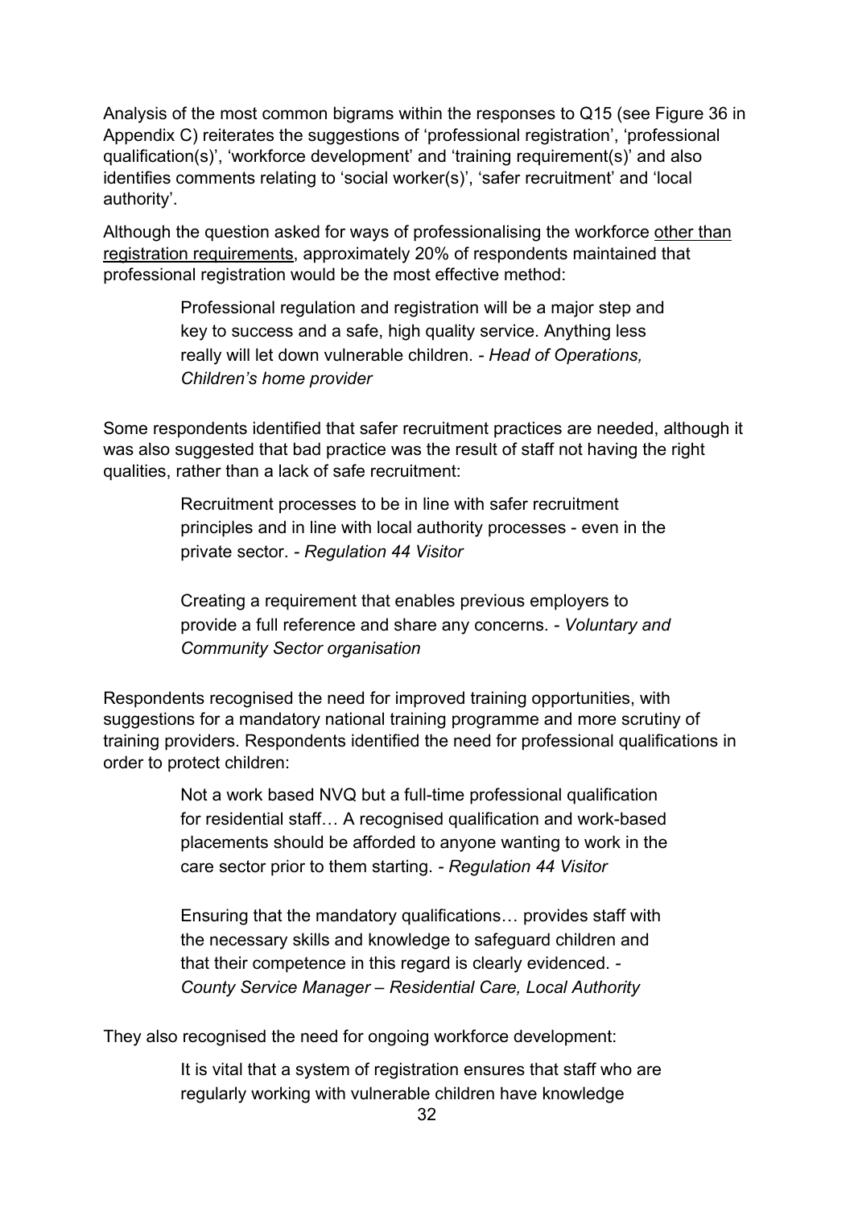Analysis of the most common bigrams within the responses to Q15 (see Figure 36 in Appendix C) reiterates the suggestions of 'professional registration', 'professional qualification(s)', 'workforce development' and 'training requirement(s)' and also identifies comments relating to 'social worker(s)', 'safer recruitment' and 'local authority'.

Although the question asked for ways of professionalising the workforce <u>other than registration requirements</u>, approximately 20% of respondents maintained that professional registration would be the most effective method:

> Professional regulation and registration will be a major step and key to success and a safe, high quality service. Anything less really will let down vulnerable children. - *Head of Operations, Children's home provider*

Some respondents identified that safer recruitment practices are needed, although it was also suggested that bad practice was the result of staff not having the right qualities, rather than a lack of safe recruitment:

> Recruitment processes to be in line with safer recruitment principles and in line with local authority processes - even in the private sector. - *Regulation 44 Visitor*

> Creating a requirement that enables previous employers to provide a full reference and share any concerns. - *Voluntary and Community Sector organisation*

Respondents recognised the need for improved training opportunities, with suggestions for a mandatory national training programme and more scrutiny of training providers. Respondents identified the need for professional qualifications in order to protect children:

> Not a work based NVQ but a full-time professional qualification for residential staff… A recognised qualification and work-based placements should be afforded to anyone wanting to work in the care sector prior to them starting. - *Regulation 44 Visitor*

> Ensuring that the mandatory qualifications… provides staff with the necessary skills and knowledge to safeguard children and that their competence in this regard is clearly evidenced. - *County Service Manager – Residential Care, Local Authority*

They also recognised the need for ongoing workforce development:

> It is vital that a system of registration ensures that staff who are regularly working with vulnerable children have knowledge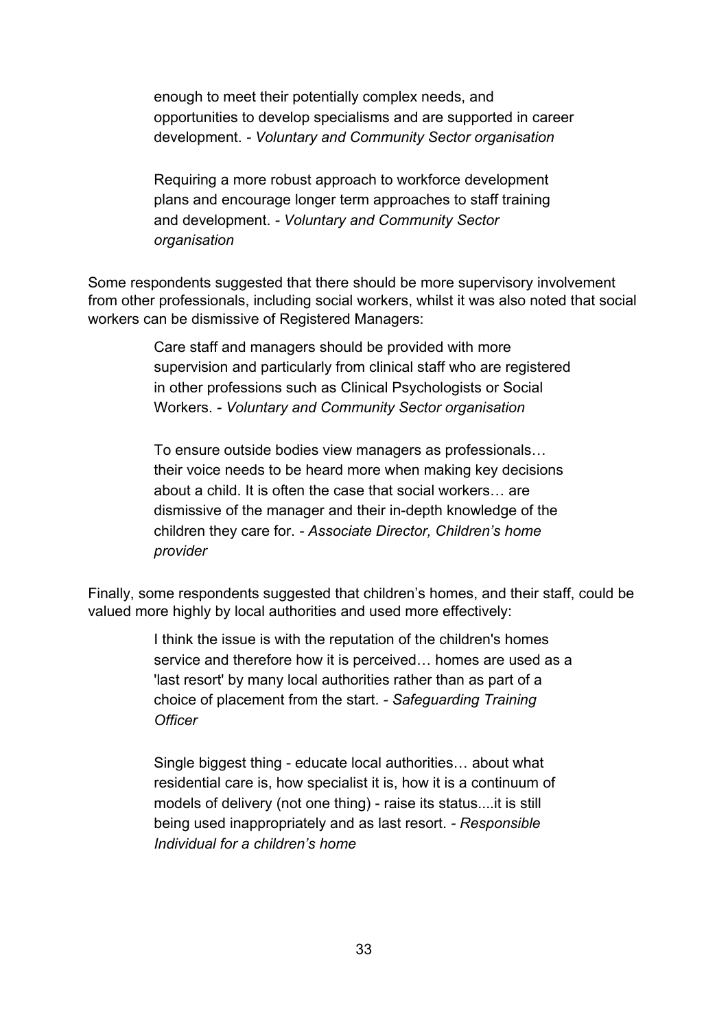> enough to meet their potentially complex needs, and opportunities to develop specialisms and are supported in career development. - *Voluntary and Community Sector organisation*

> Requiring a more robust approach to workforce development plans and encourage longer term approaches to staff training and development. - *Voluntary and Community Sector organisation*

Some respondents suggested that there should be more supervisory involvement from other professionals, including social workers, whilst it was also noted that social workers can be dismissive of Registered Managers:

> Care staff and managers should be provided with more supervision and particularly from clinical staff who are registered in other professions such as Clinical Psychologists or Social Workers. - *Voluntary and Community Sector organisation*

> To ensure outside bodies view managers as professionals… their voice needs to be heard more when making key decisions about a child. It is often the case that social workers… are dismissive of the manager and their in-depth knowledge of the children they care for. - *Associate Director, Children's home provider*

Finally, some respondents suggested that children's homes, and their staff, could be valued more highly by local authorities and used more effectively:

> I think the issue is with the reputation of the children's homes service and therefore how it is perceived… homes are used as a 'last resort' by many local authorities rather than as part of a choice of placement from the start. - *Safeguarding Training Officer*

> Single biggest thing - educate local authorities… about what residential care is, how specialist it is, how it is a continuum of models of delivery (not one thing) - raise its status....it is still being used inappropriately and as last resort. - *Responsible Individual for a children's home*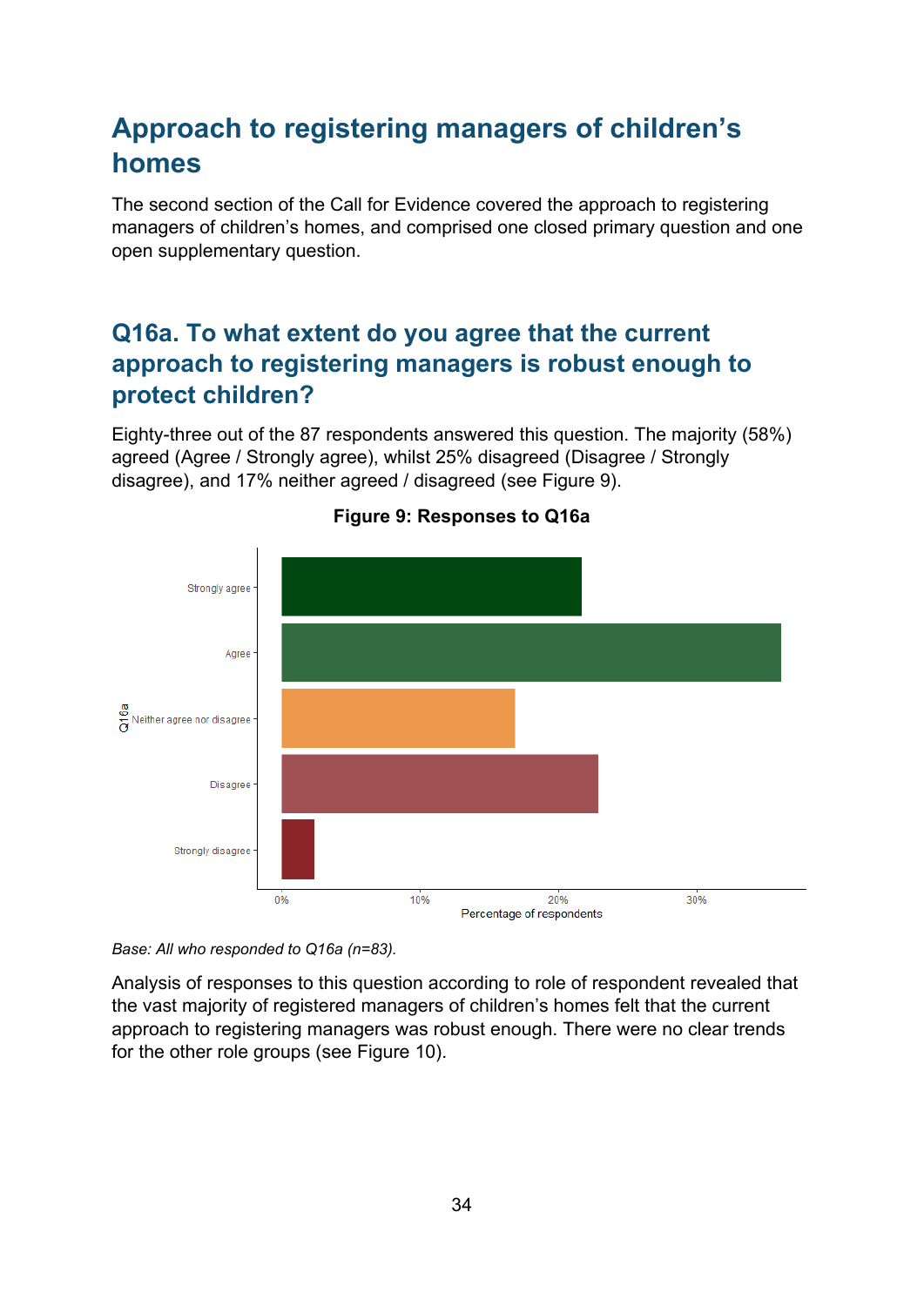## Approach to registering managers of children's homes

The second section of the Call for Evidence covered the approach to registering managers of children's homes, and comprised one closed primary question and one open supplementary question.

### Q16a. To what extent do you agree that the current approach to registering managers is robust enough to protect children?

Eighty-three out of the 87 respondents answered this question. The majority (58%) agreed (Agree / Strongly agree), whilst 25% disagreed (Disagree / Strongly disagree), and 17% neither agreed / disagreed (see Figure 9).

**Figure 9: Responses to Q16a**

*Base: All who responded to Q16a (n=83).*

Analysis of responses to this question according to role of respondent revealed that the vast majority of registered managers of children's homes felt that the current approach to registering managers was robust enough. There were no clear trends for the other role groups (see Figure 10).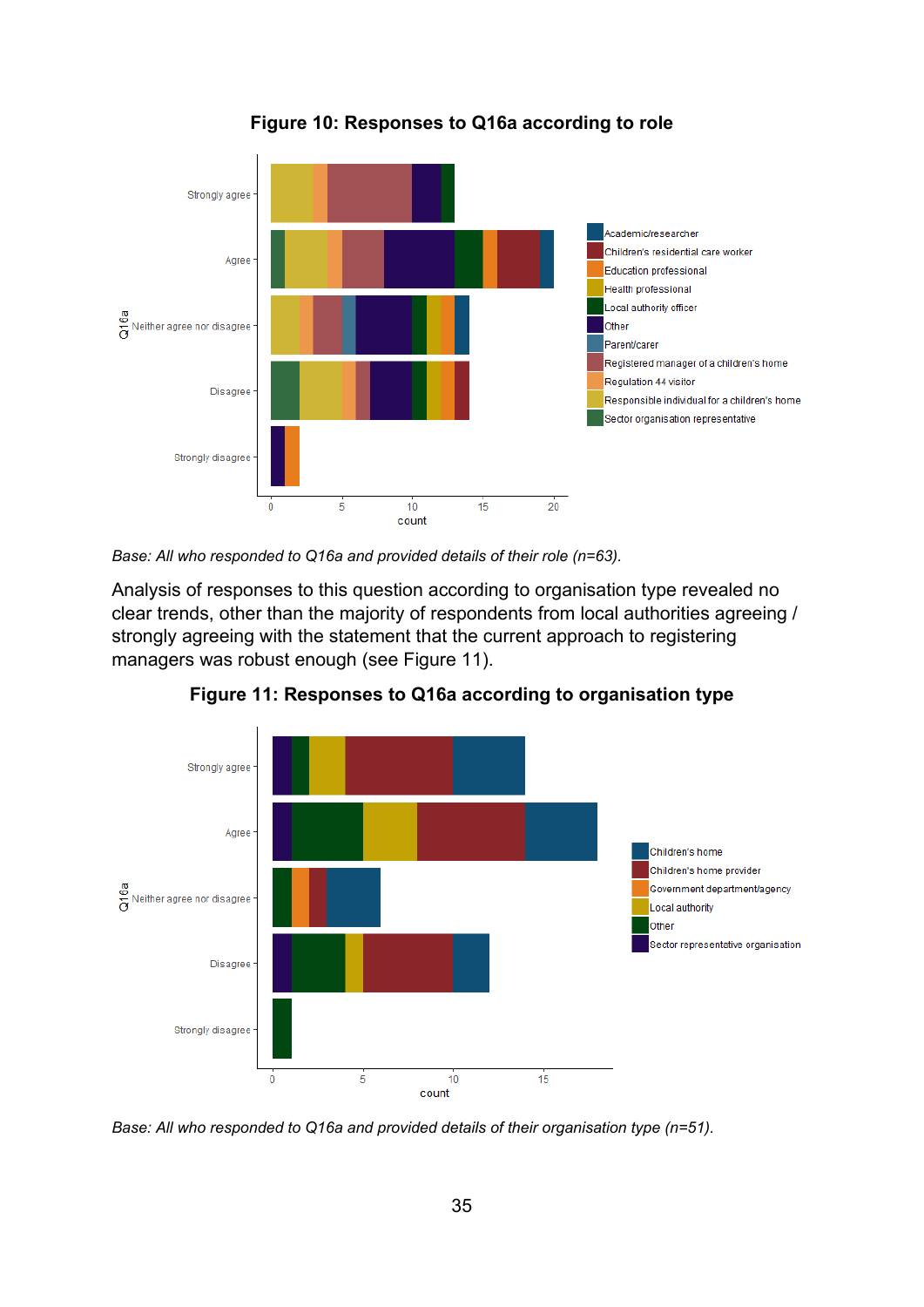**Figure 10: Responses to Q16a according to role**

*Base: All who responded to Q16a and provided details of their role (n=63).*

Analysis of responses to this question according to organisation type revealed no clear trends, other than the majority of respondents from local authorities agreeing / strongly agreeing with the statement that the current approach to registering managers was robust enough (see Figure 11).

**Figure 11: Responses to Q16a according to organisation type**

*Base: All who responded to Q16a and provided details of their organisation type (n=51).*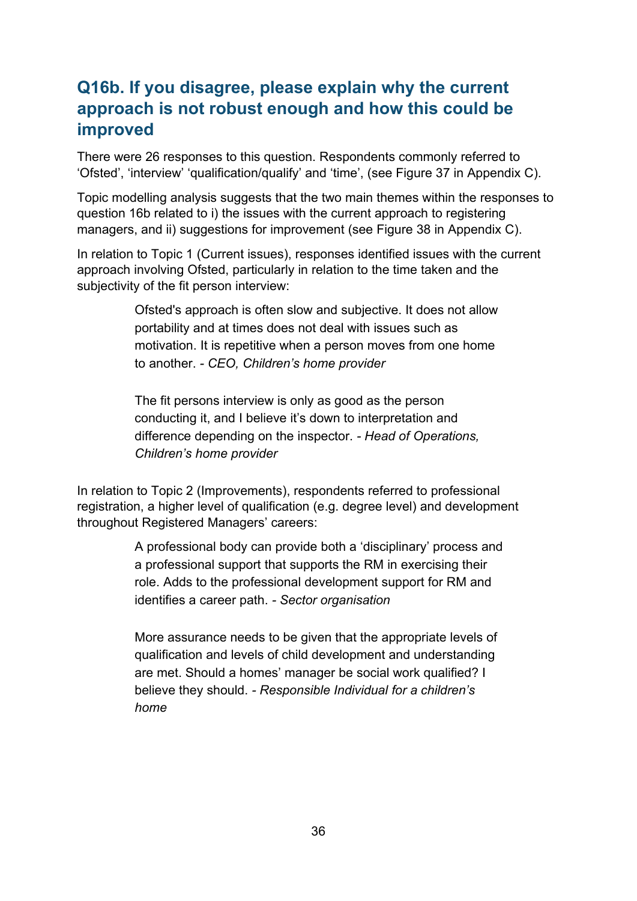## Q16b. If you disagree, please explain why the current approach is not robust enough and how this could be improved

There were 26 responses to this question. Respondents commonly referred to 'Ofsted', 'interview' 'qualification/qualify' and 'time', (see Figure 37 in Appendix C).

Topic modelling analysis suggests that the two main themes within the responses to question 16b related to i) the issues with the current approach to registering managers, and ii) suggestions for improvement (see Figure 38 in Appendix C).

In relation to Topic 1 (Current issues), responses identified issues with the current approach involving Ofsted, particularly in relation to the time taken and the subjectivity of the fit person interview:

> Ofsted's approach is often slow and subjective. It does not allow portability and at times does not deal with issues such as motivation. It is repetitive when a person moves from one home to another. - *CEO, Children's home provider*

> The fit persons interview is only as good as the person conducting it, and I believe it's down to interpretation and difference depending on the inspector. - *Head of Operations, Children's home provider*

In relation to Topic 2 (Improvements), respondents referred to professional registration, a higher level of qualification (e.g. degree level) and development throughout Registered Managers' careers:

> A professional body can provide both a 'disciplinary' process and a professional support that supports the RM in exercising their role. Adds to the professional development support for RM and identifies a career path. - *Sector organisation*

> More assurance needs to be given that the appropriate levels of qualification and levels of child development and understanding are met. Should a homes' manager be social work qualified? I believe they should. - *Responsible Individual for a children's home*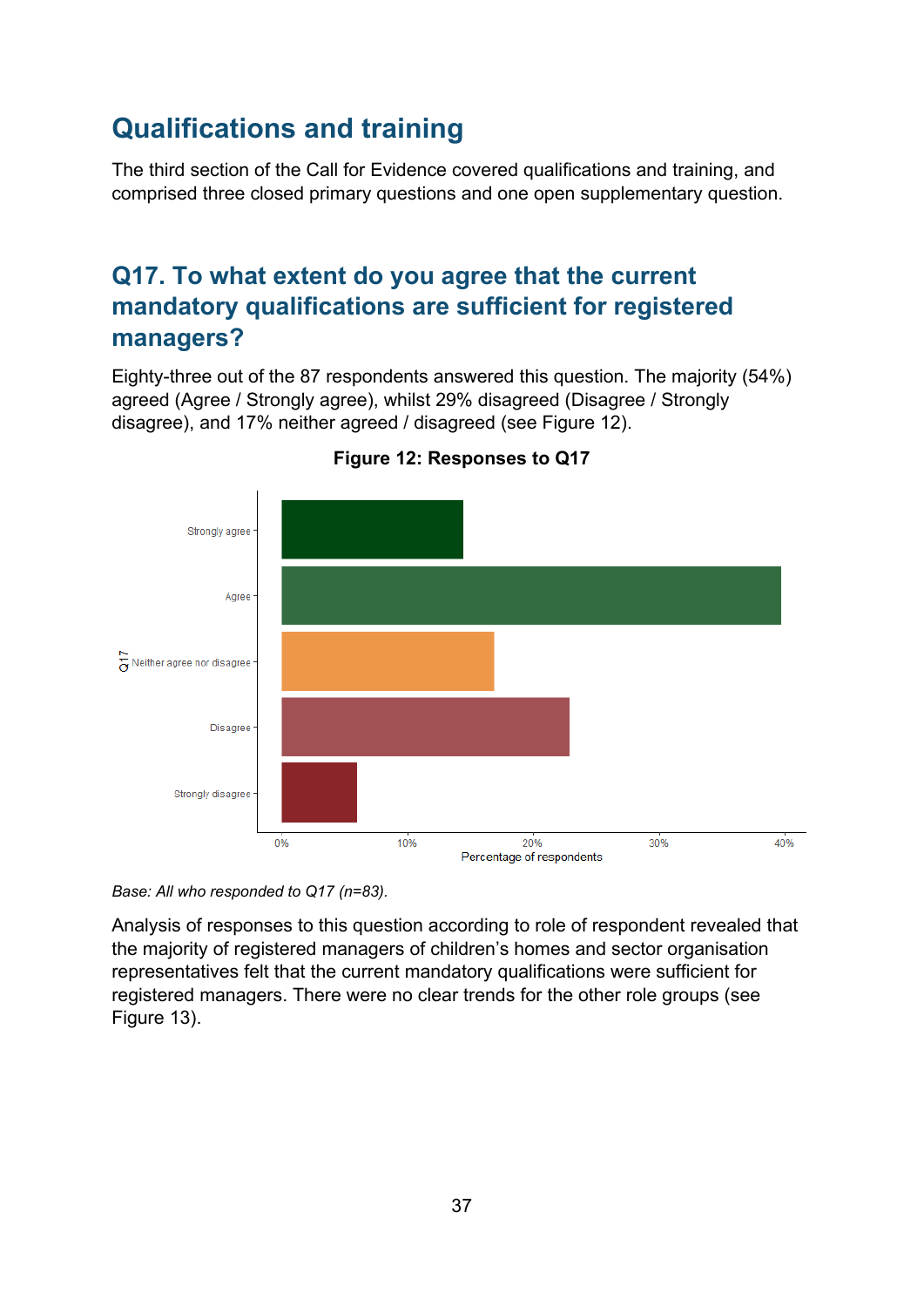# Qualifications and training

The third section of the Call for Evidence covered qualifications and training, and comprised three closed primary questions and one open supplementary question.

## Q17. To what extent do you agree that the current mandatory qualifications are sufficient for registered managers?

Eighty-three out of the 87 respondents answered this question. The majority (54%) agreed (Agree / Strongly agree), whilst 29% disagreed (Disagree / Strongly disagree), and 17% neither agreed / disagreed (see Figure 12).

**Figure 12: Responses to Q17**

*Base: All who responded to Q17 (n=83).*

Analysis of responses to this question according to role of respondent revealed that the majority of registered managers of children's homes and sector organisation representatives felt that the current mandatory qualifications were sufficient for registered managers. There were no clear trends for the other role groups (see Figure 13).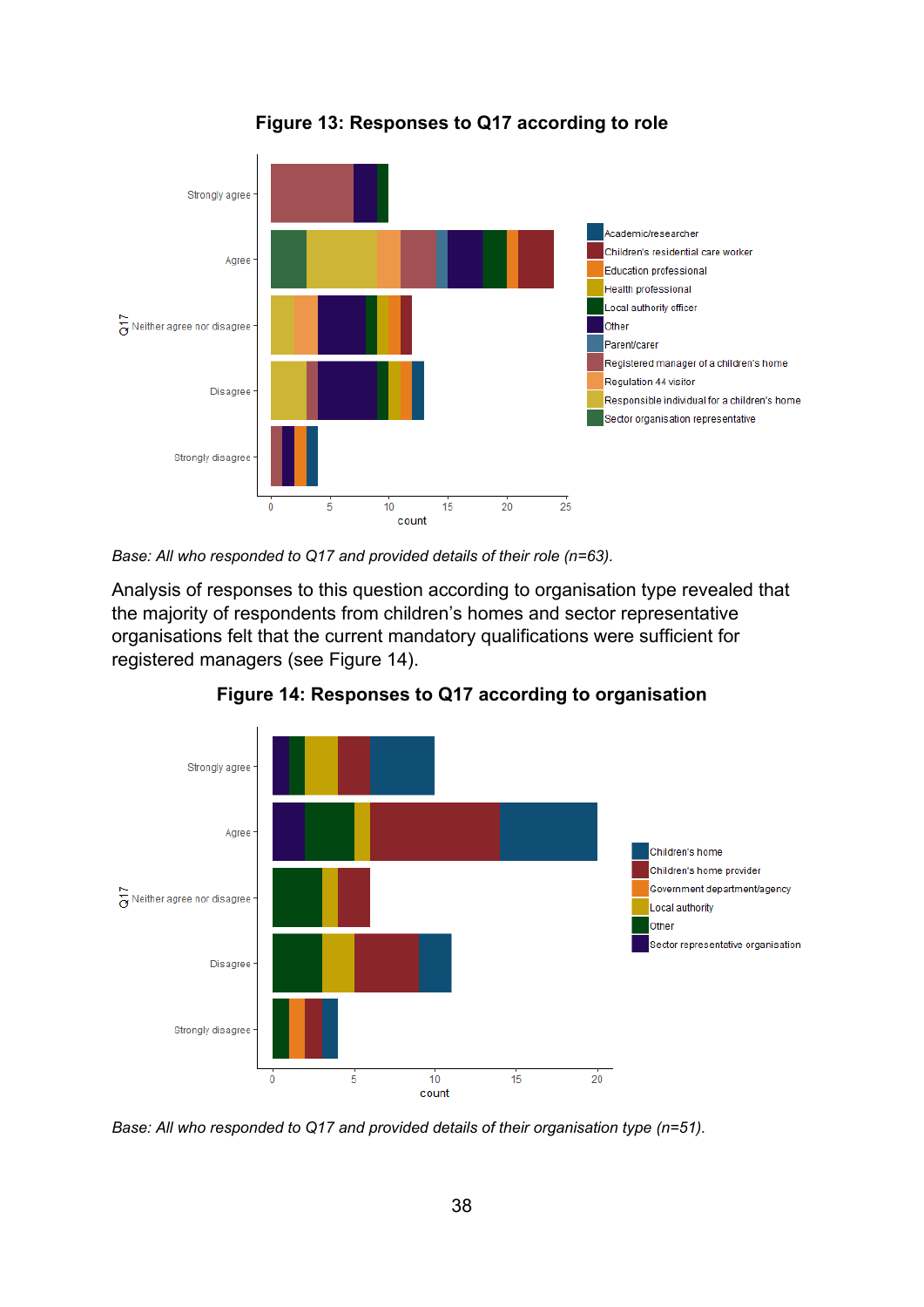**Figure 13: Responses to Q17 according to role**

*Base: All who responded to Q17 and provided details of their role (n=63).*

Analysis of responses to this question according to organisation type revealed that the majority of respondents from children's homes and sector representative organisations felt that the current mandatory qualifications were sufficient for registered managers (see Figure 14).

**Figure 14: Responses to Q17 according to organisation**

*Base: All who responded to Q17 and provided details of their organisation type (n=51).*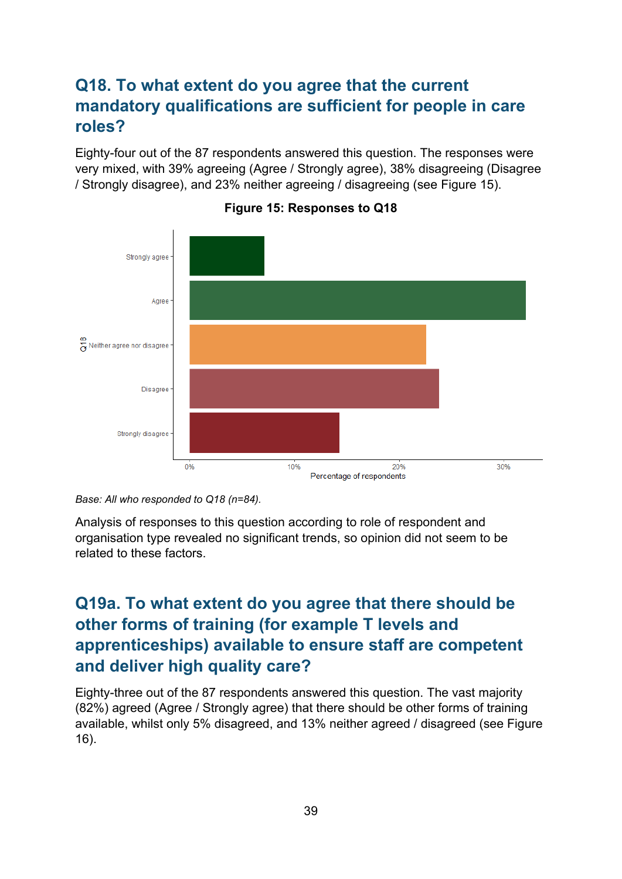## Q18. To what extent do you agree that the current mandatory qualifications are sufficient for people in care roles?

Eighty-four out of the 87 respondents answered this question. The responses were very mixed, with 39% agreeing (Agree / Strongly agree), 38% disagreeing (Disagree / Strongly disagree), and 23% neither agreeing / disagreeing (see Figure 15).

**Figure 15: Responses to Q18**

*Base: All who responded to Q18 (n=84).*

Analysis of responses to this question according to role of respondent and organisation type revealed no significant trends, so opinion did not seem to be related to these factors.

## Q19a. To what extent do you agree that there should be other forms of training (for example T levels and apprenticeships) available to ensure staff are competent and deliver high quality care?

Eighty-three out of the 87 respondents answered this question. The vast majority (82%) agreed (Agree / Strongly agree) that there should be other forms of training available, whilst only 5% disagreed, and 13% neither agreed / disagreed (see Figure 16).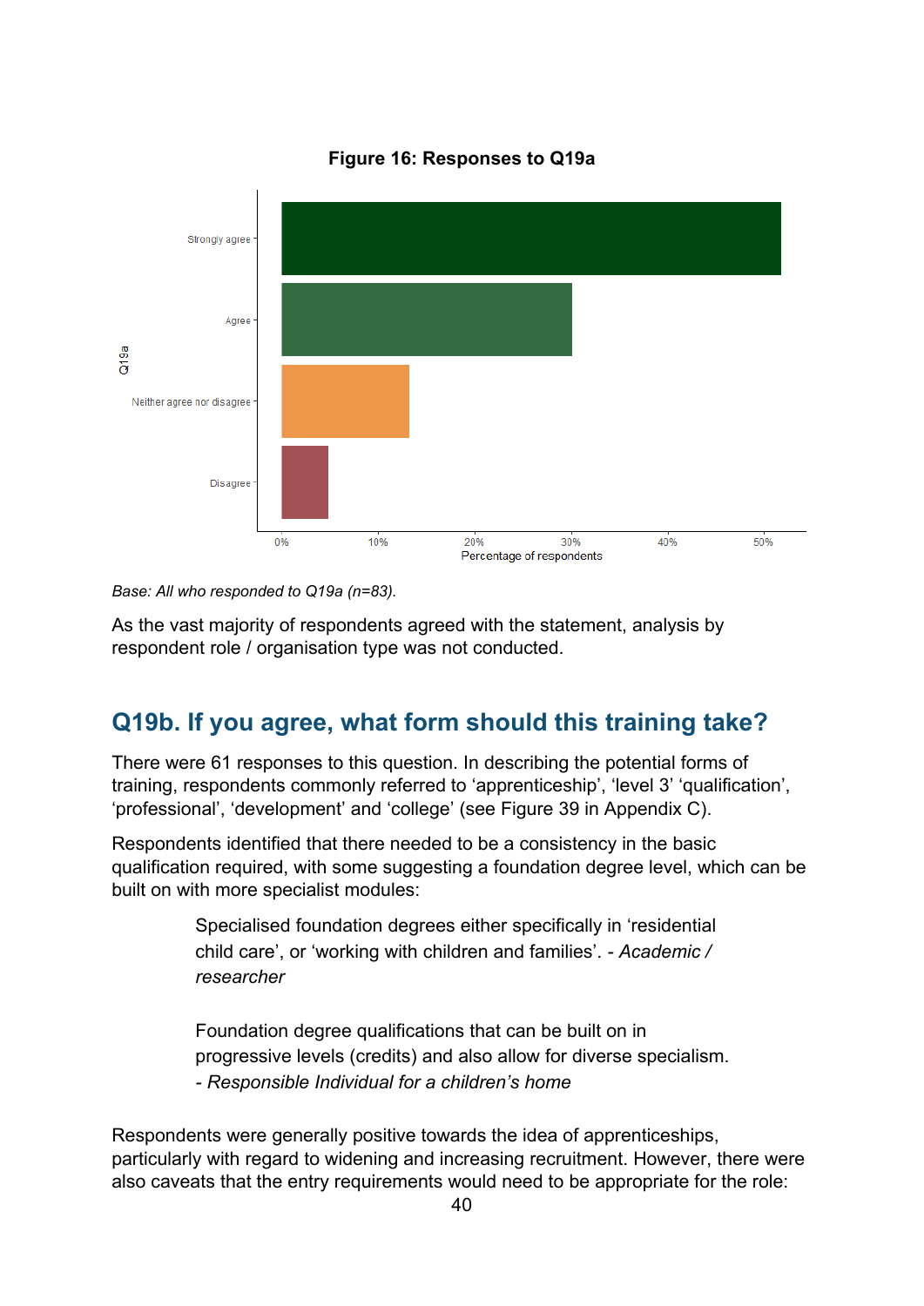**Figure 16: Responses to Q19a**

Base: *All who responded to Q19a (n=83).*

As the vast majority of respondents agreed with the statement, analysis by respondent role / organisation type was not conducted.

## Q19b. If you agree, what form should this training take?

There were 61 responses to this question. In describing the potential forms of training, respondents commonly referred to 'apprenticeship', 'level 3' 'qualification', 'professional', 'development' and 'college' (see Figure 39 in Appendix C).

Respondents identified that there needed to be a consistency in the basic qualification required, with some suggesting a foundation degree level, which can be built on with more specialist modules:

> Specialised foundation degrees either specifically in 'residential child care', or 'working with children and families'. - *Academic / researcher*

> Foundation degree qualifications that can be built on in progressive levels (credits) and also allow for diverse specialism. - *Responsible Individual for a children's home*

Respondents were generally positive towards the idea of apprenticeships, particularly with regard to widening and increasing recruitment. However, there were also caveats that the entry requirements would need to be appropriate for the role: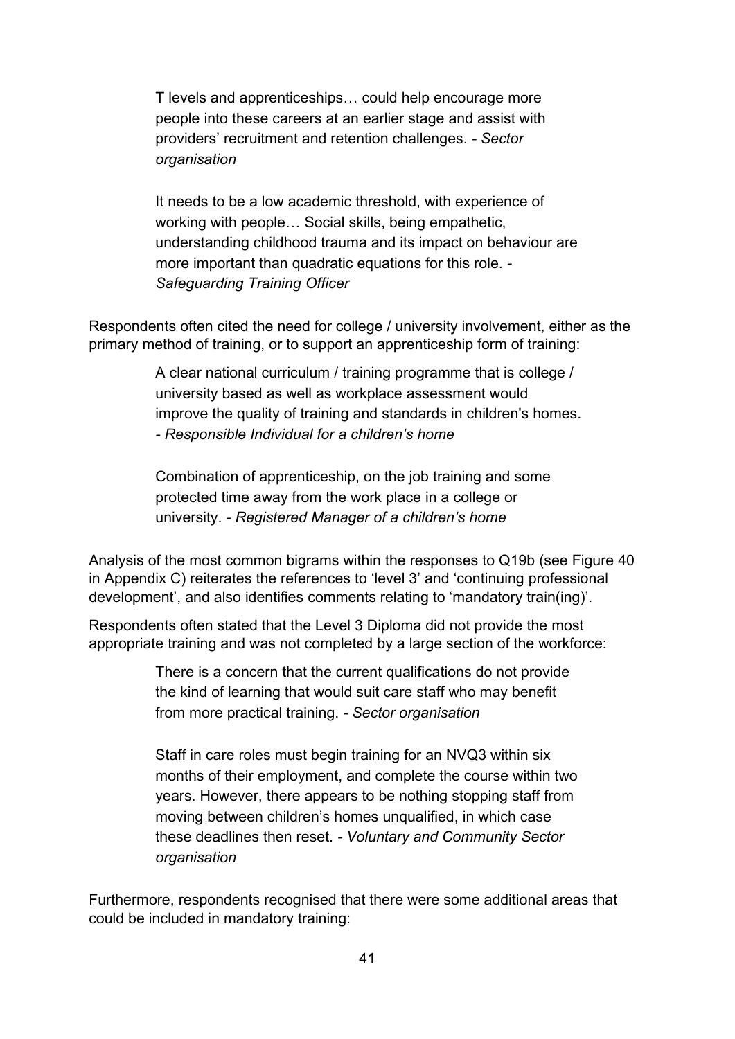> T levels and apprenticeships… could help encourage more people into these careers at an earlier stage and assist with providers' recruitment and retention challenges. - *Sector organisation*

> It needs to be a low academic threshold, with experience of working with people… Social skills, being empathetic, understanding childhood trauma and its impact on behaviour are more important than quadratic equations for this role. - *Safeguarding Training Officer*

Respondents often cited the need for college / university involvement, either as the primary method of training, or to support an apprenticeship form of training:

> A clear national curriculum / training programme that is college / university based as well as workplace assessment would improve the quality of training and standards in children's homes. - *Responsible Individual for a children's home*

> Combination of apprenticeship, on the job training and some protected time away from the work place in a college or university. - *Registered Manager of a children's home*

Analysis of the most common bigrams within the responses to Q19b (see Figure 40 in Appendix C) reiterates the references to 'level 3' and 'continuing professional development', and also identifies comments relating to 'mandatory train(ing)'.

Respondents often stated that the Level 3 Diploma did not provide the most appropriate training and was not completed by a large section of the workforce:

> There is a concern that the current qualifications do not provide the kind of learning that would suit care staff who may benefit from more practical training. - *Sector organisation*

> Staff in care roles must begin training for an NVQ3 within six months of their employment, and complete the course within two years. However, there appears to be nothing stopping staff from moving between children's homes unqualified, in which case these deadlines then reset. - *Voluntary and Community Sector organisation*

Furthermore, respondents recognised that there were some additional areas that could be included in mandatory training: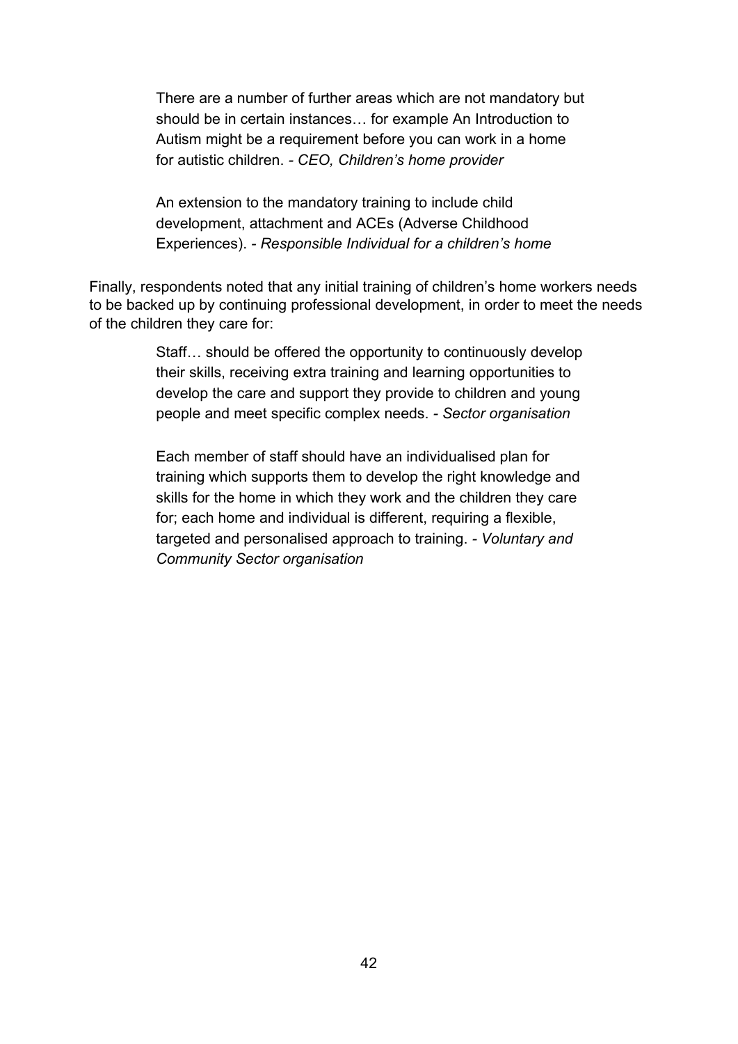> There are a number of further areas which are not mandatory but should be in certain instances… for example An Introduction to Autism might be a requirement before you can work in a home for autistic children. - *CEO, Children's home provider*

> An extension to the mandatory training to include child development, attachment and ACEs (Adverse Childhood Experiences). - *Responsible Individual for a children's home*

Finally, respondents noted that any initial training of children's home workers needs to be backed up by continuing professional development, in order to meet the needs of the children they care for:

> Staff… should be offered the opportunity to continuously develop their skills, receiving extra training and learning opportunities to develop the care and support they provide to children and young people and meet specific complex needs. - *Sector organisation*

> Each member of staff should have an individualised plan for training which supports them to develop the right knowledge and skills for the home in which they work and the children they care for; each home and individual is different, requiring a flexible, targeted and personalised approach to training. - *Voluntary and Community Sector organisation*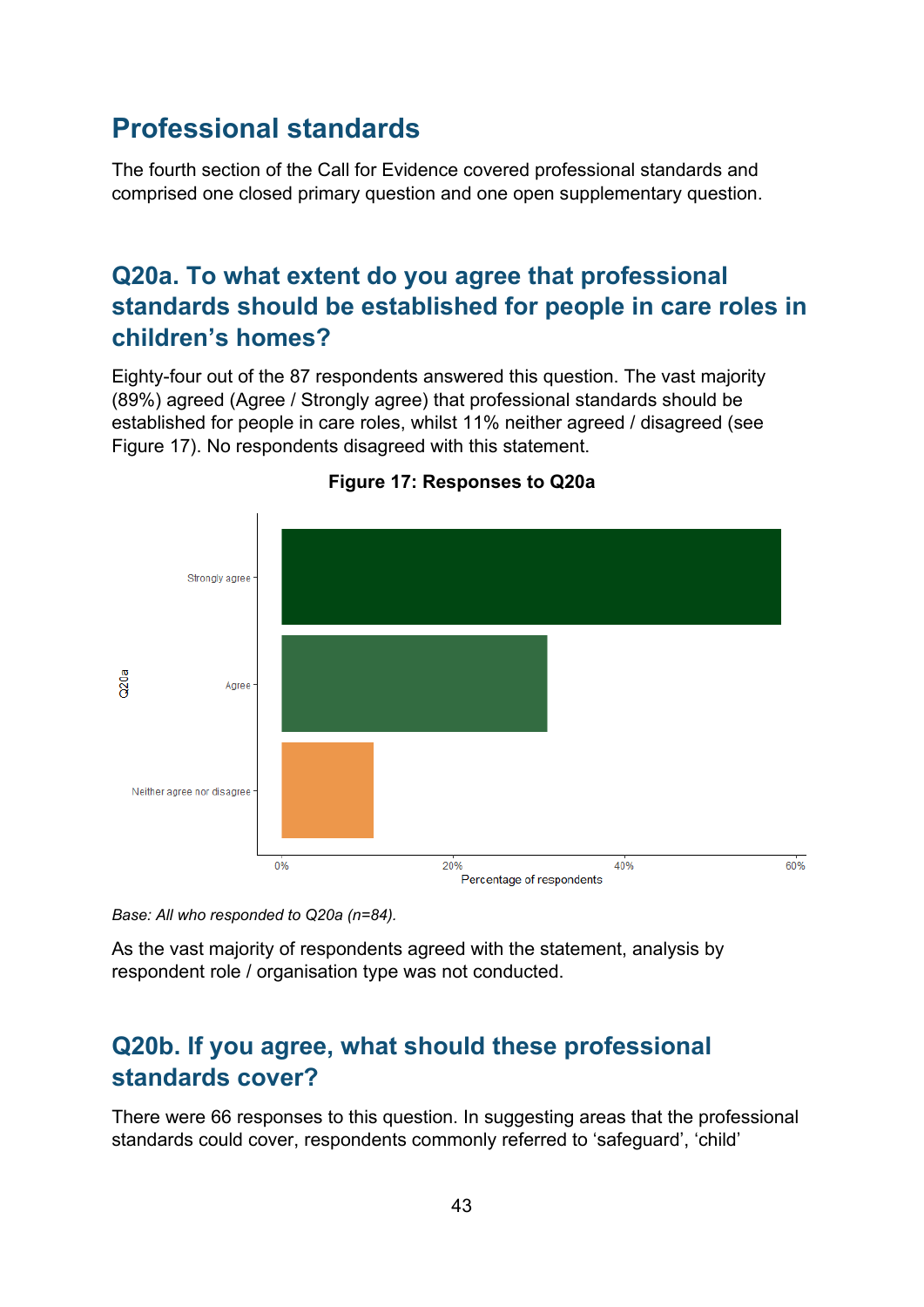## Professional standards

The fourth section of the Call for Evidence covered professional standards and comprised one closed primary question and one open supplementary question.

### Q20a. To what extent do you agree that professional standards should be established for people in care roles in children's homes?

Eighty-four out of the 87 respondents answered this question. The vast majority (89%) agreed (Agree / Strongly agree) that professional standards should be established for people in care roles, whilst 11% neither agreed / disagreed (see Figure 17). No respondents disagreed with this statement.

**Figure 17: Responses to Q20a**

*Base: All who responded to Q20a (n=84).*

As the vast majority of respondents agreed with the statement, analysis by respondent role / organisation type was not conducted.

### Q20b. If you agree, what should these professional standards cover?

There were 66 responses to this question. In suggesting areas that the professional standards could cover, respondents commonly referred to 'safeguard', 'child'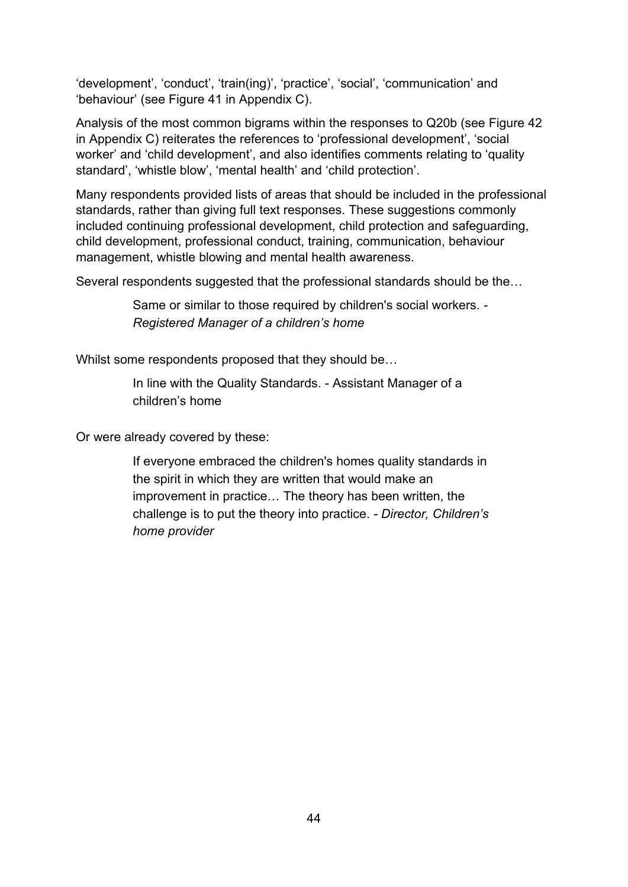'development', 'conduct', 'train(ing)', 'practice', 'social', 'communication' and 'behaviour' (see Figure 41 in Appendix C).

Analysis of the most common bigrams within the responses to Q20b (see Figure 42 in Appendix C) reiterates the references to 'professional development', 'social worker' and 'child development', and also identifies comments relating to 'quality standard', 'whistle blow', 'mental health' and 'child protection'.

Many respondents provided lists of areas that should be included in the professional standards, rather than giving full text responses. These suggestions commonly included continuing professional development, child protection and safeguarding, child development, professional conduct, training, communication, behaviour management, whistle blowing and mental health awareness.

Several respondents suggested that the professional standards should be the…

> Same or similar to those required by children's social workers. - *Registered Manager of a children's home*

Whilst some respondents proposed that they should be…

> In line with the Quality Standards. - Assistant Manager of a children's home

Or were already covered by these:

> If everyone embraced the children's homes quality standards in the spirit in which they are written that would make an improvement in practice… The theory has been written, the challenge is to put the theory into practice. - *Director, Children's home provider*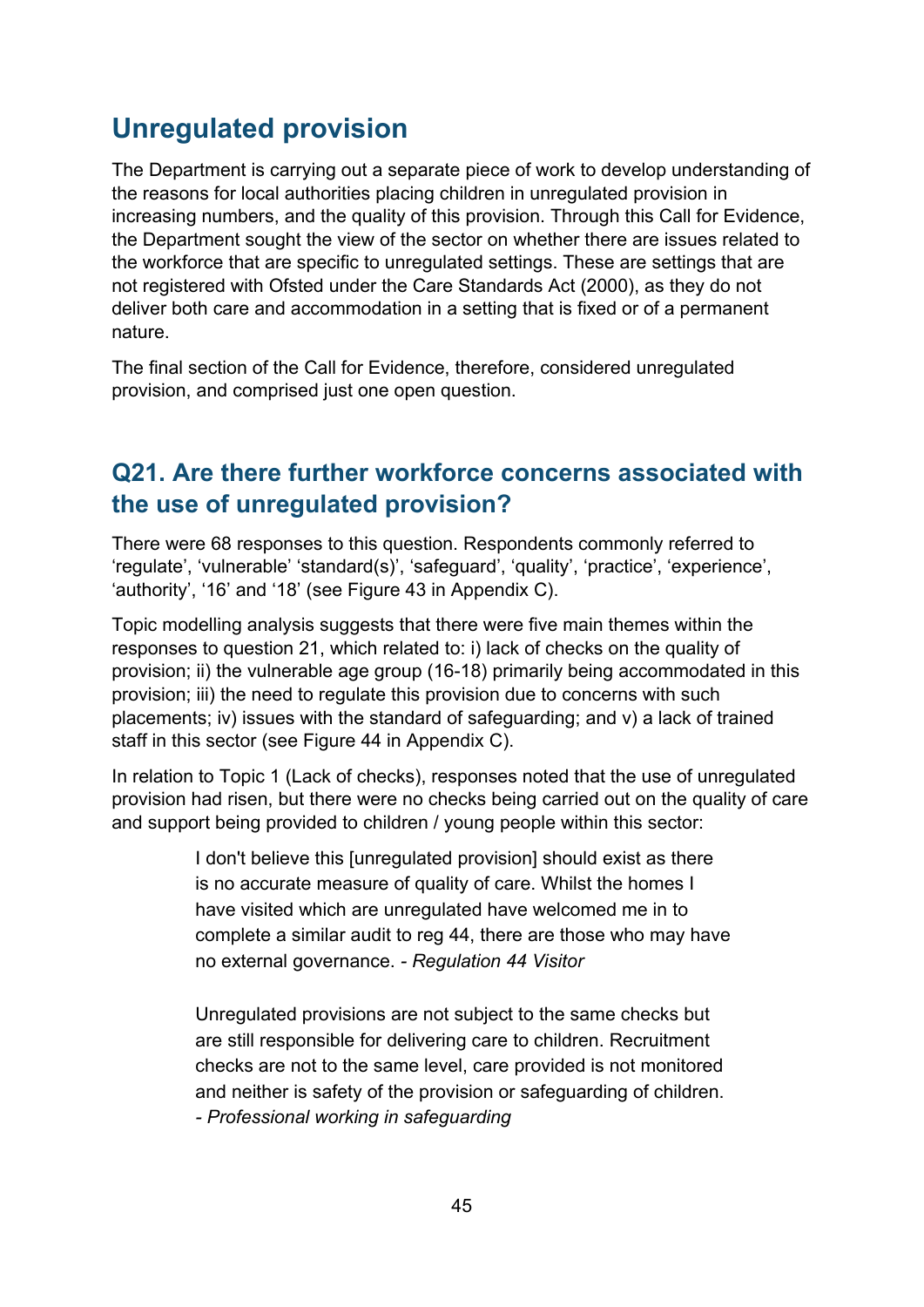## Unregulated provision

The Department is carrying out a separate piece of work to develop understanding of the reasons for local authorities placing children in unregulated provision in increasing numbers, and the quality of this provision. Through this Call for Evidence, the Department sought the view of the sector on whether there are issues related to the workforce that are specific to unregulated settings. These are settings that are not registered with Ofsted under the Care Standards Act (2000), as they do not deliver both care and accommodation in a setting that is fixed or of a permanent nature.

The final section of the Call for Evidence, therefore, considered unregulated provision, and comprised just one open question.

### Q21. Are there further workforce concerns associated with the use of unregulated provision?

There were 68 responses to this question. Respondents commonly referred to 'regulate', 'vulnerable' 'standard(s)', 'safeguard', 'quality', 'practice', 'experience', 'authority', '16' and '18' (see Figure 43 in Appendix C).

Topic modelling analysis suggests that there were five main themes within the responses to question 21, which related to: i) lack of checks on the quality of provision; ii) the vulnerable age group (16-18) primarily being accommodated in this provision; iii) the need to regulate this provision due to concerns with such placements; iv) issues with the standard of safeguarding; and v) a lack of trained staff in this sector (see Figure 44 in Appendix C).

In relation to Topic 1 (Lack of checks), responses noted that the use of unregulated provision had risen, but there were no checks being carried out on the quality of care and support being provided to children / young people within this sector:

> I don't believe this [unregulated provision] should exist as there is no accurate measure of quality of care. Whilst the homes I have visited which are unregulated have welcomed me in to complete a similar audit to reg 44, there are those who may have no external governance. - *Regulation 44 Visitor*

> Unregulated provisions are not subject to the same checks but are still responsible for delivering care to children. Recruitment checks are not to the same level, care provided is not monitored and neither is safety of the provision or safeguarding of children. - *Professional working in safeguarding*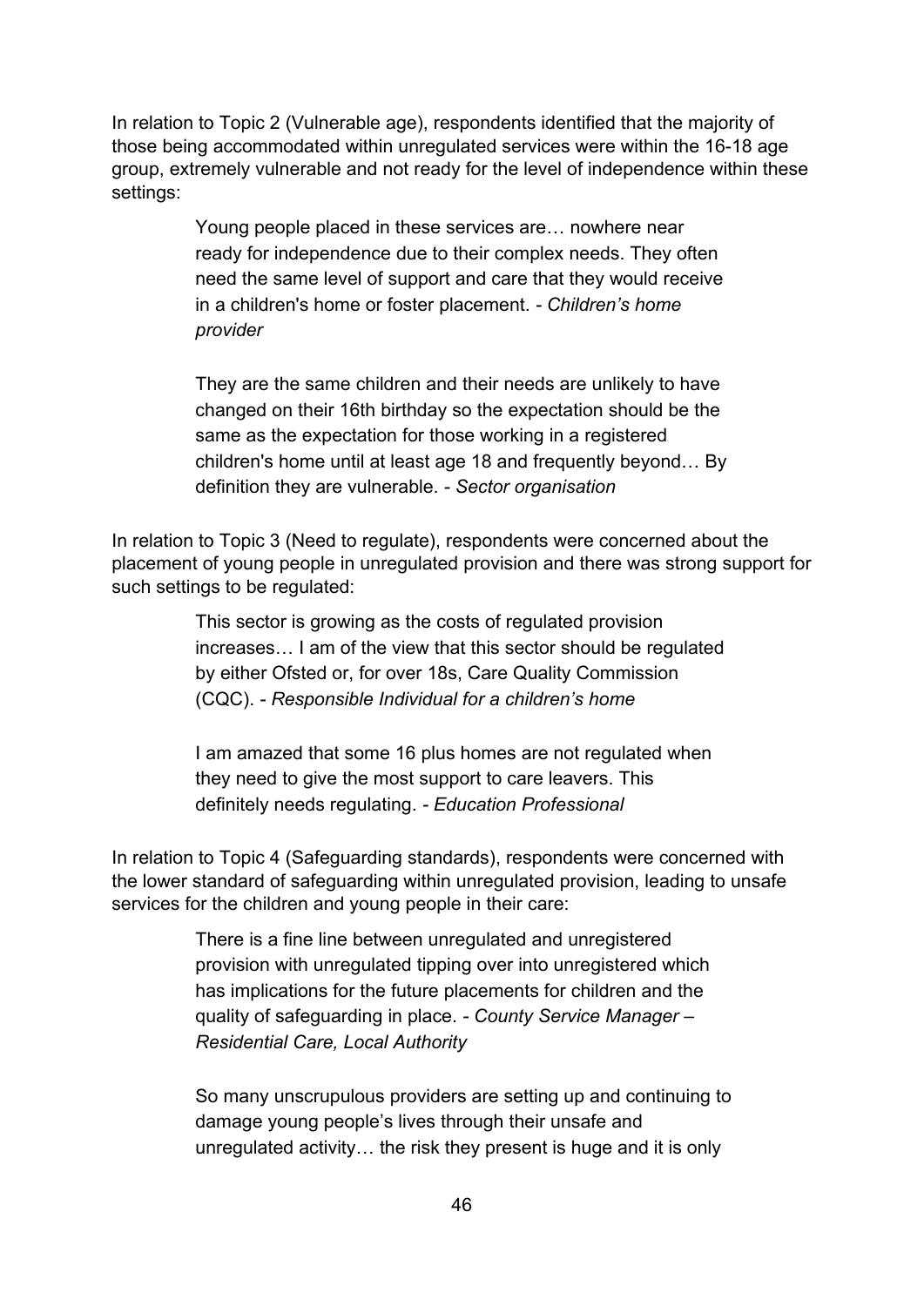In relation to Topic 2 (Vulnerable age), respondents identified that the majority of those being accommodated within unregulated services were within the 16-18 age group, extremely vulnerable and not ready for the level of independence within these settings:

> Young people placed in these services are… nowhere near ready for independence due to their complex needs. They often need the same level of support and care that they would receive in a children's home or foster placement. - *Children's home provider*

> They are the same children and their needs are unlikely to have changed on their 16th birthday so the expectation should be the same as the expectation for those working in a registered children's home until at least age 18 and frequently beyond… By definition they are vulnerable. - *Sector organisation*

In relation to Topic 3 (Need to regulate), respondents were concerned about the placement of young people in unregulated provision and there was strong support for such settings to be regulated:

> This sector is growing as the costs of regulated provision increases… I am of the view that this sector should be regulated by either Ofsted or, for over 18s, Care Quality Commission (CQC). - *Responsible Individual for a children's home*

> I am amazed that some 16 plus homes are not regulated when they need to give the most support to care leavers. This definitely needs regulating. - *Education Professional*

In relation to Topic 4 (Safeguarding standards), respondents were concerned with the lower standard of safeguarding within unregulated provision, leading to unsafe services for the children and young people in their care:

> There is a fine line between unregulated and unregistered provision with unregulated tipping over into unregistered which has implications for the future placements for children and the quality of safeguarding in place. - *County Service Manager – Residential Care, Local Authority*

> So many unscrupulous providers are setting up and continuing to damage young people's lives through their unsafe and unregulated activity… the risk they present is huge and it is only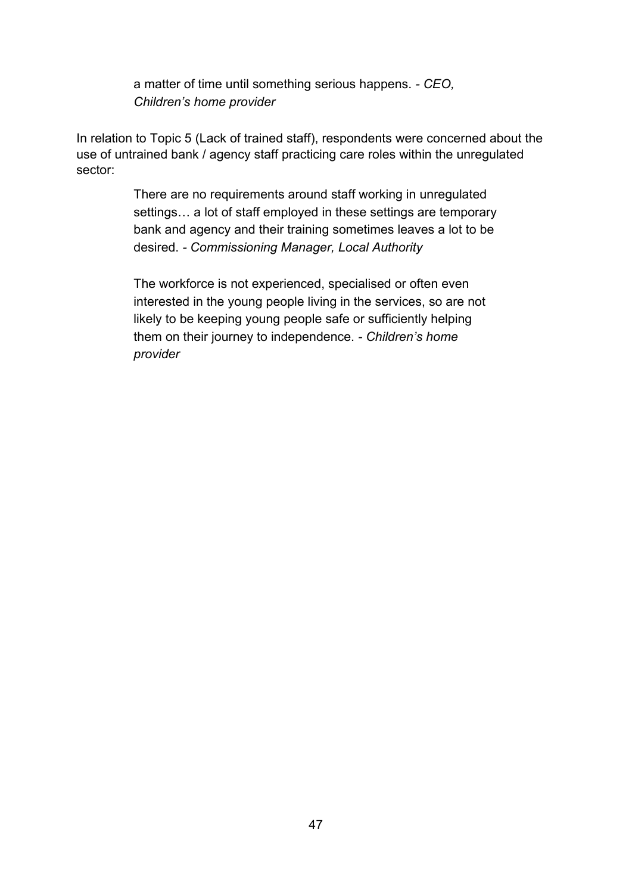> a matter of time until something serious happens. - *CEO, Children's home provider*

In relation to Topic 5 (Lack of trained staff), respondents were concerned about the use of untrained bank / agency staff practicing care roles within the unregulated sector:

> There are no requirements around staff working in unregulated settings… a lot of staff employed in these settings are temporary bank and agency and their training sometimes leaves a lot to be desired. - *Commissioning Manager, Local Authority*

> The workforce is not experienced, specialised or often even interested in the young people living in the services, so are not likely to be keeping young people safe or sufficiently helping them on their journey to independence. - *Children's home provider*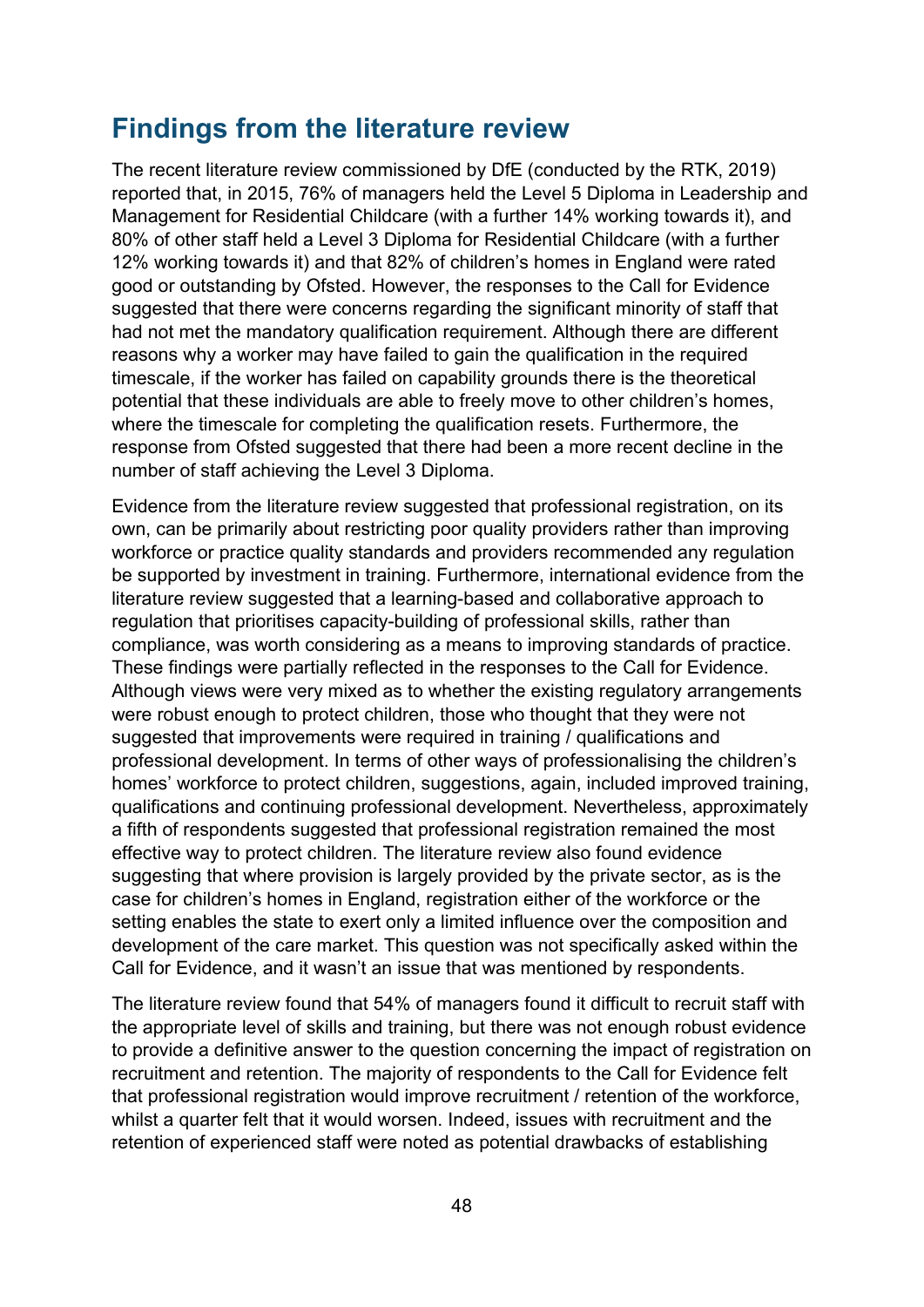## Findings from the literature review

The recent literature review commissioned by DfE (conducted by the RTK, 2019) reported that, in 2015, 76% of managers held the Level 5 Diploma in Leadership and Management for Residential Childcare (with a further 14% working towards it), and 80% of other staff held a Level 3 Diploma for Residential Childcare (with a further 12% working towards it) and that 82% of children's homes in England were rated good or outstanding by Ofsted. However, the responses to the Call for Evidence suggested that there were concerns regarding the significant minority of staff that had not met the mandatory qualification requirement. Although there are different reasons why a worker may have failed to gain the qualification in the required timescale, if the worker has failed on capability grounds there is the theoretical potential that these individuals are able to freely move to other children's homes, where the timescale for completing the qualification resets. Furthermore, the response from Ofsted suggested that there had been a more recent decline in the number of staff achieving the Level 3 Diploma.

Evidence from the literature review suggested that professional registration, on its own, can be primarily about restricting poor quality providers rather than improving workforce or practice quality standards and providers recommended any regulation be supported by investment in training. Furthermore, international evidence from the literature review suggested that a learning-based and collaborative approach to regulation that prioritises capacity-building of professional skills, rather than compliance, was worth considering as a means to improving standards of practice. These findings were partially reflected in the responses to the Call for Evidence. Although views were very mixed as to whether the existing regulatory arrangements were robust enough to protect children, those who thought that they were not suggested that improvements were required in training / qualifications and professional development. In terms of other ways of professionalising the children's homes' workforce to protect children, suggestions, again, included improved training, qualifications and continuing professional development. Nevertheless, approximately a fifth of respondents suggested that professional registration remained the most effective way to protect children. The literature review also found evidence suggesting that where provision is largely provided by the private sector, as is the case for children's homes in England, registration either of the workforce or the setting enables the state to exert only a limited influence over the composition and development of the care market. This question was not specifically asked within the Call for Evidence, and it wasn't an issue that was mentioned by respondents.

The literature review found that 54% of managers found it difficult to recruit staff with the appropriate level of skills and training, but there was not enough robust evidence to provide a definitive answer to the question concerning the impact of registration on recruitment and retention. The majority of respondents to the Call for Evidence felt that professional registration would improve recruitment / retention of the workforce, whilst a quarter felt that it would worsen. Indeed, issues with recruitment and the retention of experienced staff were noted as potential drawbacks of establishing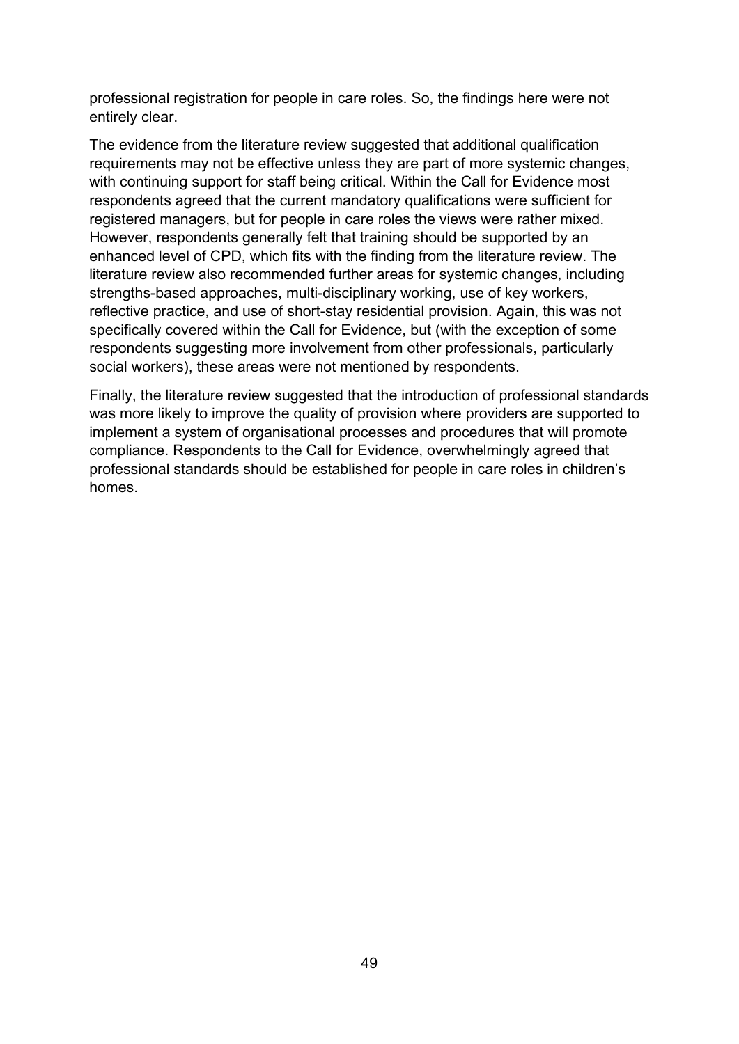professional registration for people in care roles. So, the findings here were not entirely clear.

The evidence from the literature review suggested that additional qualification requirements may not be effective unless they are part of more systemic changes, with continuing support for staff being critical. Within the Call for Evidence most respondents agreed that the current mandatory qualifications were sufficient for registered managers, but for people in care roles the views were rather mixed. However, respondents generally felt that training should be supported by an enhanced level of CPD, which fits with the finding from the literature review. The literature review also recommended further areas for systemic changes, including strengths-based approaches, multi-disciplinary working, use of key workers, reflective practice, and use of short-stay residential provision. Again, this was not specifically covered within the Call for Evidence, but (with the exception of some respondents suggesting more involvement from other professionals, particularly social workers), these areas were not mentioned by respondents.

Finally, the literature review suggested that the introduction of professional standards was more likely to improve the quality of provision where providers are supported to implement a system of organisational processes and procedures that will promote compliance. Respondents to the Call for Evidence, overwhelmingly agreed that professional standards should be established for people in care roles in children's homes.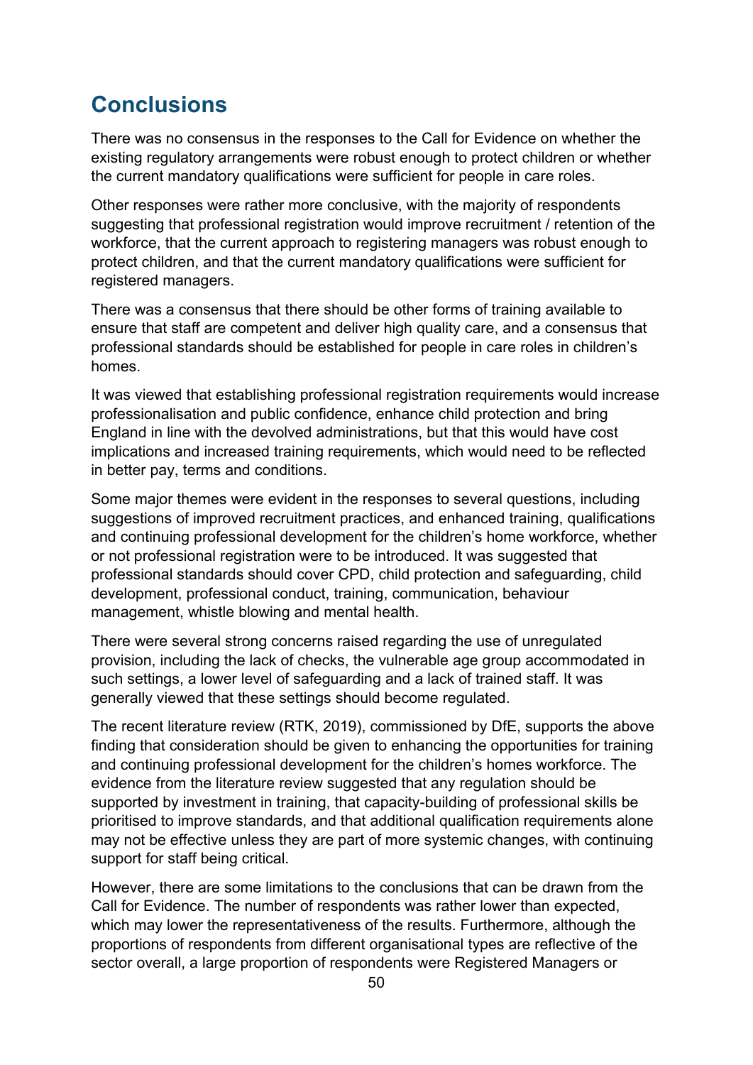## Conclusions

There was no consensus in the responses to the Call for Evidence on whether the existing regulatory arrangements were robust enough to protect children or whether the current mandatory qualifications were sufficient for people in care roles.

Other responses were rather more conclusive, with the majority of respondents suggesting that professional registration would improve recruitment / retention of the workforce, that the current approach to registering managers was robust enough to protect children, and that the current mandatory qualifications were sufficient for registered managers.

There was a consensus that there should be other forms of training available to ensure that staff are competent and deliver high quality care, and a consensus that professional standards should be established for people in care roles in children's homes.

It was viewed that establishing professional registration requirements would increase professionalisation and public confidence, enhance child protection and bring England in line with the devolved administrations, but that this would have cost implications and increased training requirements, which would need to be reflected in better pay, terms and conditions.

Some major themes were evident in the responses to several questions, including suggestions of improved recruitment practices, and enhanced training, qualifications and continuing professional development for the children's home workforce, whether or not professional registration were to be introduced. It was suggested that professional standards should cover CPD, child protection and safeguarding, child development, professional conduct, training, communication, behaviour management, whistle blowing and mental health.

There were several strong concerns raised regarding the use of unregulated provision, including the lack of checks, the vulnerable age group accommodated in such settings, a lower level of safeguarding and a lack of trained staff. It was generally viewed that these settings should become regulated.

The recent literature review (RTK, 2019), commissioned by DfE, supports the above finding that consideration should be given to enhancing the opportunities for training and continuing professional development for the children's homes workforce. The evidence from the literature review suggested that any regulation should be supported by investment in training, that capacity-building of professional skills be prioritised to improve standards, and that additional qualification requirements alone may not be effective unless they are part of more systemic changes, with continuing support for staff being critical.

However, there are some limitations to the conclusions that can be drawn from the Call for Evidence. The number of respondents was rather lower than expected, which may lower the representativeness of the results. Furthermore, although the proportions of respondents from different organisational types are reflective of the sector overall, a large proportion of respondents were Registered Managers or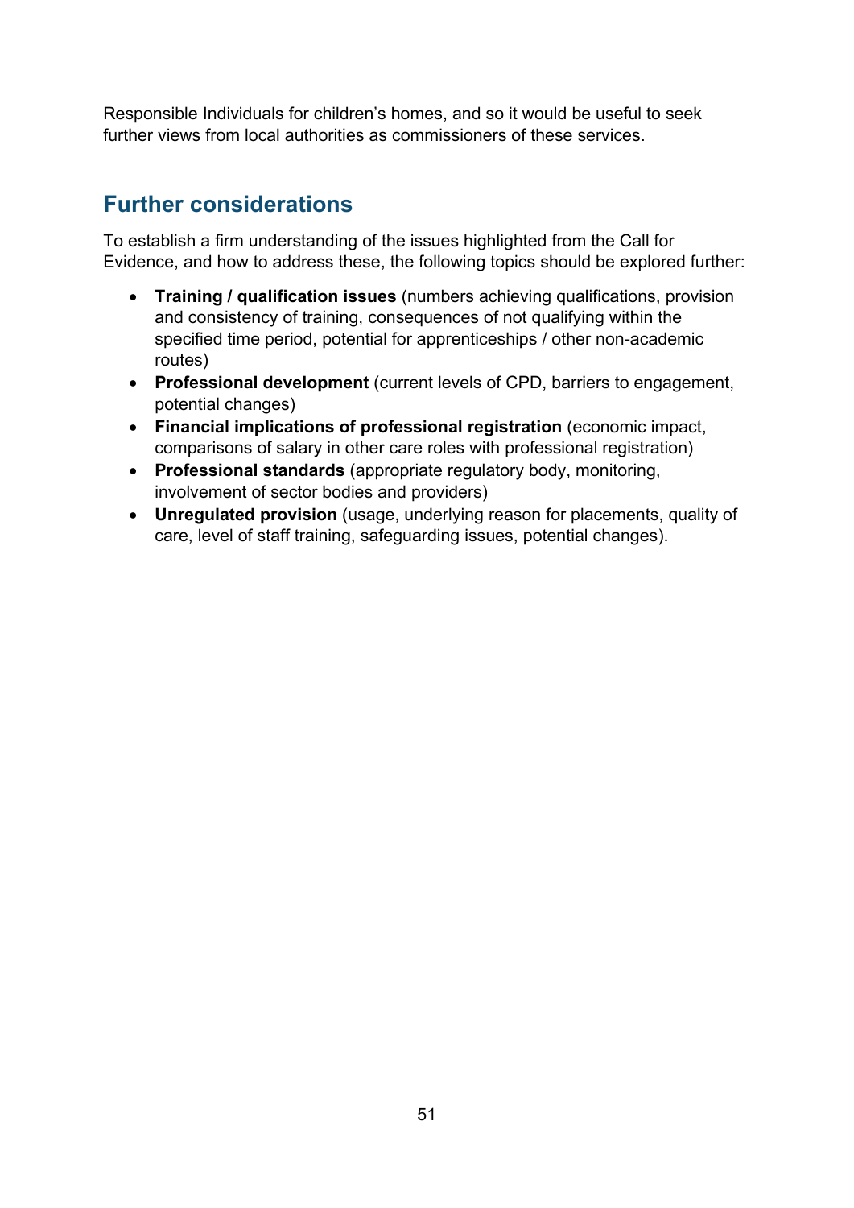Responsible Individuals for children's homes, and so it would be useful to seek further views from local authorities as commissioners of these services.

## Further considerations

To establish a firm understanding of the issues highlighted from the Call for Evidence, and how to address these, the following topics should be explored further:

- **Training / qualification issues** (numbers achieving qualifications, provision and consistency of training, consequences of not qualifying within the specified time period, potential for apprenticeships / other non-academic routes)
- **Professional development** (current levels of CPD, barriers to engagement, potential changes)
- **Financial implications of professional registration** (economic impact, comparisons of salary in other care roles with professional registration)
- **Professional standards** (appropriate regulatory body, monitoring, involvement of sector bodies and providers)
- **Unregulated provision** (usage, underlying reason for placements, quality of care, level of staff training, safeguarding issues, potential changes).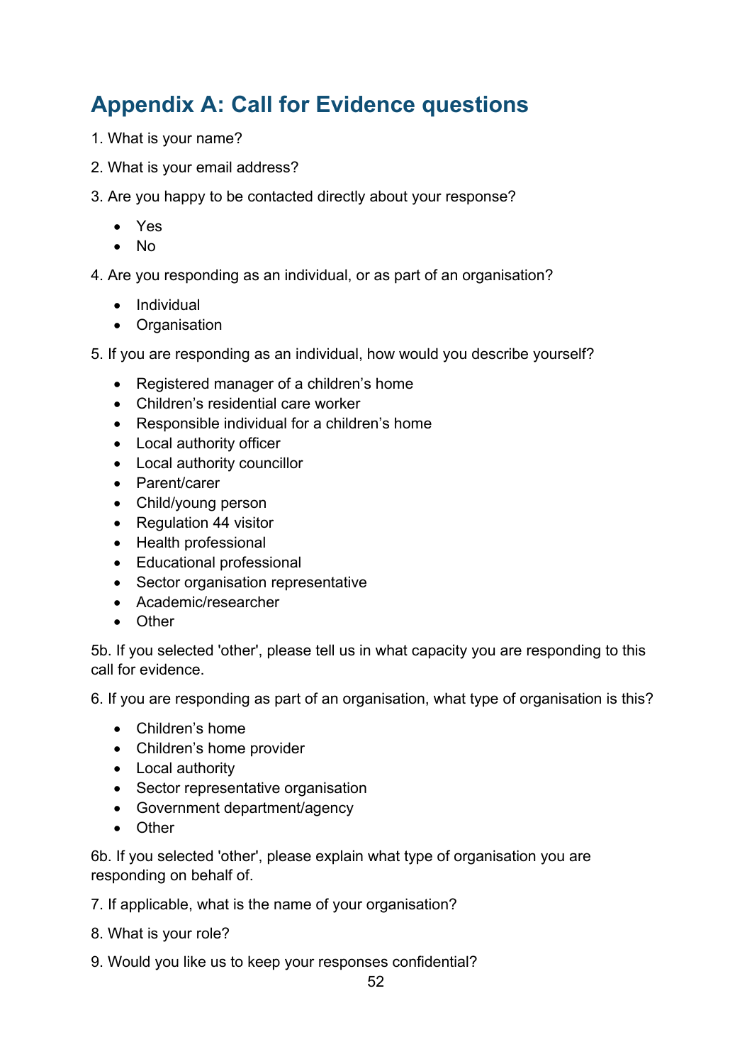# Appendix A: Call for Evidence questions

1. What is your name?

2. What is your email address?

3. Are you happy to be contacted directly about your response?

   - Yes
   - No

4. Are you responding as an individual, or as part of an organisation?

   - Individual
   - Organisation

5. If you are responding as an individual, how would you describe yourself?

   - Registered manager of a children's home
   - Children's residential care worker
   - Responsible individual for a children's home
   - Local authority officer
   - Local authority councillor
   - Parent/carer
   - Child/young person
   - Regulation 44 visitor
   - Health professional
   - Educational professional
   - Sector organisation representative
   - Academic/researcher
   - Other

5b. If you selected 'other', please tell us in what capacity you are responding to this call for evidence.

6. If you are responding as part of an organisation, what type of organisation is this?

   - Children's home
   - Children's home provider
   - Local authority
   - Sector representative organisation
   - Government department/agency
   - Other

6b. If you selected 'other', please explain what type of organisation you are responding on behalf of.

7. If applicable, what is the name of your organisation?

8. What is your role?

9. Would you like us to keep your responses confidential?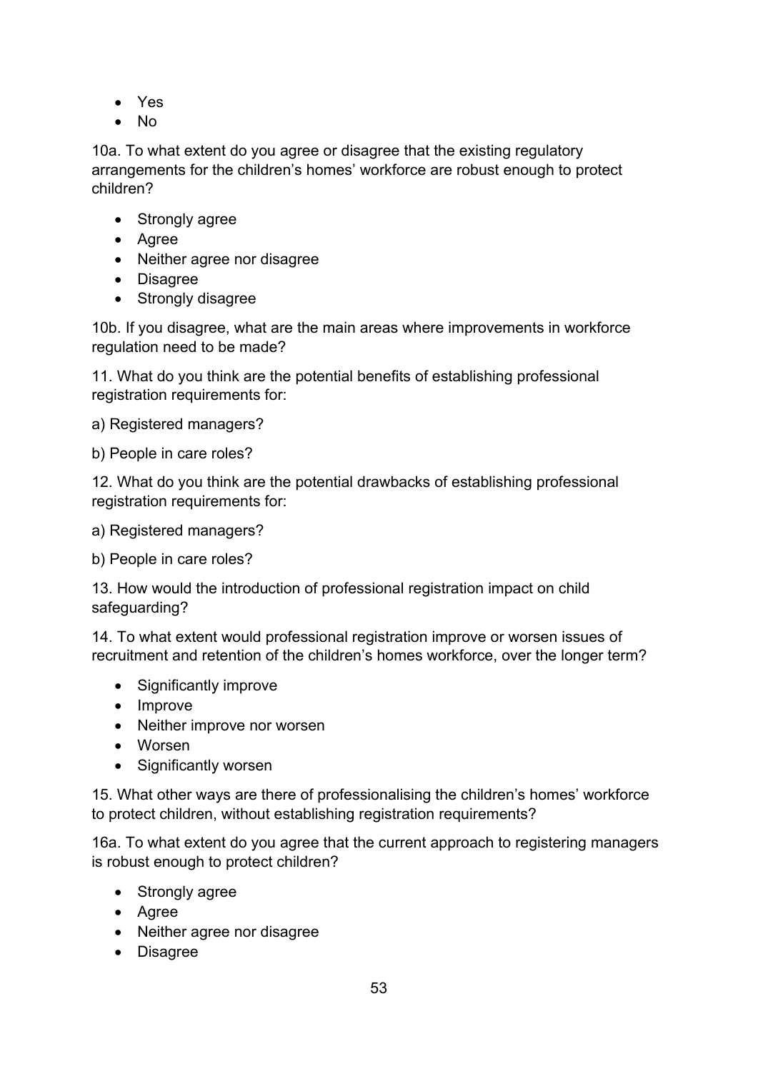- Yes
- No

10a. To what extent do you agree or disagree that the existing regulatory arrangements for the children's homes' workforce are robust enough to protect children?

- Strongly agree
- Agree
- Neither agree nor disagree
- Disagree
- Strongly disagree

10b. If you disagree, what are the main areas where improvements in workforce regulation need to be made?

11. What do you think are the potential benefits of establishing professional registration requirements for:

a) Registered managers?

b) People in care roles?

12. What do you think are the potential drawbacks of establishing professional registration requirements for:

a) Registered managers?

b) People in care roles?

13. How would the introduction of professional registration impact on child safeguarding?

14. To what extent would professional registration improve or worsen issues of recruitment and retention of the children's homes workforce, over the longer term?

- Significantly improve
- Improve
- Neither improve nor worsen
- Worsen
- Significantly worsen

15. What other ways are there of professionalising the children's homes' workforce to protect children, without establishing registration requirements?

16a. To what extent do you agree that the current approach to registering managers is robust enough to protect children?

- Strongly agree
- Agree
- Neither agree nor disagree
- Disagree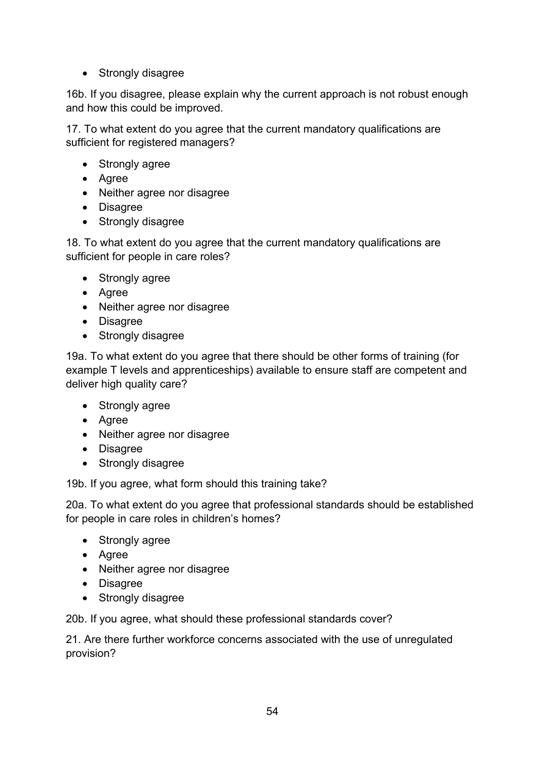- Strongly disagree

16b. If you disagree, please explain why the current approach is not robust enough and how this could be improved.

17. To what extent do you agree that the current mandatory qualifications are sufficient for registered managers?

- Strongly agree
- Agree
- Neither agree nor disagree
- Disagree
- Strongly disagree

18. To what extent do you agree that the current mandatory qualifications are sufficient for people in care roles?

- Strongly agree
- Agree
- Neither agree nor disagree
- Disagree
- Strongly disagree

19a. To what extent do you agree that there should be other forms of training (for example T levels and apprenticeships) available to ensure staff are competent and deliver high quality care?

- Strongly agree
- Agree
- Neither agree nor disagree
- Disagree
- Strongly disagree

19b. If you agree, what form should this training take?

20a. To what extent do you agree that professional standards should be established for people in care roles in children's homes?

- Strongly agree
- Agree
- Neither agree nor disagree
- Disagree
- Strongly disagree

20b. If you agree, what should these professional standards cover?

21. Are there further workforce concerns associated with the use of unregulated provision?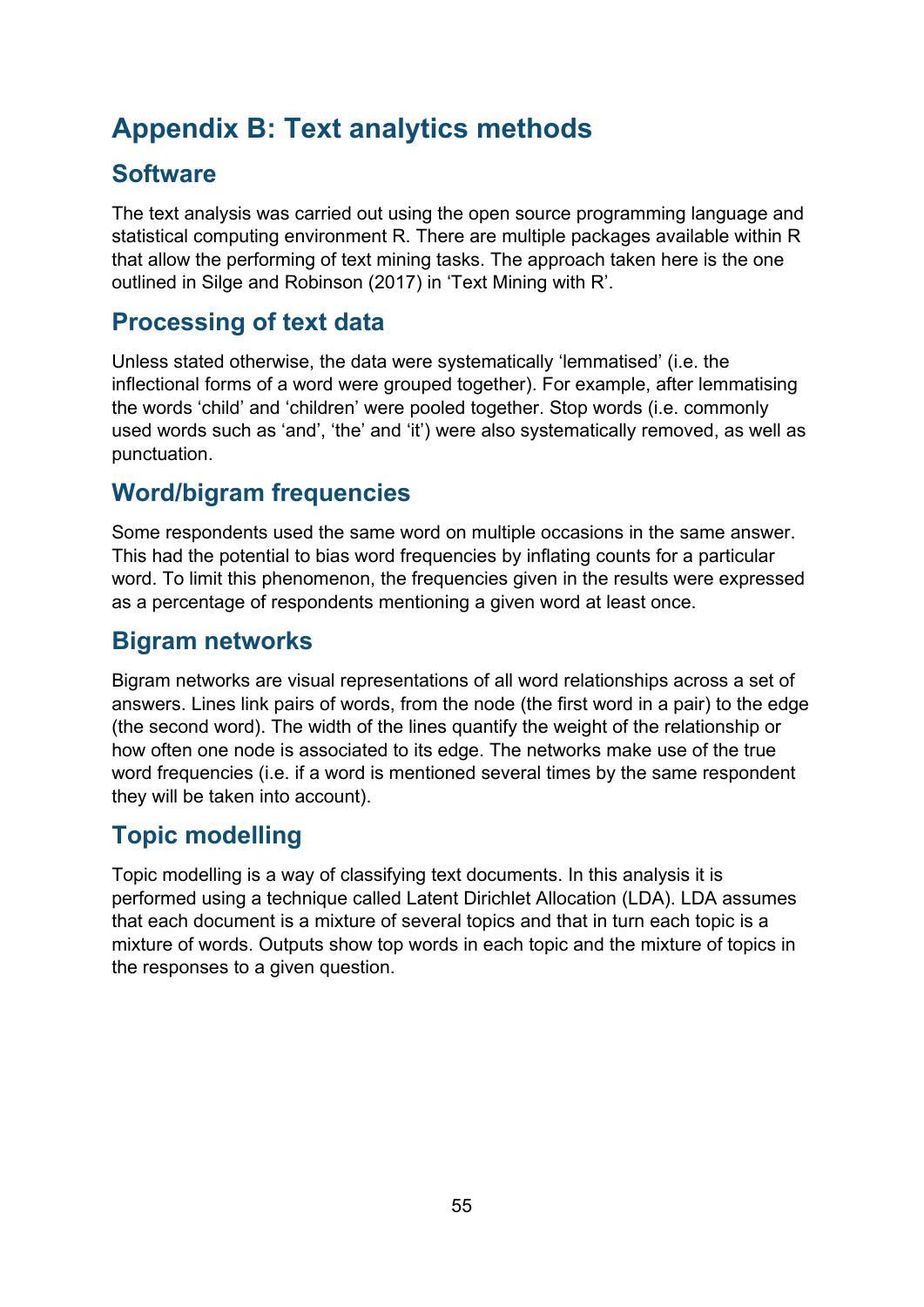# Appendix B: Text analytics methods

## Software

The text analysis was carried out using the open source programming language and statistical computing environment R. There are multiple packages available within R that allow the performing of text mining tasks. The approach taken here is the one outlined in Silge and Robinson (2017) in 'Text Mining with R'.

## Processing of text data

Unless stated otherwise, the data were systematically 'lemmatised' (i.e. the inflectional forms of a word were grouped together). For example, after lemmatising the words 'child' and 'children' were pooled together. Stop words (i.e. commonly used words such as 'and', 'the' and 'it') were also systematically removed, as well as punctuation.

## Word/bigram frequencies

Some respondents used the same word on multiple occasions in the same answer. This had the potential to bias word frequencies by inflating counts for a particular word. To limit this phenomenon, the frequencies given in the results were expressed as a percentage of respondents mentioning a given word at least once.

## Bigram networks

Bigram networks are visual representations of all word relationships across a set of answers. Lines link pairs of words, from the node (the first word in a pair) to the edge (the second word). The width of the lines quantify the weight of the relationship or how often one node is associated to its edge. The networks make use of the true word frequencies (i.e. if a word is mentioned several times by the same respondent they will be taken into account).

## Topic modelling

Topic modelling is a way of classifying text documents. In this analysis it is performed using a technique called Latent Dirichlet Allocation (LDA). LDA assumes that each document is a mixture of several topics and that in turn each topic is a mixture of words. Outputs show top words in each topic and the mixture of topics in the responses to a given question.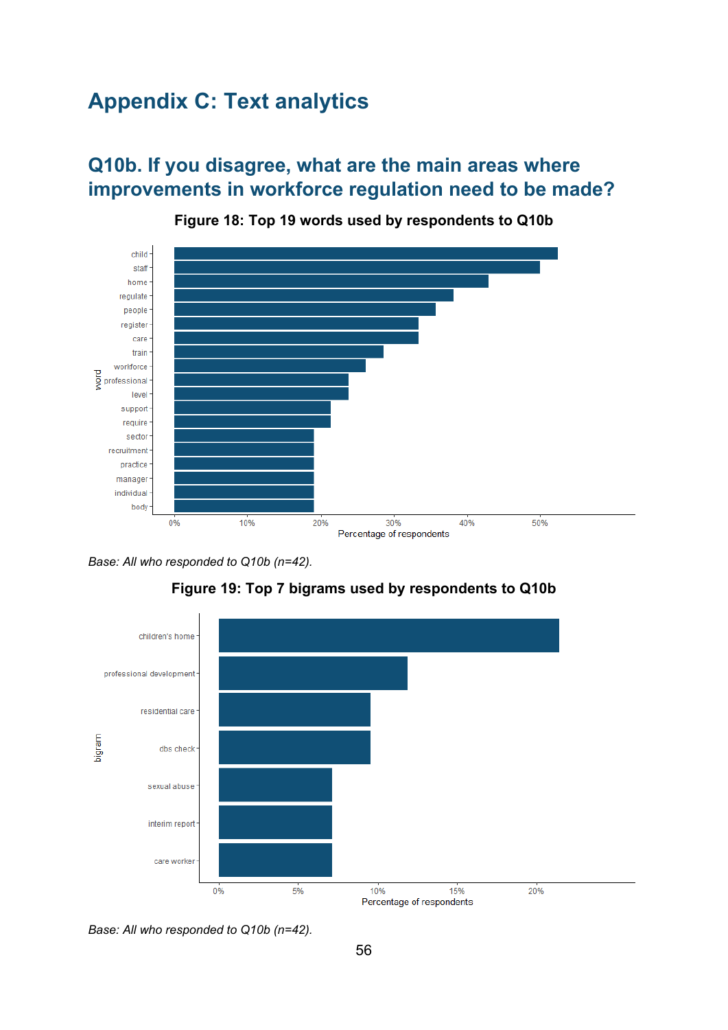# Appendix C: Text analytics

## Q10b. If you disagree, what are the main areas where improvements in workforce regulation need to be made?

**Figure 18: Top 19 words used by respondents to Q10b**

*Base: All who responded to Q10b (n=42).*

**Figure 19: Top 7 bigrams used by respondents to Q10b**

*Base: All who responded to Q10b (n=42).*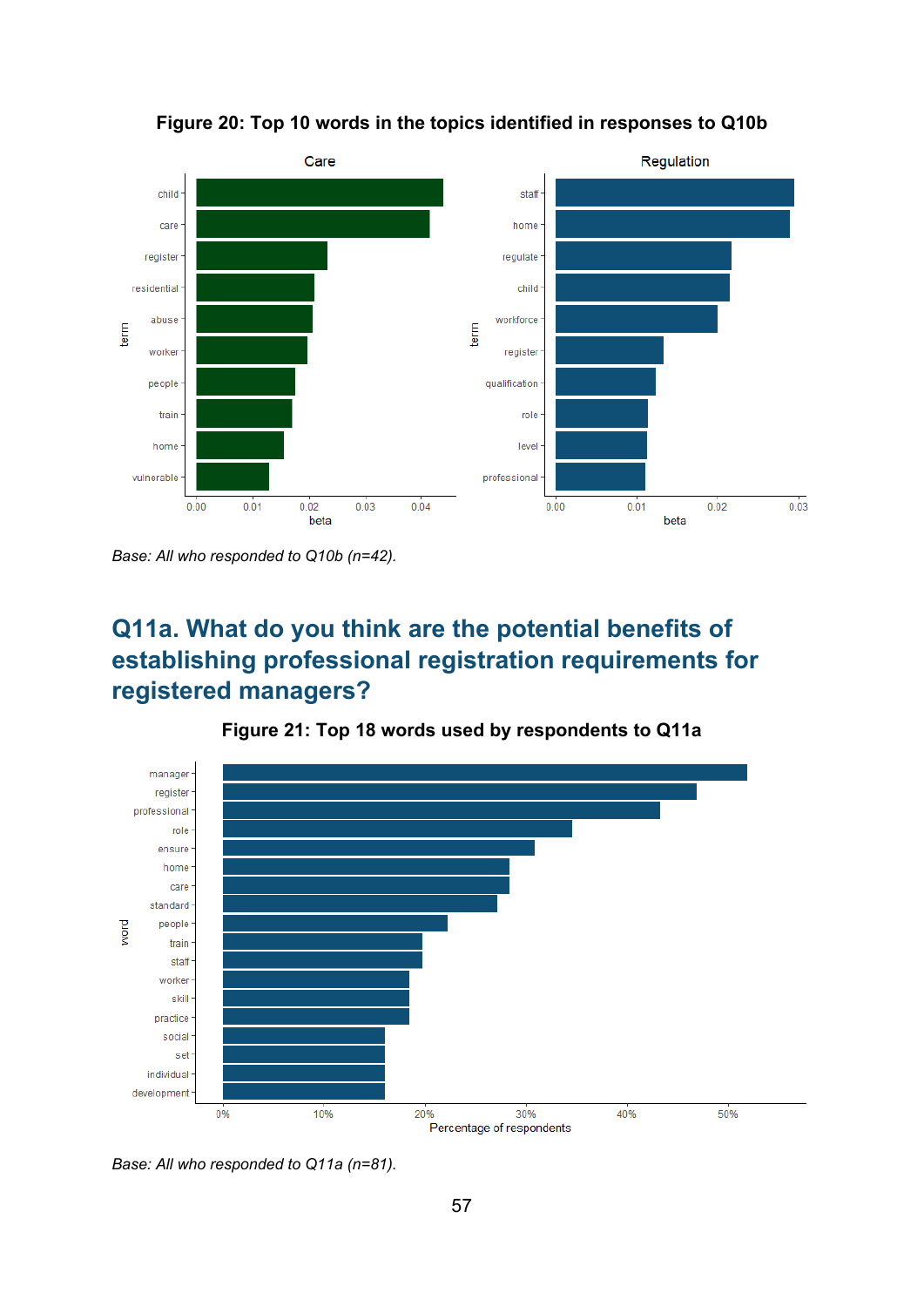**Figure 20: Top 10 words in the topics identified in responses to Q10b**

*Base: All who responded to Q10b (n=42).*

## Q11a. What do you think are the potential benefits of establishing professional registration requirements for registered managers?

**Figure 21: Top 18 words used by respondents to Q11a**

*Base: All who responded to Q11a (n=81).*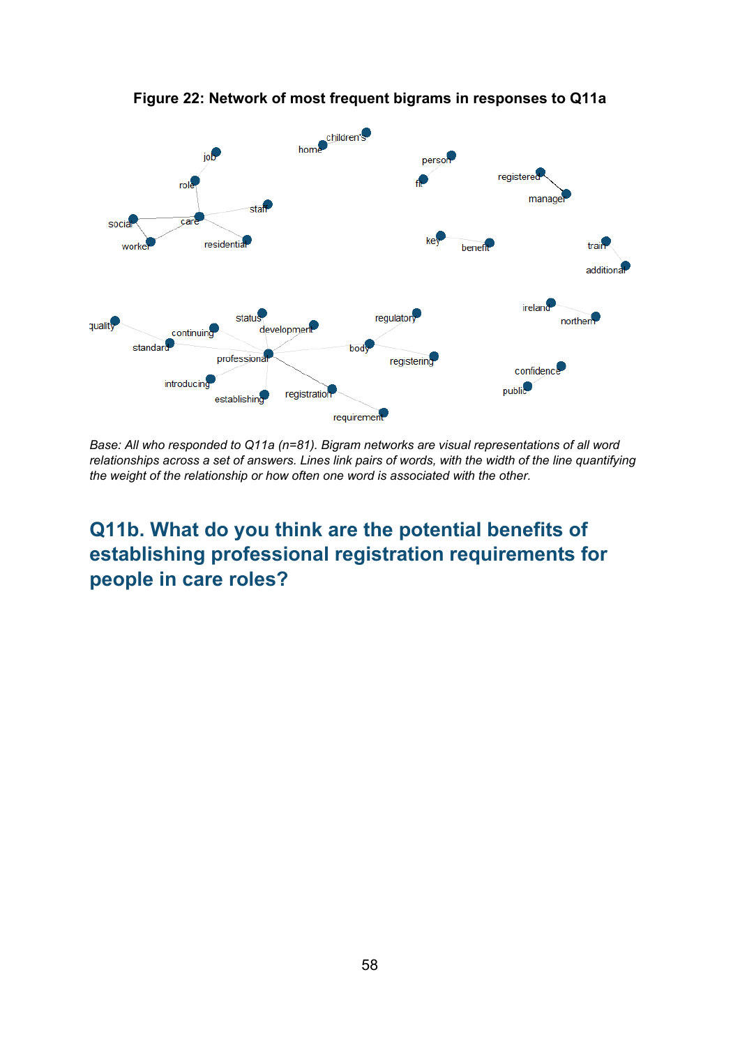**Figure 22: Network of most frequent bigrams in responses to Q11a**

*Base: All who responded to Q11a (n=81). Bigram networks are visual representations of all word relationships across a set of answers. Lines link pairs of words, with the width of the line quantifying the weight of the relationship or how often one word is associated with the other.*

## Q11b. What do you think are the potential benefits of establishing professional registration requirements for people in care roles?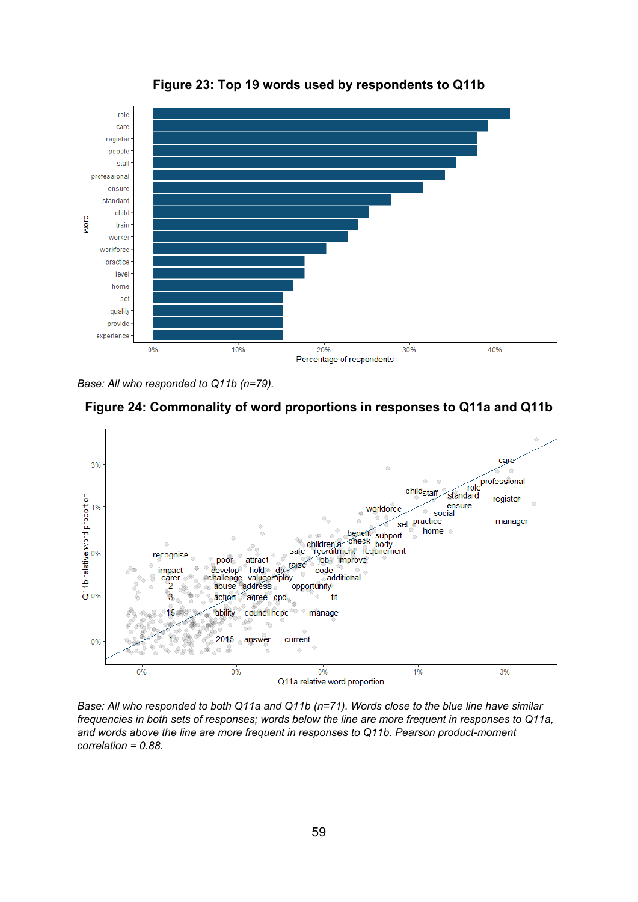**Figure 23: Top 19 words used by respondents to Q11b**

*Base: All who responded to Q11b (n=79).*

**Figure 24: Commonality of word proportions in responses to Q11a and Q11b**

*Base: All who responded to both Q11a and Q11b (n=71). Words close to the blue line have similar frequencies in both sets of responses; words below the line are more frequent in responses to Q11a, and words above the line are more frequent in responses to Q11b. Pearson product-moment correlation = 0.88.*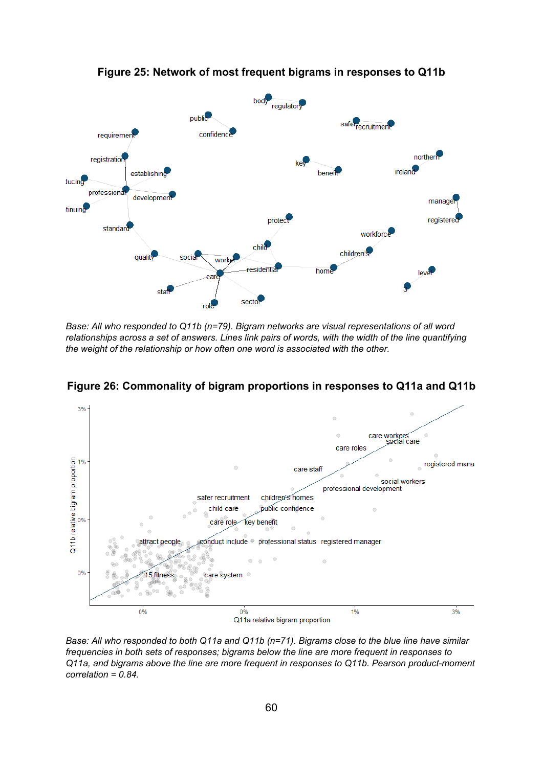**Figure 25: Network of most frequent bigrams in responses to Q11b**

*Base: All who responded to Q11b (n=79). Bigram networks are visual representations of all word relationships across a set of answers. Lines link pairs of words, with the width of the line quantifying the weight of the relationship or how often one word is associated with the other.*

**Figure 26: Commonality of bigram proportions in responses to Q11a and Q11b**

*Base: All who responded to both Q11a and Q11b (n=71). Bigrams close to the blue line have similar frequencies in both sets of responses; bigrams below the line are more frequent in responses to Q11a, and bigrams above the line are more frequent in responses to Q11b. Pearson product-moment correlation = 0.84.*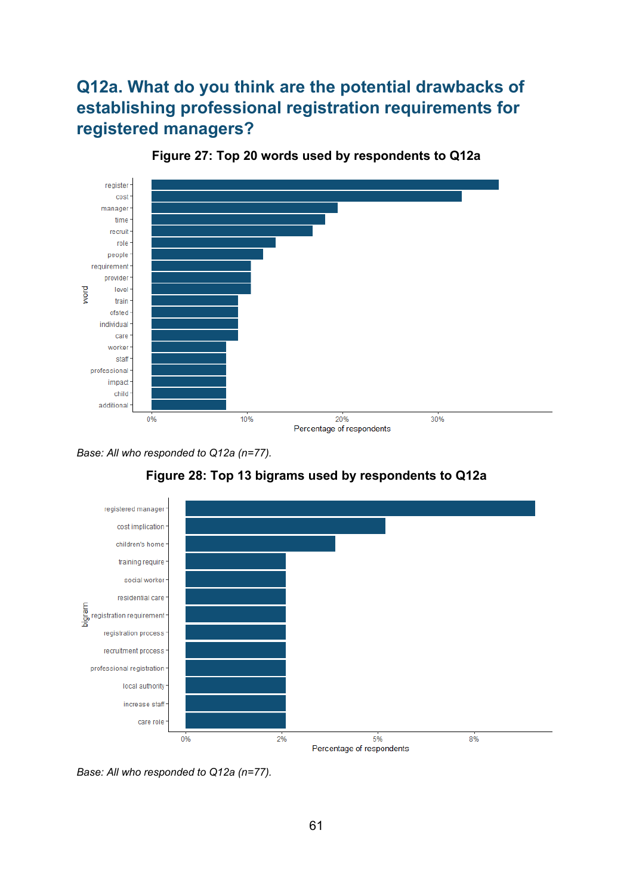## Q12a. What do you think are the potential drawbacks of establishing professional registration requirements for registered managers?

**Figure 27: Top 20 words used by respondents to Q12a**

*Base: All who responded to Q12a (n=77).*

**Figure 28: Top 13 bigrams used by respondents to Q12a**

*Base: All who responded to Q12a (n=77).*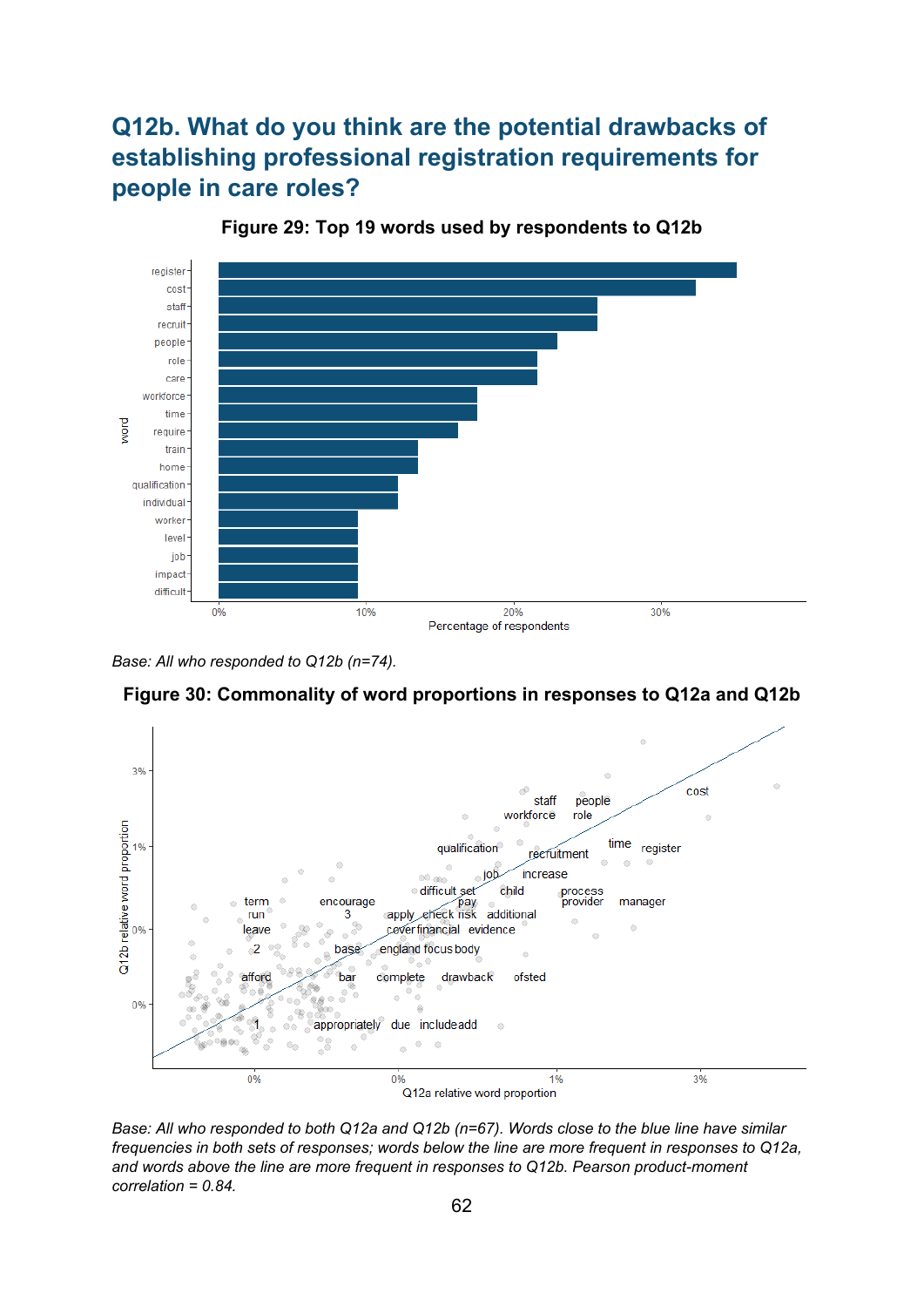## Q12b. What do you think are the potential drawbacks of establishing professional registration requirements for people in care roles?

**Figure 29: Top 19 words used by respondents to Q12b**

*Base: All who responded to Q12b (n=74).*

**Figure 30: Commonality of word proportions in responses to Q12a and Q12b**

*Base: All who responded to both Q12a and Q12b (n=67). Words close to the blue line have similar frequencies in both sets of responses; words below the line are more frequent in responses to Q12a, and words above the line are more frequent in responses to Q12b. Pearson product-moment correlation = 0.84.*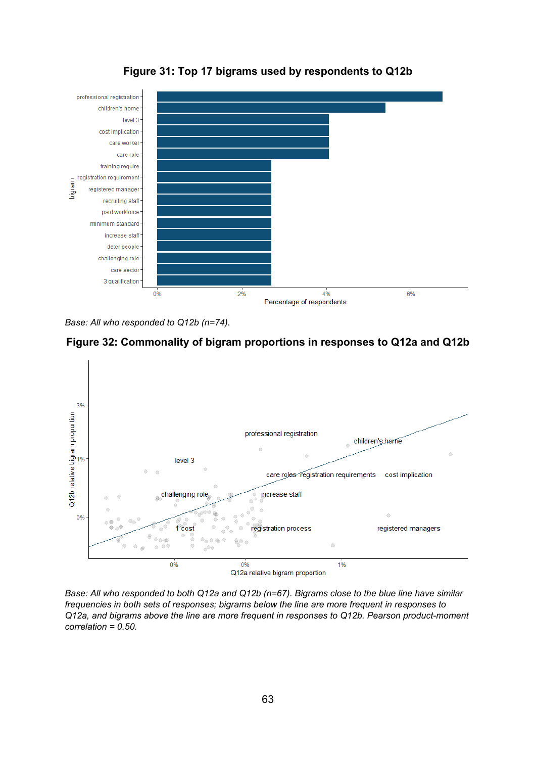**Figure 31: Top 17 bigrams used by respondents to Q12b**

| bigram | Percentage of respondents |
|---|---|
| professional registration | ~6.8% |
| children's home | ~5.4% |
| level 3 | ~4.1% |
| cost implication | ~4.1% |
| care worker | ~4.1% |
| care role | ~4.1% |
| training require | ~2.7% |
| registration requirement | ~2.7% |
| registered manager | ~2.7% |
| recruiting staff | ~2.7% |
| paid workforce | ~2.7% |
| minimum standard | ~2.7% |
| increase staff | ~2.7% |
| deter people | ~2.7% |
| challenging role | ~2.7% |
| care sector | ~2.7% |
| 3 qualification | ~2.7% |

*Base: All who responded to Q12b (n=74).*

**Figure 32: Commonality of bigram proportions in responses to Q12a and Q12b**

*Base: All who responded to both Q12a and Q12b (n=67). Bigrams close to the blue line have similar frequencies in both sets of responses; bigrams below the line are more frequent in responses to Q12a, and bigrams above the line are more frequent in responses to Q12b. Pearson product-moment correlation = 0.50.*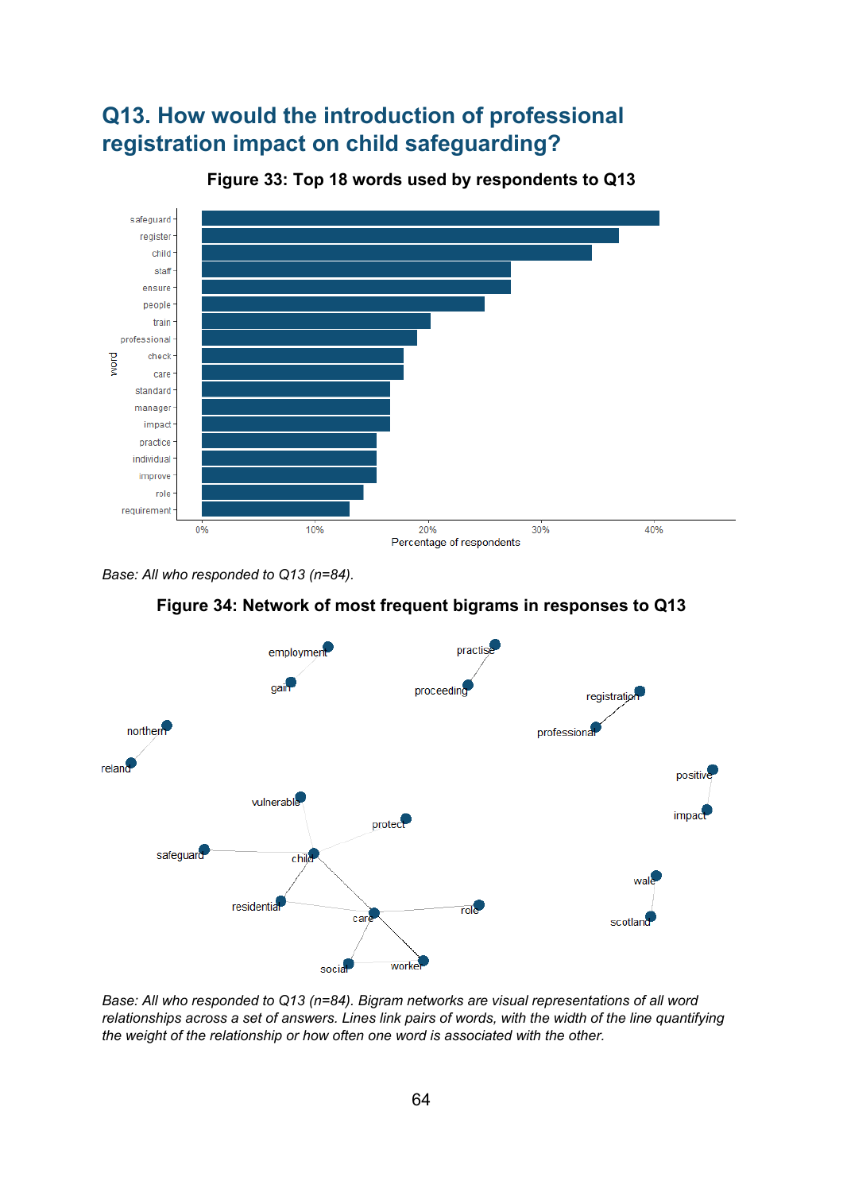## Q13. How would the introduction of professional registration impact on child safeguarding?

**Figure 33: Top 18 words used by respondents to Q13**

*Base: All who responded to Q13 (n=84).*

**Figure 34: Network of most frequent bigrams in responses to Q13**

*Base: All who responded to Q13 (n=84). Bigram networks are visual representations of all word relationships across a set of answers. Lines link pairs of words, with the width of the line quantifying the weight of the relationship or how often one word is associated with the other.*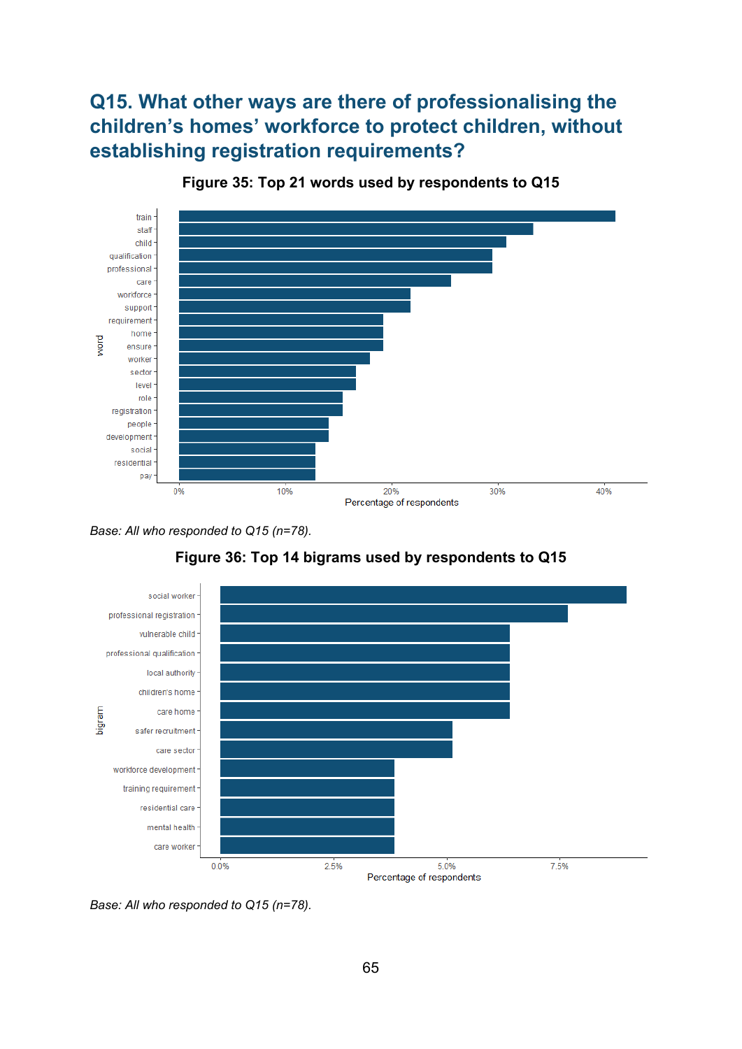## Q15. What other ways are there of professionalising the children's homes' workforce to protect children, without establishing registration requirements?

**Figure 35: Top 21 words used by respondents to Q15**

*Base: All who responded to Q15 (n=78).*

**Figure 36: Top 14 bigrams used by respondents to Q15**

*Base: All who responded to Q15 (n=78).*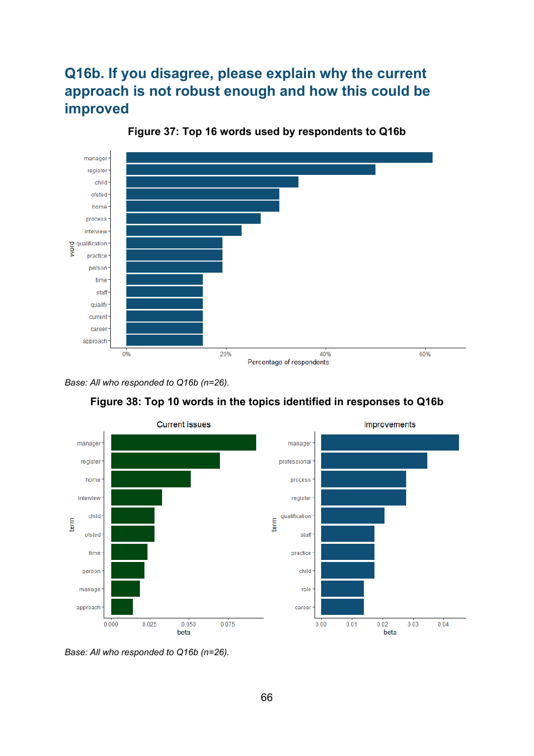## Q16b. If you disagree, please explain why the current approach is not robust enough and how this could be improved

**Figure 37: Top 16 words used by respondents to Q16b**

*Base: All who responded to Q16b (n=26).*

**Figure 38: Top 10 words in the topics identified in responses to Q16b**

*Base: All who responded to Q16b (n=26).*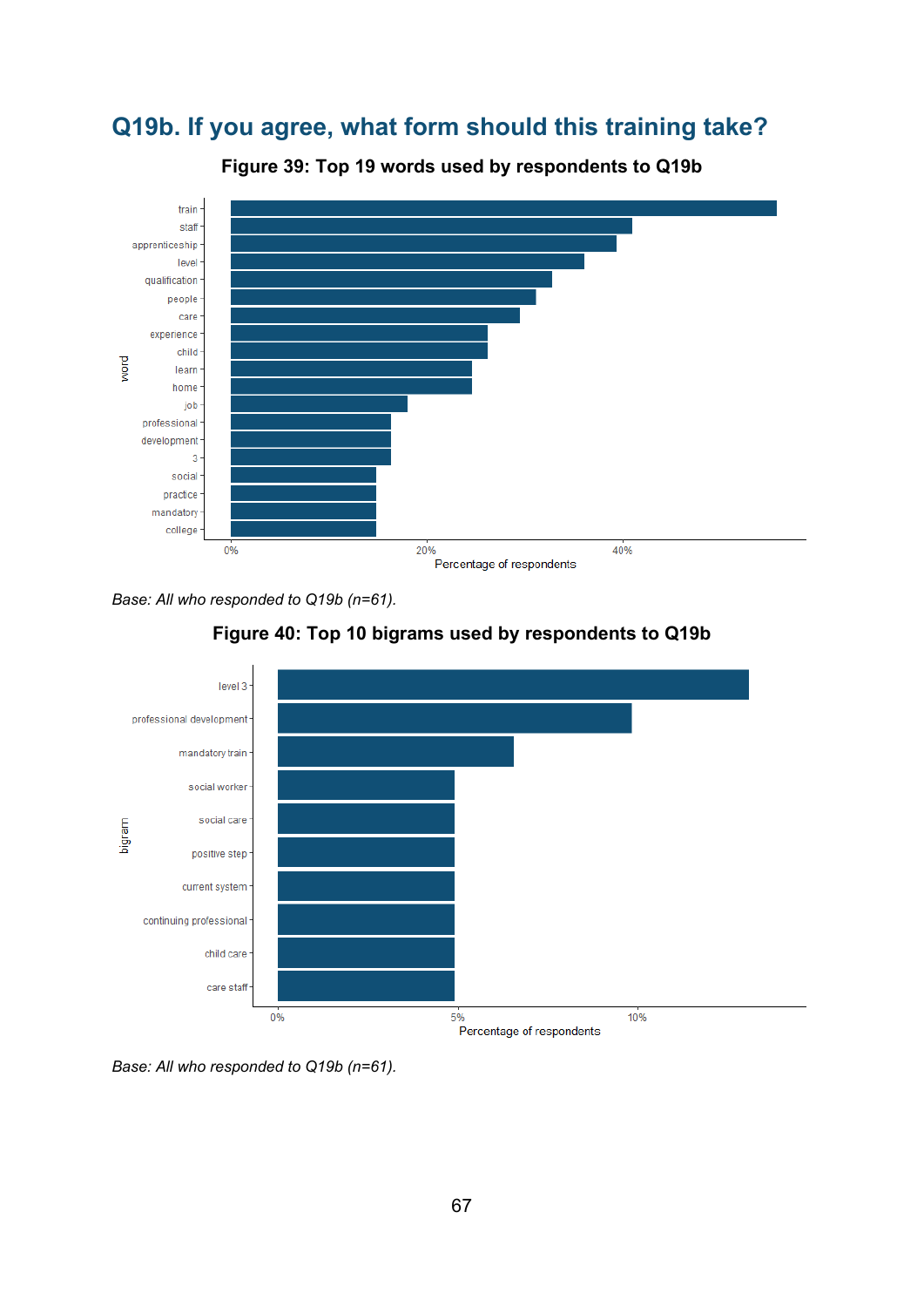## Q19b. If you agree, what form should this training take?

**Figure 39: Top 19 words used by respondents to Q19b**

*Base: All who responded to Q19b (n=61).*

**Figure 40: Top 10 bigrams used by respondents to Q19b**

*Base: All who responded to Q19b (n=61).*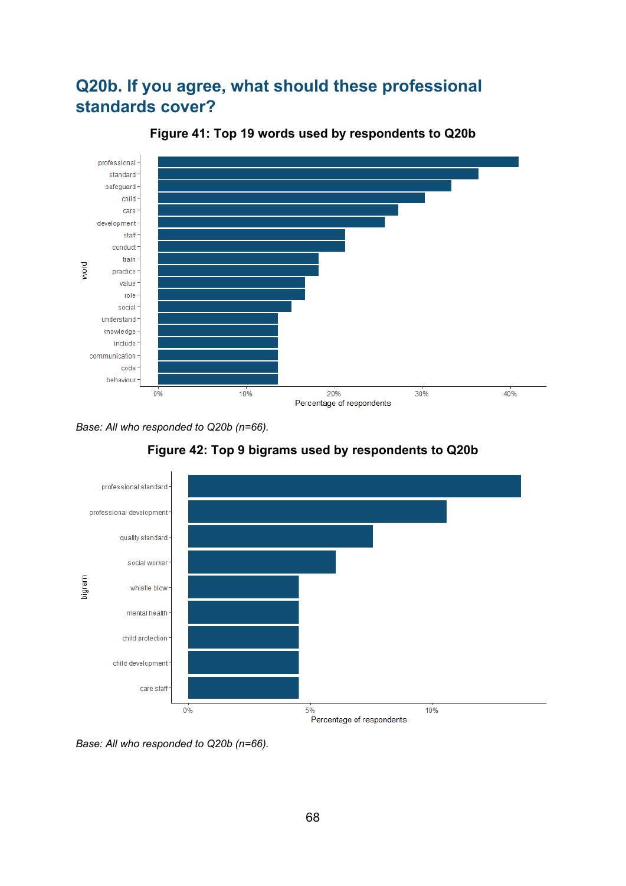## Q20b. If you agree, what should these professional standards cover?

**Figure 41: Top 19 words used by respondents to Q20b**

| word | Percentage of respondents (approx.) |
|---|---|
| professional | 41% |
| standard | 36% |
| safeguard | 33% |
| child | 30% |
| care | 27% |
| development | 26% |
| staff | 21% |
| conduct | 21% |
| train | 18% |
| practice | 18% |
| value | 17% |
| role | 17% |
| social | 15% |
| understand | 14% |
| knowledge | 14% |
| include | 14% |
| communication | 14% |
| code | 14% |
| behaviour | 14% |

*Base: All who responded to Q20b (n=66).*

**Figure 42: Top 9 bigrams used by respondents to Q20b**

| bigram | Percentage of respondents (approx.) |
|---|---|
| professional standard | 14% |
| professional development | 11% |
| quality standard | 8% |
| social worker | 6% |
| whistle blow | 5% |
| mental health | 5% |
| child protection | 5% |
| child development | 5% |
| care staff | 5% |

*Base: All who responded to Q20b (n=66).*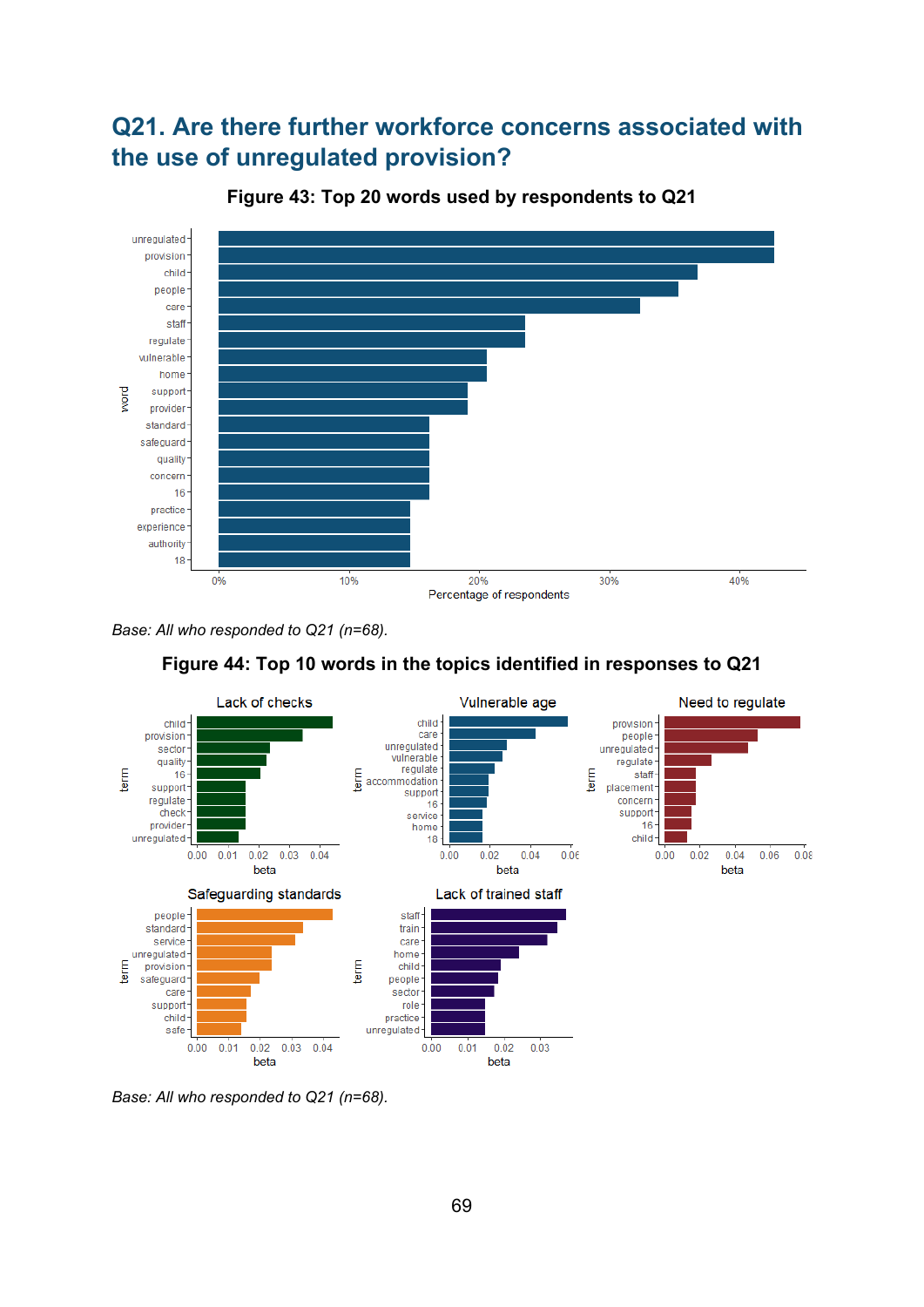## Q21. Are there further workforce concerns associated with the use of unregulated provision?

**Figure 43: Top 20 words used by respondents to Q21**

*Base: All who responded to Q21 (n=68).*

**Figure 44: Top 10 words in the topics identified in responses to Q21**

*Base: All who responded to Q21 (n=68).*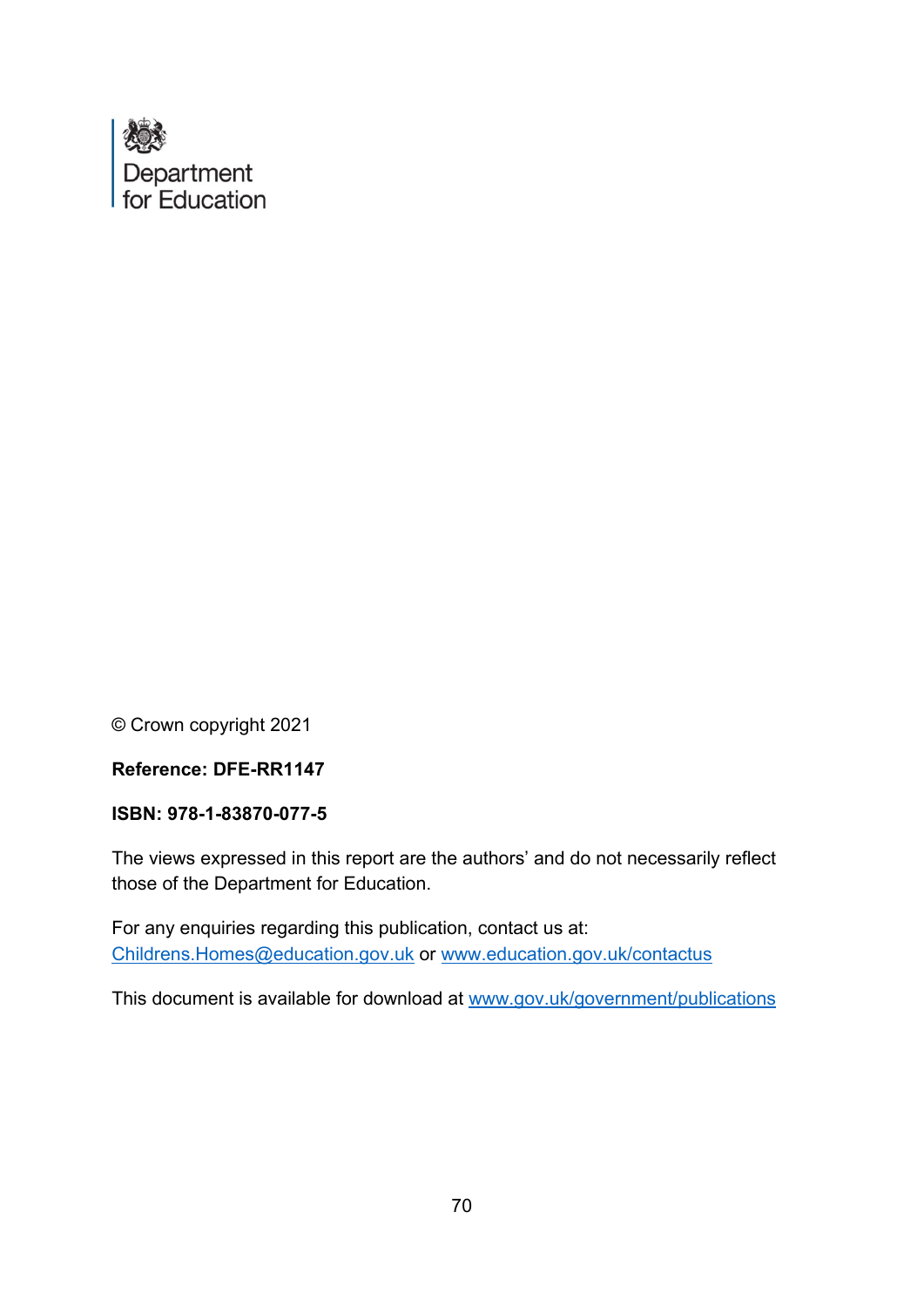Department for Education

© Crown copyright 2021

**Reference: DFE-RR1147**

**ISBN: 978-1-83870-077-5**

The views expressed in this report are the authors' and do not necessarily reflect those of the Department for Education.

For any enquiries regarding this publication, contact us at: Childrens.Homes@education.gov.uk or www.education.gov.uk/contactus

This document is available for download at www.gov.uk/government/publications